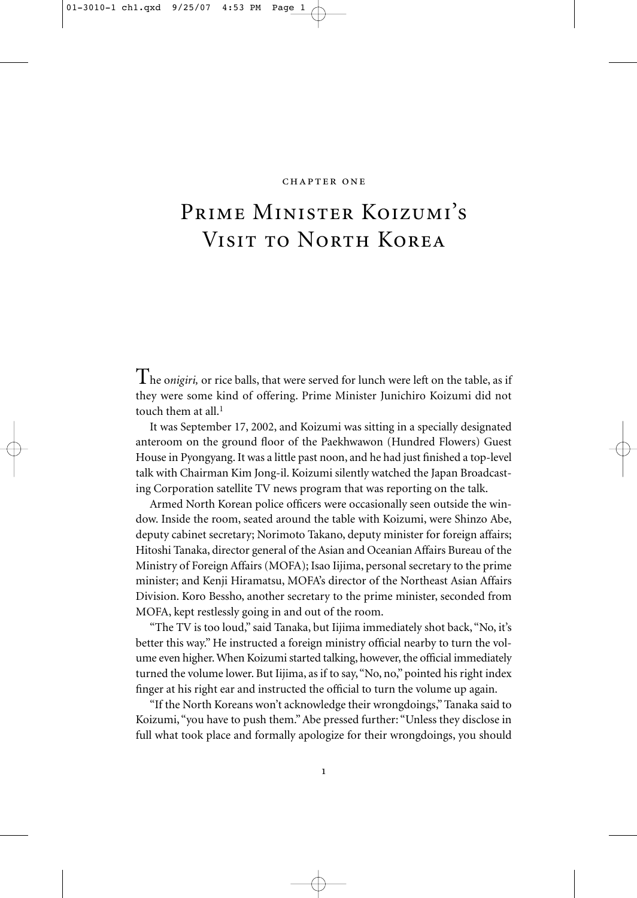CHAPTER ONE

# Prime Minister Koizumi's Visit to North Korea

The o*nigiri,* or rice balls, that were served for lunch were left on the table, as if they were some kind of offering. Prime Minister Junichiro Koizumi did not touch them at all.[1]

It was September 17, 2002, and Koizumi was sitting in a specially designated anteroom on the ground floor of the Paekhwawon (Hundred Flowers) Guest House in Pyongyang. It was a little past noon, and he had just finished a top-level talk with Chairman Kim Jong-il. Koizumi silently watched the Japan Broadcasting Corporation satellite TV news program that was reporting on the talk.

Armed North Korean police officers were occasionally seen outside the window. Inside the room, seated around the table with Koizumi, were Shinzo Abe, deputy cabinet secretary; Norimoto Takano, deputy minister for foreign affairs; Hitoshi Tanaka, director general of the Asian and Oceanian Affairs Bureau of the Ministry of Foreign Affairs (MOFA); Isao Iijima, personal secretary to the prime minister; and Kenji Hiramatsu, MOFA's director of the Northeast Asian Affairs Division. Koro Bessho, another secretary to the prime minister, seconded from MOFA, kept restlessly going in and out of the room.

"The TV is too loud," said Tanaka, but Iijima immediately shot back, "No, it's better this way." He instructed a foreign ministry official nearby to turn the volume even higher. When Koizumi started talking, however, the official immediately turned the volume lower. But Iijima, as if to say, "No, no," pointed his right index finger at his right ear and instructed the official to turn the volume up again.

"If the North Koreans won't acknowledge their wrongdoings," Tanaka said to Koizumi, "you have to push them." Abe pressed further: "Unless they disclose in full what took place and formally apologize for their wrongdoings, you should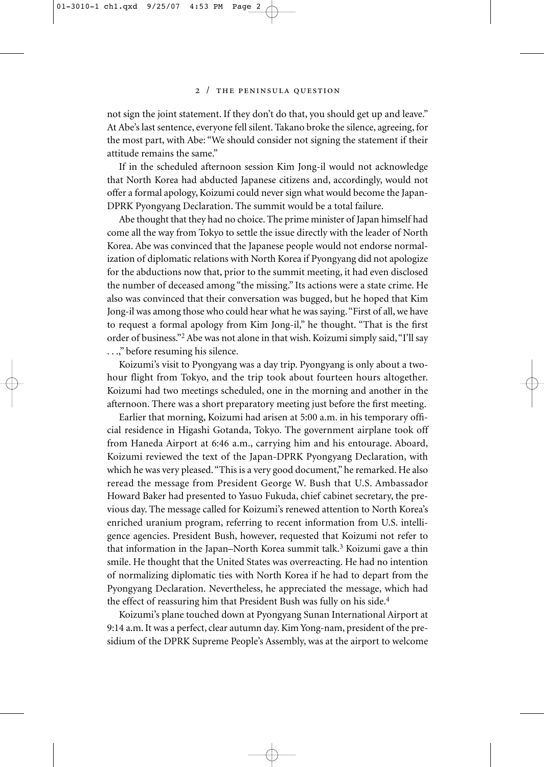not sign the joint statement. If they don't do that, you should get up and leave." At Abe's last sentence, everyone fell silent. Takano broke the silence, agreeing, for the most part, with Abe: "We should consider not signing the statement if their attitude remains the same."

If in the scheduled afternoon session Kim Jong-il would not acknowledge that North Korea had abducted Japanese citizens and, accordingly, would not offer a formal apology, Koizumi could never sign what would become the Japan-DPRK Pyongyang Declaration. The summit would be a total failure.

Abe thought that they had no choice. The prime minister of Japan himself had come all the way from Tokyo to settle the issue directly with the leader of North Korea. Abe was convinced that the Japanese people would not endorse normalization of diplomatic relations with North Korea if Pyongyang did not apologize for the abductions now that, prior to the summit meeting, it had even disclosed the number of deceased among "the missing." Its actions were a state crime. He also was convinced that their conversation was bugged, but he hoped that Kim Jong-il was among those who could hear what he was saying. "First of all, we have to request a formal apology from Kim Jong-il," he thought. "That is the first order of business."[2] Abe was not alone in that wish. Koizumi simply said, "I'll say . . .," before resuming his silence.

Koizumi's visit to Pyongyang was a day trip. Pyongyang is only about a two-hour flight from Tokyo, and the trip took about fourteen hours altogether. Koizumi had two meetings scheduled, one in the morning and another in the afternoon. There was a short preparatory meeting just before the first meeting.

Earlier that morning, Koizumi had arisen at 5:00 a.m. in his temporary official residence in Higashi Gotanda, Tokyo. The government airplane took off from Haneda Airport at 6:46 a.m., carrying him and his entourage. Aboard, Koizumi reviewed the text of the Japan-DPRK Pyongyang Declaration, with which he was very pleased. "This is a very good document," he remarked. He also reread the message from President George W. Bush that U.S. Ambassador Howard Baker had presented to Yasuo Fukuda, chief cabinet secretary, the previous day. The message called for Koizumi's renewed attention to North Korea's enriched uranium program, referring to recent information from U.S. intelligence agencies. President Bush, however, requested that Koizumi not refer to that information in the Japan–North Korea summit talk.[3] Koizumi gave a thin smile. He thought that the United States was overreacting. He had no intention of normalizing diplomatic ties with North Korea if he had to depart from the Pyongyang Declaration. Nevertheless, he appreciated the message, which had the effect of reassuring him that President Bush was fully on his side.[4]

Koizumi's plane touched down at Pyongyang Sunan International Airport at 9:14 a.m. It was a perfect, clear autumn day. Kim Yong-nam, president of the presidium of the DPRK Supreme People's Assembly, was at the airport to welcome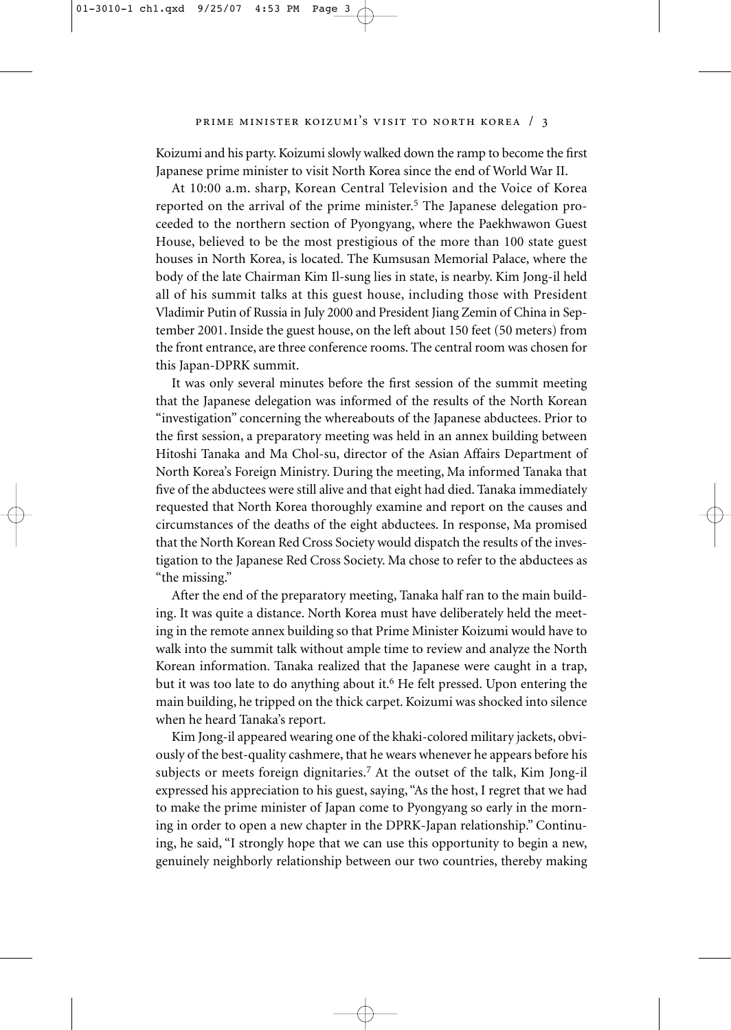Koizumi and his party. Koizumi slowly walked down the ramp to become the first Japanese prime minister to visit North Korea since the end of World War II.

At 10:00 a.m. sharp, Korean Central Television and the Voice of Korea reported on the arrival of the prime minister.[5] The Japanese delegation proceeded to the northern section of Pyongyang, where the Paekhwawon Guest House, believed to be the most prestigious of the more than 100 state guest houses in North Korea, is located. The Kumsusan Memorial Palace, where the body of the late Chairman Kim Il-sung lies in state, is nearby. Kim Jong-il held all of his summit talks at this guest house, including those with President Vladimir Putin of Russia in July 2000 and President Jiang Zemin of China in September 2001. Inside the guest house, on the left about 150 feet (50 meters) from the front entrance, are three conference rooms. The central room was chosen for this Japan-DPRK summit.

It was only several minutes before the first session of the summit meeting that the Japanese delegation was informed of the results of the North Korean "investigation" concerning the whereabouts of the Japanese abductees. Prior to the first session, a preparatory meeting was held in an annex building between Hitoshi Tanaka and Ma Chol-su, director of the Asian Affairs Department of North Korea's Foreign Ministry. During the meeting, Ma informed Tanaka that five of the abductees were still alive and that eight had died. Tanaka immediately requested that North Korea thoroughly examine and report on the causes and circumstances of the deaths of the eight abductees. In response, Ma promised that the North Korean Red Cross Society would dispatch the results of the investigation to the Japanese Red Cross Society. Ma chose to refer to the abductees as "the missing."

After the end of the preparatory meeting, Tanaka half ran to the main building. It was quite a distance. North Korea must have deliberately held the meeting in the remote annex building so that Prime Minister Koizumi would have to walk into the summit talk without ample time to review and analyze the North Korean information. Tanaka realized that the Japanese were caught in a trap, but it was too late to do anything about it.[6] He felt pressed. Upon entering the main building, he tripped on the thick carpet. Koizumi was shocked into silence when he heard Tanaka's report.

Kim Jong-il appeared wearing one of the khaki-colored military jackets, obviously of the best-quality cashmere, that he wears whenever he appears before his subjects or meets foreign dignitaries.[7] At the outset of the talk, Kim Jong-il expressed his appreciation to his guest, saying, "As the host, I regret that we had to make the prime minister of Japan come to Pyongyang so early in the morning in order to open a new chapter in the DPRK-Japan relationship." Continuing, he said, "I strongly hope that we can use this opportunity to begin a new, genuinely neighborly relationship between our two countries, thereby making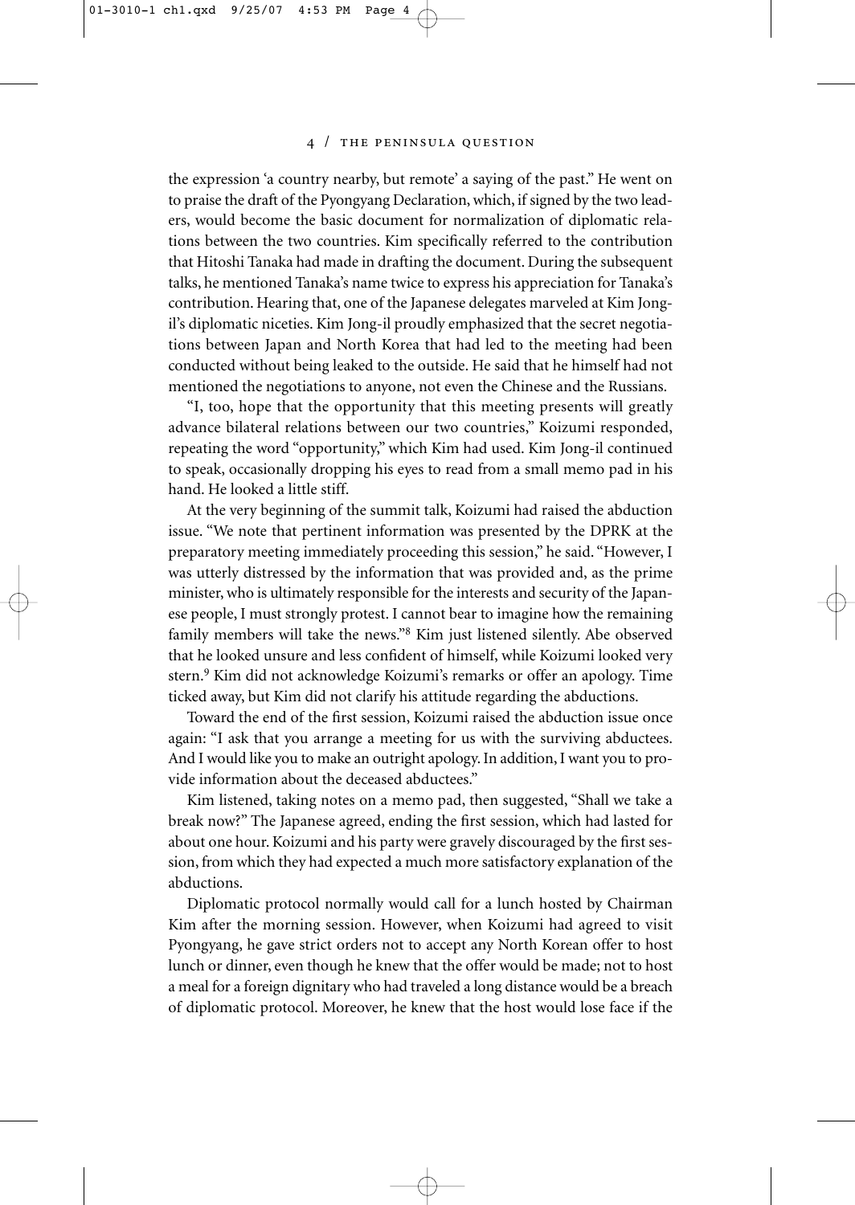the expression 'a country nearby, but remote' a saying of the past." He went on to praise the draft of the Pyongyang Declaration, which, if signed by the two leaders, would become the basic document for normalization of diplomatic relations between the two countries. Kim specifically referred to the contribution that Hitoshi Tanaka had made in drafting the document. During the subsequent talks, he mentioned Tanaka's name twice to express his appreciation for Tanaka's contribution. Hearing that, one of the Japanese delegates marveled at Kim Jong-il's diplomatic niceties. Kim Jong-il proudly emphasized that the secret negotiations between Japan and North Korea that had led to the meeting had been conducted without being leaked to the outside. He said that he himself had not mentioned the negotiations to anyone, not even the Chinese and the Russians.

"I, too, hope that the opportunity that this meeting presents will greatly advance bilateral relations between our two countries," Koizumi responded, repeating the word "opportunity," which Kim had used. Kim Jong-il continued to speak, occasionally dropping his eyes to read from a small memo pad in his hand. He looked a little stiff.

At the very beginning of the summit talk, Koizumi had raised the abduction issue. "We note that pertinent information was presented by the DPRK at the preparatory meeting immediately proceeding this session," he said. "However, I was utterly distressed by the information that was provided and, as the prime minister, who is ultimately responsible for the interests and security of the Japanese people, I must strongly protest. I cannot bear to imagine how the remaining family members will take the news."[8] Kim just listened silently. Abe observed that he looked unsure and less confident of himself, while Koizumi looked very stern.[9] Kim did not acknowledge Koizumi's remarks or offer an apology. Time ticked away, but Kim did not clarify his attitude regarding the abductions.

Toward the end of the first session, Koizumi raised the abduction issue once again: "I ask that you arrange a meeting for us with the surviving abductees. And I would like you to make an outright apology. In addition, I want you to provide information about the deceased abductees."

Kim listened, taking notes on a memo pad, then suggested, "Shall we take a break now?" The Japanese agreed, ending the first session, which had lasted for about one hour. Koizumi and his party were gravely discouraged by the first session, from which they had expected a much more satisfactory explanation of the abductions.

Diplomatic protocol normally would call for a lunch hosted by Chairman Kim after the morning session. However, when Koizumi had agreed to visit Pyongyang, he gave strict orders not to accept any North Korean offer to host lunch or dinner, even though he knew that the offer would be made; not to host a meal for a foreign dignitary who had traveled a long distance would be a breach of diplomatic protocol. Moreover, he knew that the host would lose face if the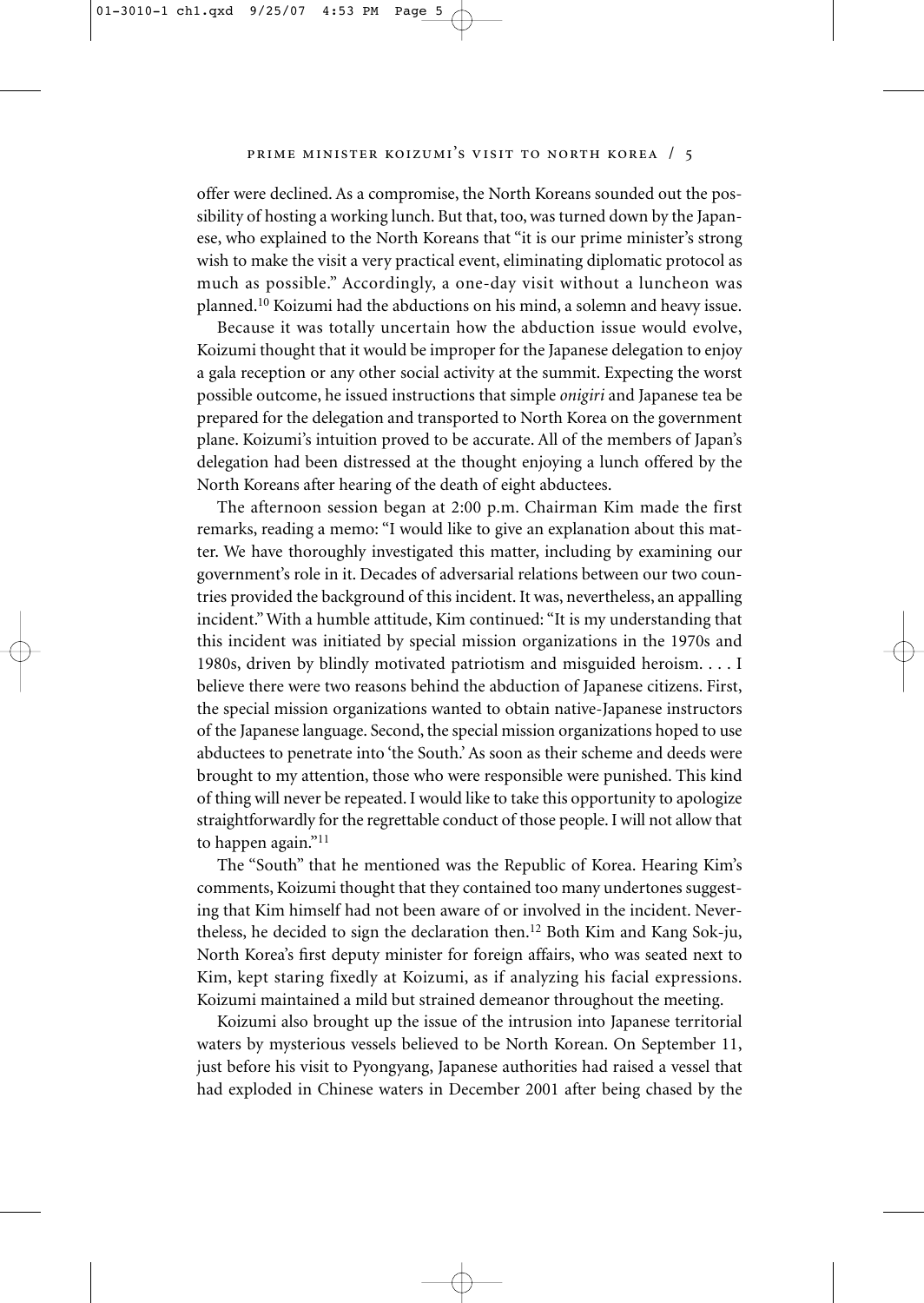offer were declined. As a compromise, the North Koreans sounded out the possibility of hosting a working lunch. But that, too, was turned down by the Japanese, who explained to the North Koreans that "it is our prime minister's strong wish to make the visit a very practical event, eliminating diplomatic protocol as much as possible." Accordingly, a one-day visit without a luncheon was planned.[10] Koizumi had the abductions on his mind, a solemn and heavy issue.

Because it was totally uncertain how the abduction issue would evolve, Koizumi thought that it would be improper for the Japanese delegation to enjoy a gala reception or any other social activity at the summit. Expecting the worst possible outcome, he issued instructions that simple *onigiri* and Japanese tea be prepared for the delegation and transported to North Korea on the government plane. Koizumi's intuition proved to be accurate. All of the members of Japan's delegation had been distressed at the thought enjoying a lunch offered by the North Koreans after hearing of the death of eight abductees.

The afternoon session began at 2:00 p.m. Chairman Kim made the first remarks, reading a memo: "I would like to give an explanation about this matter. We have thoroughly investigated this matter, including by examining our government's role in it. Decades of adversarial relations between our two countries provided the background of this incident. It was, nevertheless, an appalling incident." With a humble attitude, Kim continued: "It is my understanding that this incident was initiated by special mission organizations in the 1970s and 1980s, driven by blindly motivated patriotism and misguided heroism. . . . I believe there were two reasons behind the abduction of Japanese citizens. First, the special mission organizations wanted to obtain native-Japanese instructors of the Japanese language. Second, the special mission organizations hoped to use abductees to penetrate into 'the South.' As soon as their scheme and deeds were brought to my attention, those who were responsible were punished. This kind of thing will never be repeated. I would like to take this opportunity to apologize straightforwardly for the regrettable conduct of those people. I will not allow that to happen again."[11]

The "South" that he mentioned was the Republic of Korea. Hearing Kim's comments, Koizumi thought that they contained too many undertones suggesting that Kim himself had not been aware of or involved in the incident. Nevertheless, he decided to sign the declaration then.[12] Both Kim and Kang Sok-ju, North Korea's first deputy minister for foreign affairs, who was seated next to Kim, kept staring fixedly at Koizumi, as if analyzing his facial expressions. Koizumi maintained a mild but strained demeanor throughout the meeting.

Koizumi also brought up the issue of the intrusion into Japanese territorial waters by mysterious vessels believed to be North Korean. On September 11, just before his visit to Pyongyang, Japanese authorities had raised a vessel that had exploded in Chinese waters in December 2001 after being chased by the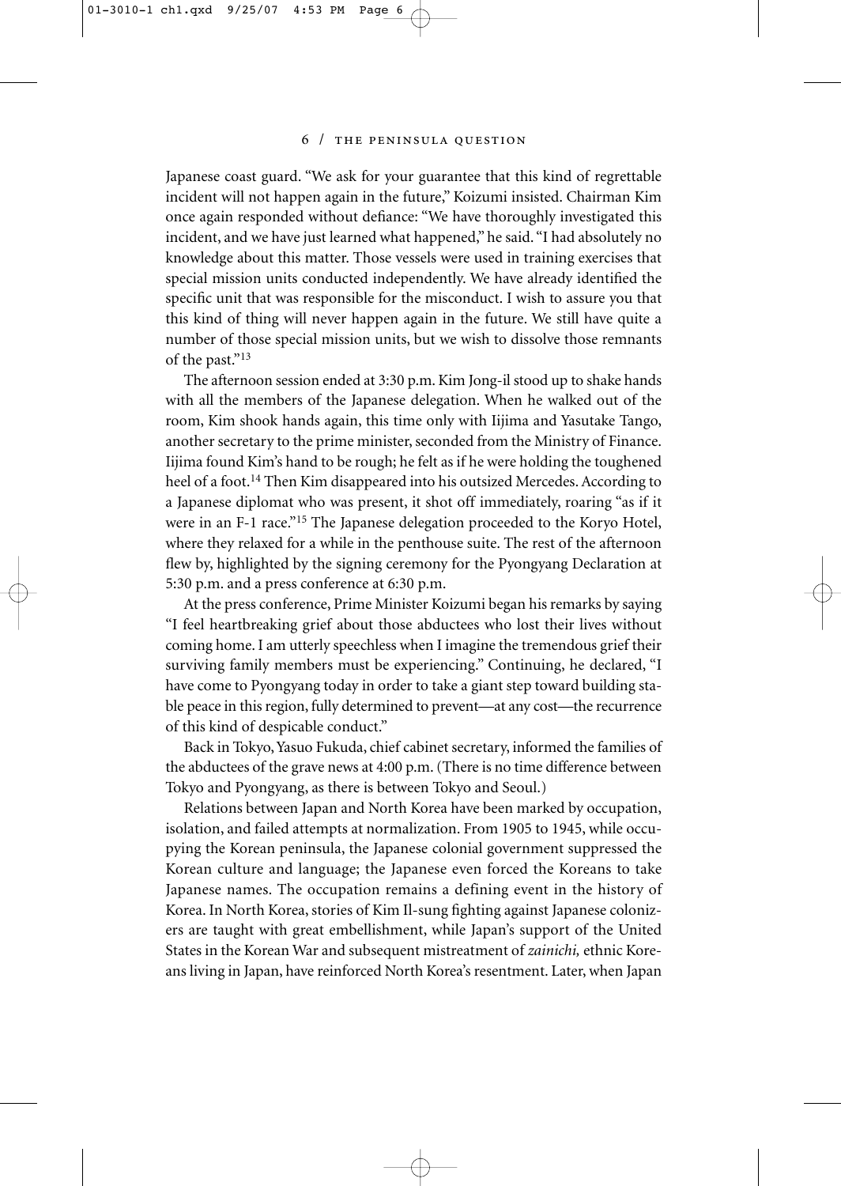Japanese coast guard. "We ask for your guarantee that this kind of regrettable incident will not happen again in the future," Koizumi insisted. Chairman Kim once again responded without defiance: "We have thoroughly investigated this incident, and we have just learned what happened," he said. "I had absolutely no knowledge about this matter. Those vessels were used in training exercises that special mission units conducted independently. We have already identified the specific unit that was responsible for the misconduct. I wish to assure you that this kind of thing will never happen again in the future. We still have quite a number of those special mission units, but we wish to dissolve those remnants of the past."[13]

The afternoon session ended at 3:30 p.m. Kim Jong-il stood up to shake hands with all the members of the Japanese delegation. When he walked out of the room, Kim shook hands again, this time only with Iijima and Yasutake Tango, another secretary to the prime minister, seconded from the Ministry of Finance. Iijima found Kim's hand to be rough; he felt as if he were holding the toughened heel of a foot.[14] Then Kim disappeared into his outsized Mercedes. According to a Japanese diplomat who was present, it shot off immediately, roaring "as if it were in an F-1 race."[15] The Japanese delegation proceeded to the Koryo Hotel, where they relaxed for a while in the penthouse suite. The rest of the afternoon flew by, highlighted by the signing ceremony for the Pyongyang Declaration at 5:30 p.m. and a press conference at 6:30 p.m.

At the press conference, Prime Minister Koizumi began his remarks by saying "I feel heartbreaking grief about those abductees who lost their lives without coming home. I am utterly speechless when I imagine the tremendous grief their surviving family members must be experiencing." Continuing, he declared, "I have come to Pyongyang today in order to take a giant step toward building stable peace in this region, fully determined to prevent—at any cost—the recurrence of this kind of despicable conduct."

Back in Tokyo, Yasuo Fukuda, chief cabinet secretary, informed the families of the abductees of the grave news at 4:00 p.m. (There is no time difference between Tokyo and Pyongyang, as there is between Tokyo and Seoul.)

Relations between Japan and North Korea have been marked by occupation, isolation, and failed attempts at normalization. From 1905 to 1945, while occupying the Korean peninsula, the Japanese colonial government suppressed the Korean culture and language; the Japanese even forced the Koreans to take Japanese names. The occupation remains a defining event in the history of Korea. In North Korea, stories of Kim Il-sung fighting against Japanese colonizers are taught with great embellishment, while Japan's support of the United States in the Korean War and subsequent mistreatment of *zainichi,* ethnic Koreans living in Japan, have reinforced North Korea's resentment. Later, when Japan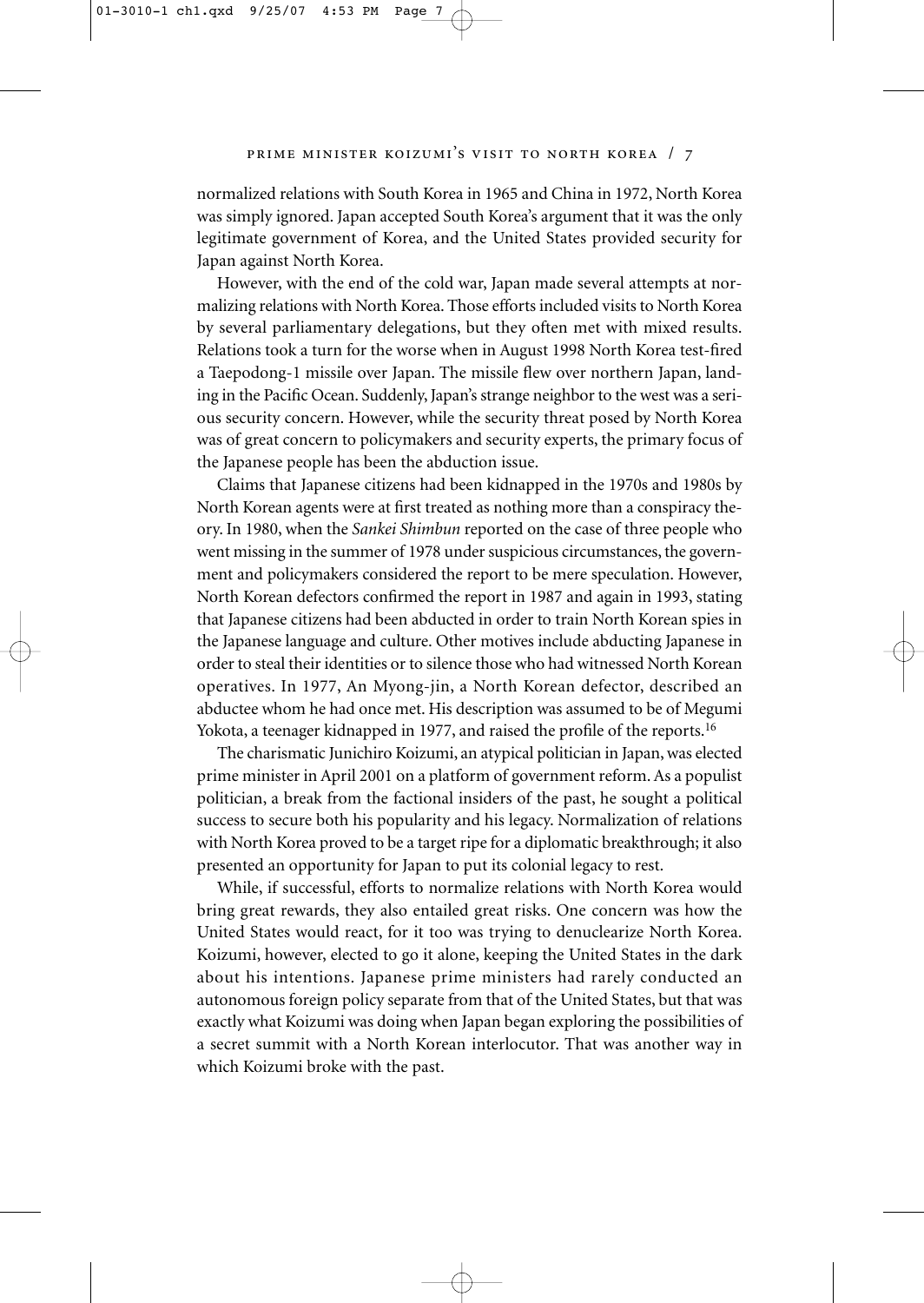normalized relations with South Korea in 1965 and China in 1972, North Korea was simply ignored. Japan accepted South Korea's argument that it was the only legitimate government of Korea, and the United States provided security for Japan against North Korea.

However, with the end of the cold war, Japan made several attempts at normalizing relations with North Korea. Those efforts included visits to North Korea by several parliamentary delegations, but they often met with mixed results. Relations took a turn for the worse when in August 1998 North Korea test-fired a Taepodong-1 missile over Japan. The missile flew over northern Japan, landing in the Pacific Ocean. Suddenly, Japan's strange neighbor to the west was a serious security concern. However, while the security threat posed by North Korea was of great concern to policymakers and security experts, the primary focus of the Japanese people has been the abduction issue.

Claims that Japanese citizens had been kidnapped in the 1970s and 1980s by North Korean agents were at first treated as nothing more than a conspiracy theory. In 1980, when the *Sankei Shimbun* reported on the case of three people who went missing in the summer of 1978 under suspicious circumstances, the government and policymakers considered the report to be mere speculation. However, North Korean defectors confirmed the report in 1987 and again in 1993, stating that Japanese citizens had been abducted in order to train North Korean spies in the Japanese language and culture. Other motives include abducting Japanese in order to steal their identities or to silence those who had witnessed North Korean operatives. In 1977, An Myong-jin, a North Korean defector, described an abductee whom he had once met. His description was assumed to be of Megumi Yokota, a teenager kidnapped in 1977, and raised the profile of the reports.[16]

The charismatic Junichiro Koizumi, an atypical politician in Japan, was elected prime minister in April 2001 on a platform of government reform. As a populist politician, a break from the factional insiders of the past, he sought a political success to secure both his popularity and his legacy. Normalization of relations with North Korea proved to be a target ripe for a diplomatic breakthrough; it also presented an opportunity for Japan to put its colonial legacy to rest.

While, if successful, efforts to normalize relations with North Korea would bring great rewards, they also entailed great risks. One concern was how the United States would react, for it too was trying to denuclearize North Korea. Koizumi, however, elected to go it alone, keeping the United States in the dark about his intentions. Japanese prime ministers had rarely conducted an autonomous foreign policy separate from that of the United States, but that was exactly what Koizumi was doing when Japan began exploring the possibilities of a secret summit with a North Korean interlocutor. That was another way in which Koizumi broke with the past.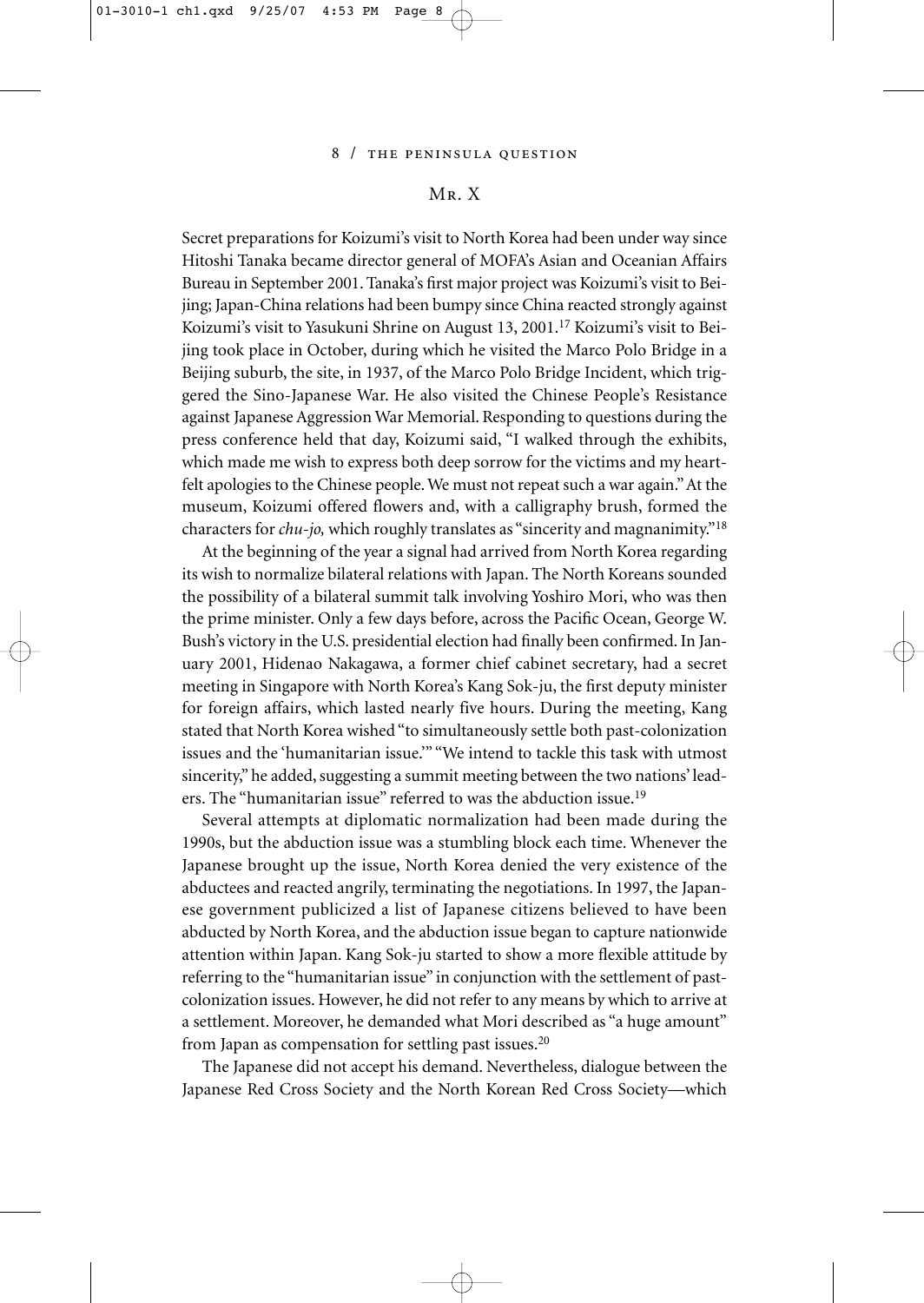## Mr. X

Secret preparations for Koizumi's visit to North Korea had been under way since Hitoshi Tanaka became director general of MOFA's Asian and Oceanian Affairs Bureau in September 2001. Tanaka's first major project was Koizumi's visit to Beijing; Japan-China relations had been bumpy since China reacted strongly against Koizumi's visit to Yasukuni Shrine on August 13, 2001.[17] Koizumi's visit to Beijing took place in October, during which he visited the Marco Polo Bridge in a Beijing suburb, the site, in 1937, of the Marco Polo Bridge Incident, which triggered the Sino-Japanese War. He also visited the Chinese People's Resistance against Japanese Aggression War Memorial. Responding to questions during the press conference held that day, Koizumi said, "I walked through the exhibits, which made me wish to express both deep sorrow for the victims and my heartfelt apologies to the Chinese people. We must not repeat such a war again." At the museum, Koizumi offered flowers and, with a calligraphy brush, formed the characters for *chu-jo,* which roughly translates as "sincerity and magnanimity."[18]

At the beginning of the year a signal had arrived from North Korea regarding its wish to normalize bilateral relations with Japan. The North Koreans sounded the possibility of a bilateral summit talk involving Yoshiro Mori, who was then the prime minister. Only a few days before, across the Pacific Ocean, George W. Bush's victory in the U.S. presidential election had finally been confirmed. In January 2001, Hidenao Nakagawa, a former chief cabinet secretary, had a secret meeting in Singapore with North Korea's Kang Sok-ju, the first deputy minister for foreign affairs, which lasted nearly five hours. During the meeting, Kang stated that North Korea wished "to simultaneously settle both past-colonization issues and the 'humanitarian issue.'" "We intend to tackle this task with utmost sincerity," he added, suggesting a summit meeting between the two nations' leaders. The "humanitarian issue" referred to was the abduction issue.[19]

Several attempts at diplomatic normalization had been made during the 1990s, but the abduction issue was a stumbling block each time. Whenever the Japanese brought up the issue, North Korea denied the very existence of the abductees and reacted angrily, terminating the negotiations. In 1997, the Japanese government publicized a list of Japanese citizens believed to have been abducted by North Korea, and the abduction issue began to capture nationwide attention within Japan. Kang Sok-ju started to show a more flexible attitude by referring to the "humanitarian issue" in conjunction with the settlement of past-colonization issues. However, he did not refer to any means by which to arrive at a settlement. Moreover, he demanded what Mori described as "a huge amount" from Japan as compensation for settling past issues.[20]

The Japanese did not accept his demand. Nevertheless, dialogue between the Japanese Red Cross Society and the North Korean Red Cross Society—which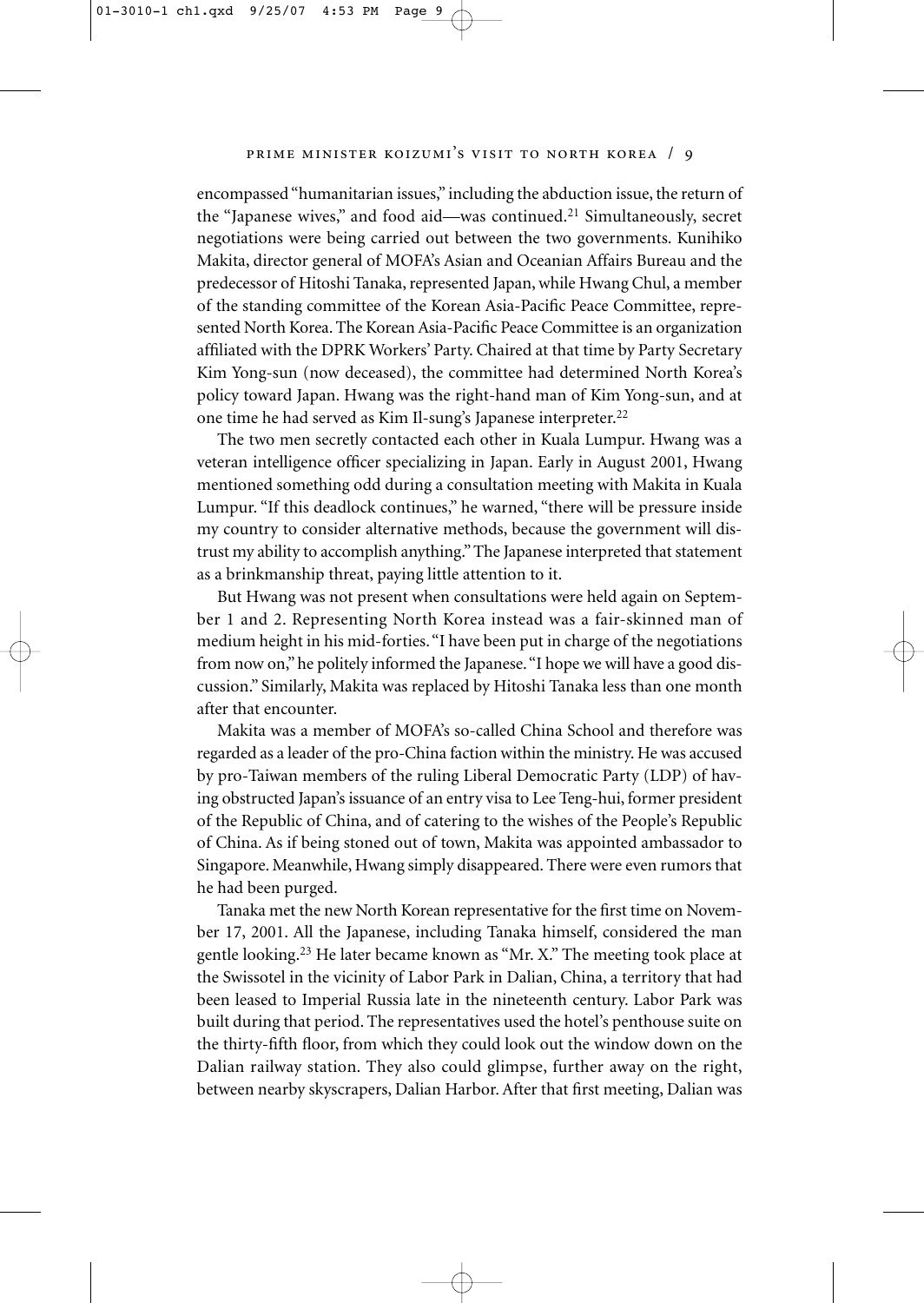encompassed "humanitarian issues," including the abduction issue, the return of the "Japanese wives," and food aid—was continued.[21] Simultaneously, secret negotiations were being carried out between the two governments. Kunihiko Makita, director general of MOFA's Asian and Oceanian Affairs Bureau and the predecessor of Hitoshi Tanaka, represented Japan, while Hwang Chul, a member of the standing committee of the Korean Asia-Pacific Peace Committee, represented North Korea. The Korean Asia-Pacific Peace Committee is an organization affiliated with the DPRK Workers' Party. Chaired at that time by Party Secretary Kim Yong-sun (now deceased), the committee had determined North Korea's policy toward Japan. Hwang was the right-hand man of Kim Yong-sun, and at one time he had served as Kim Il-sung's Japanese interpreter.[22]

The two men secretly contacted each other in Kuala Lumpur. Hwang was a veteran intelligence officer specializing in Japan. Early in August 2001, Hwang mentioned something odd during a consultation meeting with Makita in Kuala Lumpur. "If this deadlock continues," he warned, "there will be pressure inside my country to consider alternative methods, because the government will distrust my ability to accomplish anything." The Japanese interpreted that statement as a brinkmanship threat, paying little attention to it.

But Hwang was not present when consultations were held again on September 1 and 2. Representing North Korea instead was a fair-skinned man of medium height in his mid-forties. "I have been put in charge of the negotiations from now on," he politely informed the Japanese. "I hope we will have a good discussion." Similarly, Makita was replaced by Hitoshi Tanaka less than one month after that encounter.

Makita was a member of MOFA's so-called China School and therefore was regarded as a leader of the pro-China faction within the ministry. He was accused by pro-Taiwan members of the ruling Liberal Democratic Party (LDP) of having obstructed Japan's issuance of an entry visa to Lee Teng-hui, former president of the Republic of China, and of catering to the wishes of the People's Republic of China. As if being stoned out of town, Makita was appointed ambassador to Singapore. Meanwhile, Hwang simply disappeared. There were even rumors that he had been purged.

Tanaka met the new North Korean representative for the first time on November 17, 2001. All the Japanese, including Tanaka himself, considered the man gentle looking.[23] He later became known as "Mr. X." The meeting took place at the Swissotel in the vicinity of Labor Park in Dalian, China, a territory that had been leased to Imperial Russia late in the nineteenth century. Labor Park was built during that period. The representatives used the hotel's penthouse suite on the thirty-fifth floor, from which they could look out the window down on the Dalian railway station. They also could glimpse, further away on the right, between nearby skyscrapers, Dalian Harbor. After that first meeting, Dalian was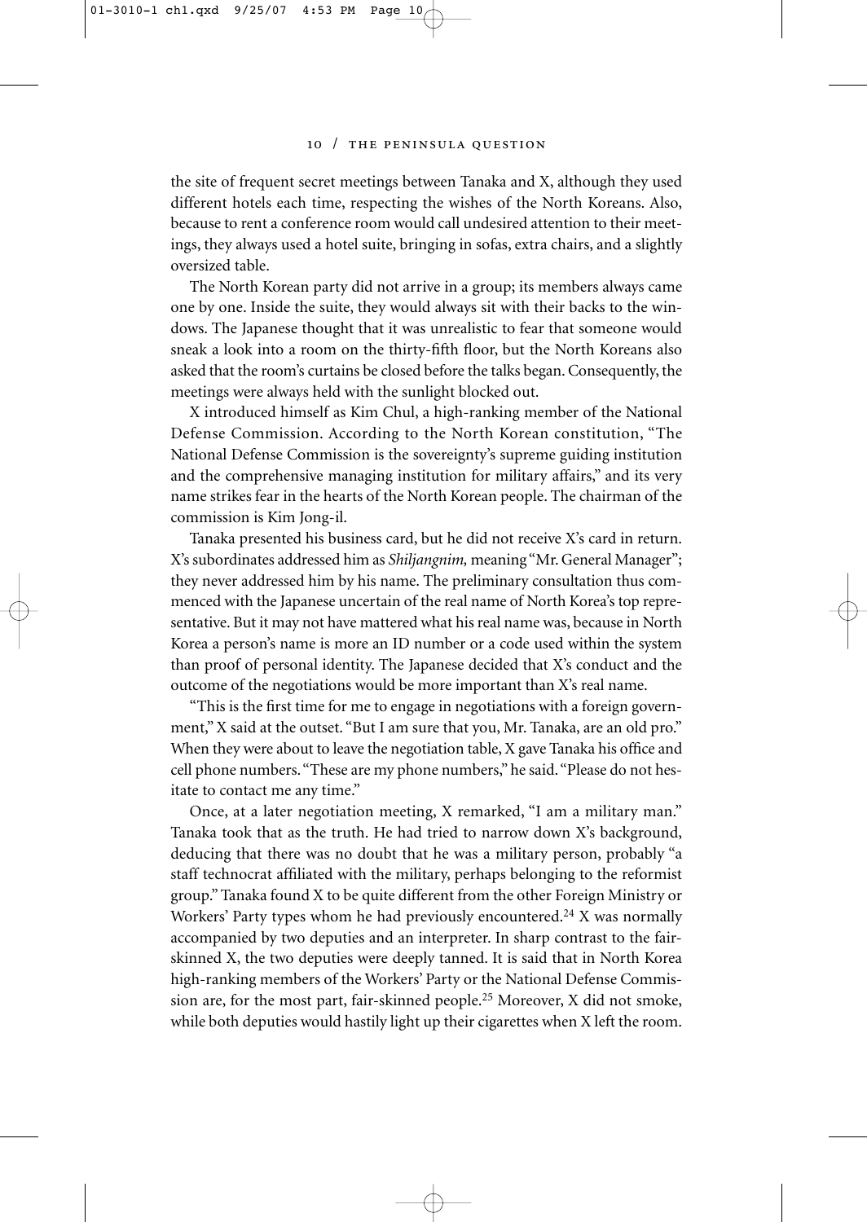the site of frequent secret meetings between Tanaka and X, although they used different hotels each time, respecting the wishes of the North Koreans. Also, because to rent a conference room would call undesired attention to their meetings, they always used a hotel suite, bringing in sofas, extra chairs, and a slightly oversized table.

The North Korean party did not arrive in a group; its members always came one by one. Inside the suite, they would always sit with their backs to the windows. The Japanese thought that it was unrealistic to fear that someone would sneak a look into a room on the thirty-fifth floor, but the North Koreans also asked that the room's curtains be closed before the talks began. Consequently, the meetings were always held with the sunlight blocked out.

X introduced himself as Kim Chul, a high-ranking member of the National Defense Commission. According to the North Korean constitution, "The National Defense Commission is the sovereignty's supreme guiding institution and the comprehensive managing institution for military affairs," and its very name strikes fear in the hearts of the North Korean people. The chairman of the commission is Kim Jong-il.

Tanaka presented his business card, but he did not receive X's card in return. X's subordinates addressed him as *Shiljangnim,* meaning "Mr. General Manager"; they never addressed him by his name. The preliminary consultation thus commenced with the Japanese uncertain of the real name of North Korea's top representative. But it may not have mattered what his real name was, because in North Korea a person's name is more an ID number or a code used within the system than proof of personal identity. The Japanese decided that X's conduct and the outcome of the negotiations would be more important than X's real name.

"This is the first time for me to engage in negotiations with a foreign government," X said at the outset. "But I am sure that you, Mr. Tanaka, are an old pro." When they were about to leave the negotiation table, X gave Tanaka his office and cell phone numbers. "These are my phone numbers," he said. "Please do not hesitate to contact me any time."

Once, at a later negotiation meeting, X remarked, "I am a military man." Tanaka took that as the truth. He had tried to narrow down X's background, deducing that there was no doubt that he was a military person, probably "a staff technocrat affiliated with the military, perhaps belonging to the reformist group." Tanaka found X to be quite different from the other Foreign Ministry or Workers' Party types whom he had previously encountered.[24] X was normally accompanied by two deputies and an interpreter. In sharp contrast to the fair-skinned X, the two deputies were deeply tanned. It is said that in North Korea high-ranking members of the Workers' Party or the National Defense Commission are, for the most part, fair-skinned people.[25] Moreover, X did not smoke, while both deputies would hastily light up their cigarettes when X left the room.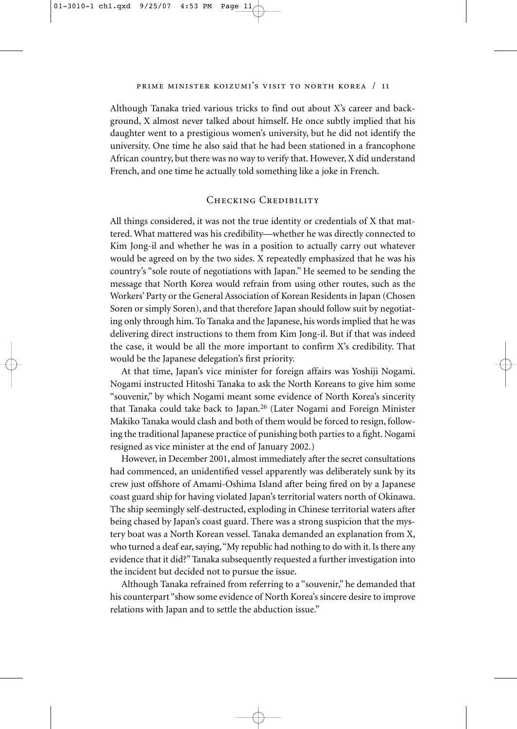Although Tanaka tried various tricks to find out about X's career and background, X almost never talked about himself. He once subtly implied that his daughter went to a prestigious women's university, but he did not identify the university. One time he also said that he had been stationed in a francophone African country, but there was no way to verify that. However, X did understand French, and one time he actually told something like a joke in French.

## Checking Credibility

All things considered, it was not the true identity or credentials of X that mattered. What mattered was his credibility—whether he was directly connected to Kim Jong-il and whether he was in a position to actually carry out whatever would be agreed on by the two sides. X repeatedly emphasized that he was his country's "sole route of negotiations with Japan." He seemed to be sending the message that North Korea would refrain from using other routes, such as the Workers' Party or the General Association of Korean Residents in Japan (Chosen Soren or simply Soren), and that therefore Japan should follow suit by negotiating only through him. To Tanaka and the Japanese, his words implied that he was delivering direct instructions to them from Kim Jong-il. But if that was indeed the case, it would be all the more important to confirm X's credibility. That would be the Japanese delegation's first priority.

At that time, Japan's vice minister for foreign affairs was Yoshiji Nogami. Nogami instructed Hitoshi Tanaka to ask the North Koreans to give him some "souvenir," by which Nogami meant some evidence of North Korea's sincerity that Tanaka could take back to Japan.[26] (Later Nogami and Foreign Minister Makiko Tanaka would clash and both of them would be forced to resign, following the traditional Japanese practice of punishing both parties to a fight. Nogami resigned as vice minister at the end of January 2002.)

However, in December 2001, almost immediately after the secret consultations had commenced, an unidentified vessel apparently was deliberately sunk by its crew just offshore of Amami-Oshima Island after being fired on by a Japanese coast guard ship for having violated Japan's territorial waters north of Okinawa. The ship seemingly self-destructed, exploding in Chinese territorial waters after being chased by Japan's coast guard. There was a strong suspicion that the mystery boat was a North Korean vessel. Tanaka demanded an explanation from X, who turned a deaf ear, saying, "My republic had nothing to do with it. Is there any evidence that it did?" Tanaka subsequently requested a further investigation into the incident but decided not to pursue the issue.

Although Tanaka refrained from referring to a "souvenir," he demanded that his counterpart "show some evidence of North Korea's sincere desire to improve relations with Japan and to settle the abduction issue."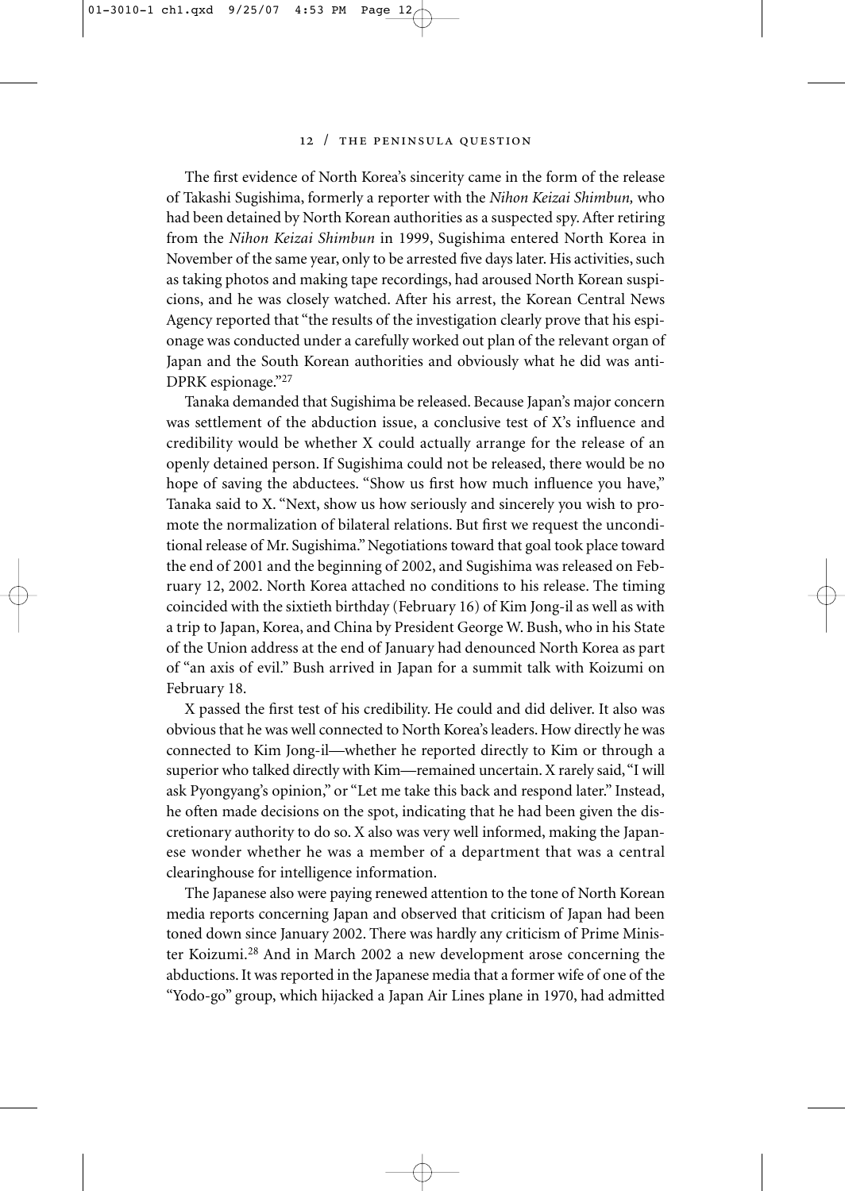The first evidence of North Korea's sincerity came in the form of the release of Takashi Sugishima, formerly a reporter with the *Nihon Keizai Shimbun,* who had been detained by North Korean authorities as a suspected spy. After retiring from the *Nihon Keizai Shimbun* in 1999, Sugishima entered North Korea in November of the same year, only to be arrested five days later. His activities, such as taking photos and making tape recordings, had aroused North Korean suspicions, and he was closely watched. After his arrest, the Korean Central News Agency reported that "the results of the investigation clearly prove that his espionage was conducted under a carefully worked out plan of the relevant organ of Japan and the South Korean authorities and obviously what he did was anti-DPRK espionage."[27]

Tanaka demanded that Sugishima be released. Because Japan's major concern was settlement of the abduction issue, a conclusive test of X's influence and credibility would be whether X could actually arrange for the release of an openly detained person. If Sugishima could not be released, there would be no hope of saving the abductees. "Show us first how much influence you have," Tanaka said to X. "Next, show us how seriously and sincerely you wish to promote the normalization of bilateral relations. But first we request the unconditional release of Mr. Sugishima." Negotiations toward that goal took place toward the end of 2001 and the beginning of 2002, and Sugishima was released on February 12, 2002. North Korea attached no conditions to his release. The timing coincided with the sixtieth birthday (February 16) of Kim Jong-il as well as with a trip to Japan, Korea, and China by President George W. Bush, who in his State of the Union address at the end of January had denounced North Korea as part of "an axis of evil." Bush arrived in Japan for a summit talk with Koizumi on February 18.

X passed the first test of his credibility. He could and did deliver. It also was obvious that he was well connected to North Korea's leaders. How directly he was connected to Kim Jong-il—whether he reported directly to Kim or through a superior who talked directly with Kim—remained uncertain. X rarely said, "I will ask Pyongyang's opinion," or "Let me take this back and respond later." Instead, he often made decisions on the spot, indicating that he had been given the discretionary authority to do so. X also was very well informed, making the Japanese wonder whether he was a member of a department that was a central clearinghouse for intelligence information.

The Japanese also were paying renewed attention to the tone of North Korean media reports concerning Japan and observed that criticism of Japan had been toned down since January 2002. There was hardly any criticism of Prime Minister Koizumi.[28] And in March 2002 a new development arose concerning the abductions. It was reported in the Japanese media that a former wife of one of the "Yodo-go" group, which hijacked a Japan Air Lines plane in 1970, had admitted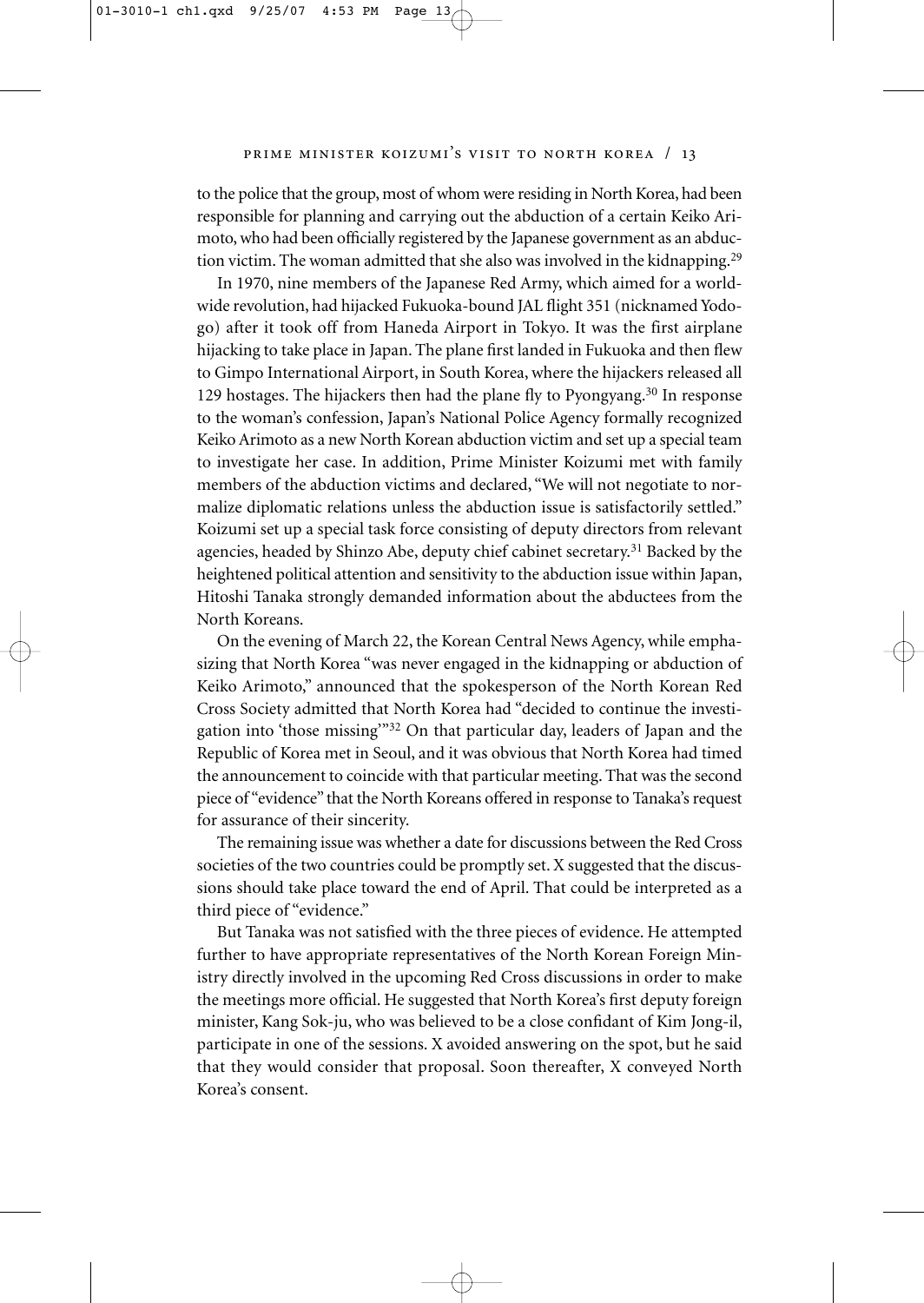to the police that the group, most of whom were residing in North Korea, had been responsible for planning and carrying out the abduction of a certain Keiko Arimoto, who had been officially registered by the Japanese government as an abduction victim. The woman admitted that she also was involved in the kidnapping.[29]

In 1970, nine members of the Japanese Red Army, which aimed for a worldwide revolution, had hijacked Fukuoka-bound JAL flight 351 (nicknamed Yodo-go) after it took off from Haneda Airport in Tokyo. It was the first airplane hijacking to take place in Japan. The plane first landed in Fukuoka and then flew to Gimpo International Airport, in South Korea, where the hijackers released all 129 hostages. The hijackers then had the plane fly to Pyongyang.[30] In response to the woman's confession, Japan's National Police Agency formally recognized Keiko Arimoto as a new North Korean abduction victim and set up a special team to investigate her case. In addition, Prime Minister Koizumi met with family members of the abduction victims and declared, "We will not negotiate to normalize diplomatic relations unless the abduction issue is satisfactorily settled." Koizumi set up a special task force consisting of deputy directors from relevant agencies, headed by Shinzo Abe, deputy chief cabinet secretary.[31] Backed by the heightened political attention and sensitivity to the abduction issue within Japan, Hitoshi Tanaka strongly demanded information about the abductees from the North Koreans.

On the evening of March 22, the Korean Central News Agency, while emphasizing that North Korea "was never engaged in the kidnapping or abduction of Keiko Arimoto," announced that the spokesperson of the North Korean Red Cross Society admitted that North Korea had "decided to continue the investigation into 'those missing'"[32] On that particular day, leaders of Japan and the Republic of Korea met in Seoul, and it was obvious that North Korea had timed the announcement to coincide with that particular meeting. That was the second piece of "evidence" that the North Koreans offered in response to Tanaka's request for assurance of their sincerity.

The remaining issue was whether a date for discussions between the Red Cross societies of the two countries could be promptly set. X suggested that the discussions should take place toward the end of April. That could be interpreted as a third piece of "evidence."

But Tanaka was not satisfied with the three pieces of evidence. He attempted further to have appropriate representatives of the North Korean Foreign Ministry directly involved in the upcoming Red Cross discussions in order to make the meetings more official. He suggested that North Korea's first deputy foreign minister, Kang Sok-ju, who was believed to be a close confidant of Kim Jong-il, participate in one of the sessions. X avoided answering on the spot, but he said that they would consider that proposal. Soon thereafter, X conveyed North Korea's consent.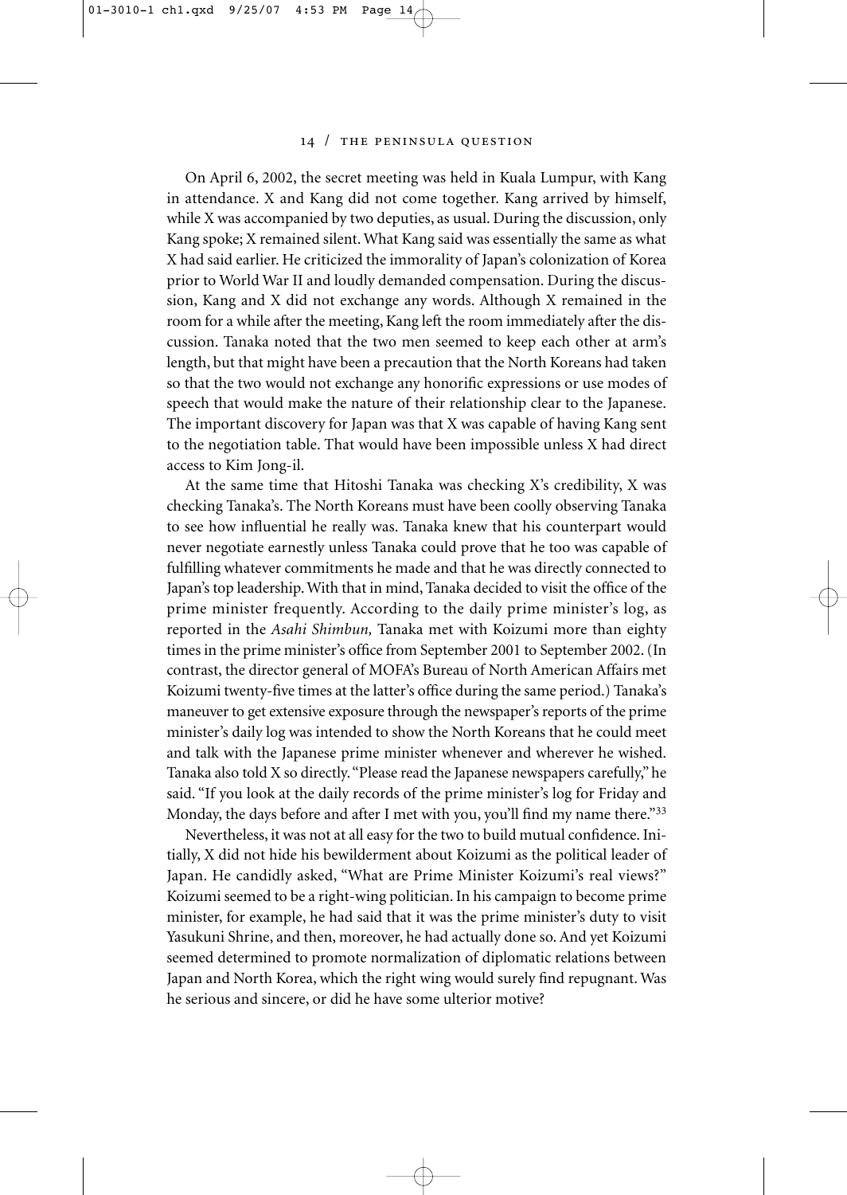On April 6, 2002, the secret meeting was held in Kuala Lumpur, with Kang in attendance. X and Kang did not come together. Kang arrived by himself, while X was accompanied by two deputies, as usual. During the discussion, only Kang spoke; X remained silent. What Kang said was essentially the same as what X had said earlier. He criticized the immorality of Japan's colonization of Korea prior to World War II and loudly demanded compensation. During the discussion, Kang and X did not exchange any words. Although X remained in the room for a while after the meeting, Kang left the room immediately after the discussion. Tanaka noted that the two men seemed to keep each other at arm's length, but that might have been a precaution that the North Koreans had taken so that the two would not exchange any honorific expressions or use modes of speech that would make the nature of their relationship clear to the Japanese. The important discovery for Japan was that X was capable of having Kang sent to the negotiation table. That would have been impossible unless X had direct access to Kim Jong-il.

At the same time that Hitoshi Tanaka was checking X's credibility, X was checking Tanaka's. The North Koreans must have been coolly observing Tanaka to see how influential he really was. Tanaka knew that his counterpart would never negotiate earnestly unless Tanaka could prove that he too was capable of fulfilling whatever commitments he made and that he was directly connected to Japan's top leadership. With that in mind, Tanaka decided to visit the office of the prime minister frequently. According to the daily prime minister's log, as reported in the *Asahi Shimbun,* Tanaka met with Koizumi more than eighty times in the prime minister's office from September 2001 to September 2002. (In contrast, the director general of MOFA's Bureau of North American Affairs met Koizumi twenty-five times at the latter's office during the same period.) Tanaka's maneuver to get extensive exposure through the newspaper's reports of the prime minister's daily log was intended to show the North Koreans that he could meet and talk with the Japanese prime minister whenever and wherever he wished. Tanaka also told X so directly. "Please read the Japanese newspapers carefully," he said. "If you look at the daily records of the prime minister's log for Friday and Monday, the days before and after I met with you, you'll find my name there."[33]

Nevertheless, it was not at all easy for the two to build mutual confidence. Initially, X did not hide his bewilderment about Koizumi as the political leader of Japan. He candidly asked, "What are Prime Minister Koizumi's real views?" Koizumi seemed to be a right-wing politician. In his campaign to become prime minister, for example, he had said that it was the prime minister's duty to visit Yasukuni Shrine, and then, moreover, he had actually done so. And yet Koizumi seemed determined to promote normalization of diplomatic relations between Japan and North Korea, which the right wing would surely find repugnant. Was he serious and sincere, or did he have some ulterior motive?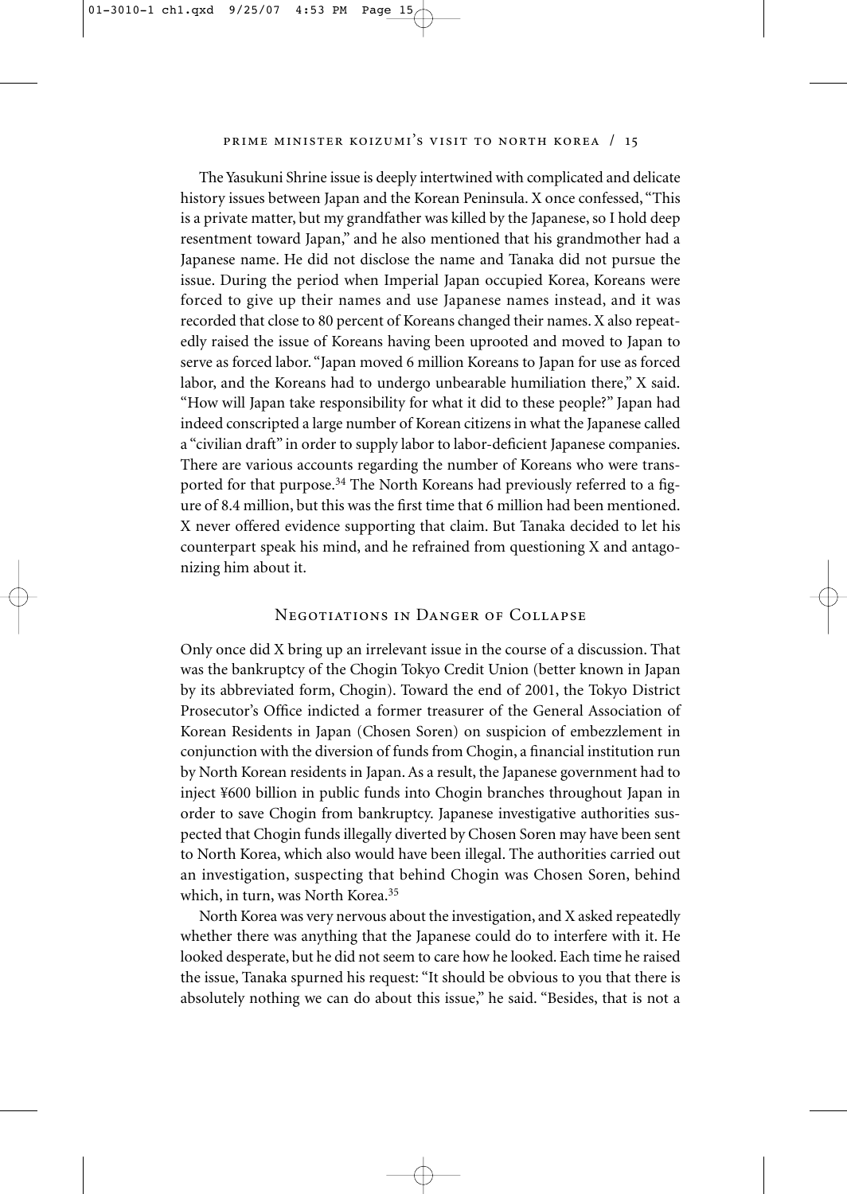The Yasukuni Shrine issue is deeply intertwined with complicated and delicate history issues between Japan and the Korean Peninsula. X once confessed, "This is a private matter, but my grandfather was killed by the Japanese, so I hold deep resentment toward Japan," and he also mentioned that his grandmother had a Japanese name. He did not disclose the name and Tanaka did not pursue the issue. During the period when Imperial Japan occupied Korea, Koreans were forced to give up their names and use Japanese names instead, and it was recorded that close to 80 percent of Koreans changed their names. X also repeatedly raised the issue of Koreans having been uprooted and moved to Japan to serve as forced labor. "Japan moved 6 million Koreans to Japan for use as forced labor, and the Koreans had to undergo unbearable humiliation there," X said. "How will Japan take responsibility for what it did to these people?" Japan had indeed conscripted a large number of Korean citizens in what the Japanese called a "civilian draft" in order to supply labor to labor-deficient Japanese companies. There are various accounts regarding the number of Koreans who were transported for that purpose.[34] The North Koreans had previously referred to a figure of 8.4 million, but this was the first time that 6 million had been mentioned. X never offered evidence supporting that claim. But Tanaka decided to let his counterpart speak his mind, and he refrained from questioning X and antagonizing him about it.

## Negotiations in Danger of Collapse

Only once did X bring up an irrelevant issue in the course of a discussion. That was the bankruptcy of the Chogin Tokyo Credit Union (better known in Japan by its abbreviated form, Chogin). Toward the end of 2001, the Tokyo District Prosecutor's Office indicted a former treasurer of the General Association of Korean Residents in Japan (Chosen Soren) on suspicion of embezzlement in conjunction with the diversion of funds from Chogin, a financial institution run by North Korean residents in Japan. As a result, the Japanese government had to inject ¥600 billion in public funds into Chogin branches throughout Japan in order to save Chogin from bankruptcy. Japanese investigative authorities suspected that Chogin funds illegally diverted by Chosen Soren may have been sent to North Korea, which also would have been illegal. The authorities carried out an investigation, suspecting that behind Chogin was Chosen Soren, behind which, in turn, was North Korea.[35]

North Korea was very nervous about the investigation, and X asked repeatedly whether there was anything that the Japanese could do to interfere with it. He looked desperate, but he did not seem to care how he looked. Each time he raised the issue, Tanaka spurned his request: "It should be obvious to you that there is absolutely nothing we can do about this issue," he said. "Besides, that is not a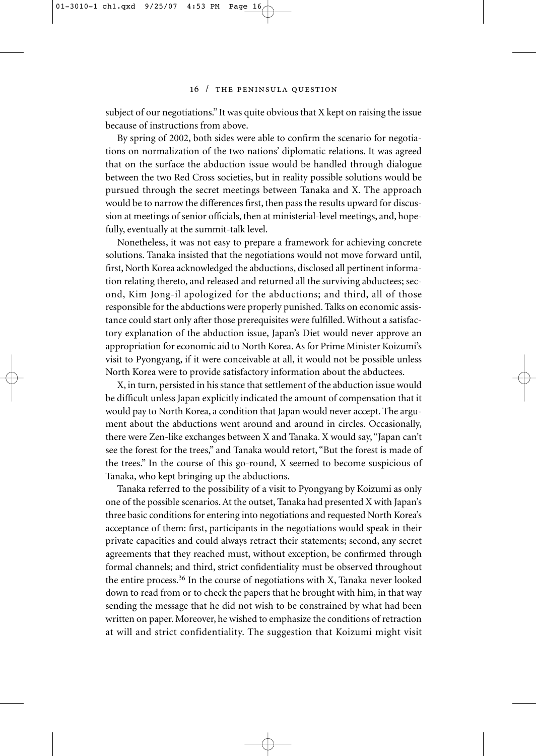subject of our negotiations." It was quite obvious that X kept on raising the issue because of instructions from above.

By spring of 2002, both sides were able to confirm the scenario for negotiations on normalization of the two nations' diplomatic relations. It was agreed that on the surface the abduction issue would be handled through dialogue between the two Red Cross societies, but in reality possible solutions would be pursued through the secret meetings between Tanaka and X. The approach would be to narrow the differences first, then pass the results upward for discussion at meetings of senior officials, then at ministerial-level meetings, and, hopefully, eventually at the summit-talk level.

Nonetheless, it was not easy to prepare a framework for achieving concrete solutions. Tanaka insisted that the negotiations would not move forward until, first, North Korea acknowledged the abductions, disclosed all pertinent information relating thereto, and released and returned all the surviving abductees; second, Kim Jong-il apologized for the abductions; and third, all of those responsible for the abductions were properly punished. Talks on economic assistance could start only after those prerequisites were fulfilled. Without a satisfactory explanation of the abduction issue, Japan's Diet would never approve an appropriation for economic aid to North Korea. As for Prime Minister Koizumi's visit to Pyongyang, if it were conceivable at all, it would not be possible unless North Korea were to provide satisfactory information about the abductees.

X, in turn, persisted in his stance that settlement of the abduction issue would be difficult unless Japan explicitly indicated the amount of compensation that it would pay to North Korea, a condition that Japan would never accept. The argument about the abductions went around and around in circles. Occasionally, there were Zen-like exchanges between X and Tanaka. X would say, "Japan can't see the forest for the trees," and Tanaka would retort, "But the forest is made of the trees." In the course of this go-round, X seemed to become suspicious of Tanaka, who kept bringing up the abductions.

Tanaka referred to the possibility of a visit to Pyongyang by Koizumi as only one of the possible scenarios. At the outset, Tanaka had presented X with Japan's three basic conditions for entering into negotiations and requested North Korea's acceptance of them: first, participants in the negotiations would speak in their private capacities and could always retract their statements; second, any secret agreements that they reached must, without exception, be confirmed through formal channels; and third, strict confidentiality must be observed throughout the entire process.[36] In the course of negotiations with X, Tanaka never looked down to read from or to check the papers that he brought with him, in that way sending the message that he did not wish to be constrained by what had been written on paper. Moreover, he wished to emphasize the conditions of retraction at will and strict confidentiality. The suggestion that Koizumi might visit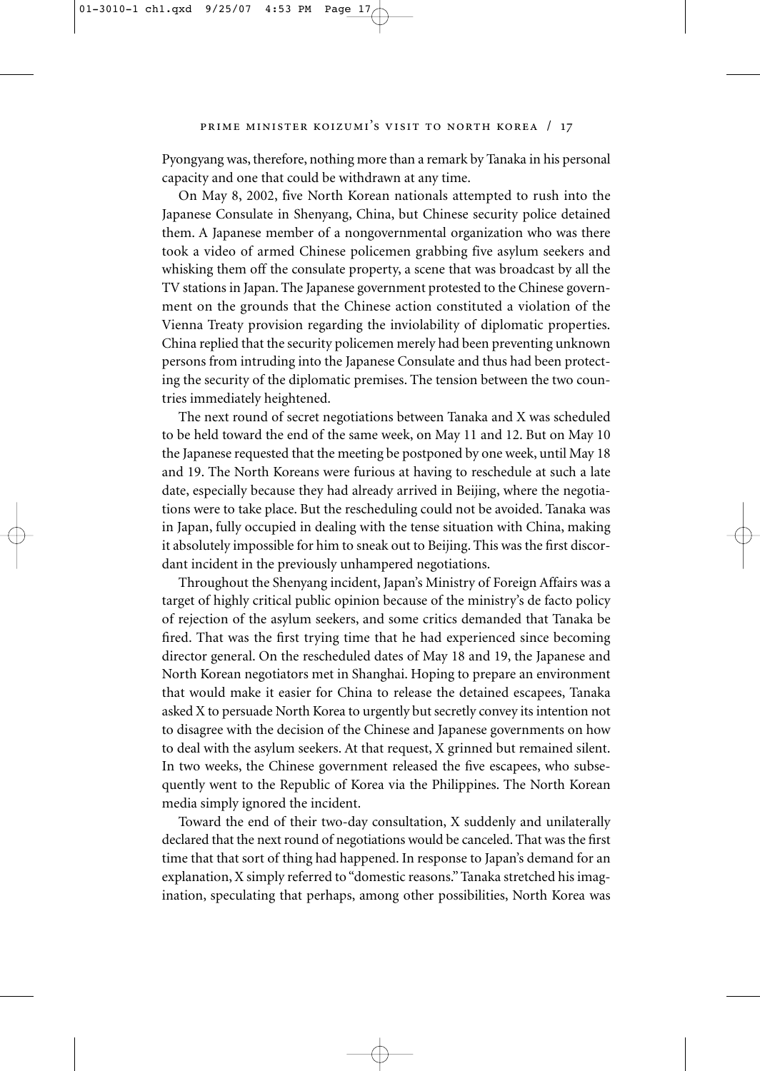Pyongyang was, therefore, nothing more than a remark by Tanaka in his personal capacity and one that could be withdrawn at any time.

On May 8, 2002, five North Korean nationals attempted to rush into the Japanese Consulate in Shenyang, China, but Chinese security police detained them. A Japanese member of a nongovernmental organization who was there took a video of armed Chinese policemen grabbing five asylum seekers and whisking them off the consulate property, a scene that was broadcast by all the TV stations in Japan. The Japanese government protested to the Chinese government on the grounds that the Chinese action constituted a violation of the Vienna Treaty provision regarding the inviolability of diplomatic properties. China replied that the security policemen merely had been preventing unknown persons from intruding into the Japanese Consulate and thus had been protecting the security of the diplomatic premises. The tension between the two countries immediately heightened.

The next round of secret negotiations between Tanaka and X was scheduled to be held toward the end of the same week, on May 11 and 12. But on May 10 the Japanese requested that the meeting be postponed by one week, until May 18 and 19. The North Koreans were furious at having to reschedule at such a late date, especially because they had already arrived in Beijing, where the negotiations were to take place. But the rescheduling could not be avoided. Tanaka was in Japan, fully occupied in dealing with the tense situation with China, making it absolutely impossible for him to sneak out to Beijing. This was the first discordant incident in the previously unhampered negotiations.

Throughout the Shenyang incident, Japan's Ministry of Foreign Affairs was a target of highly critical public opinion because of the ministry's de facto policy of rejection of the asylum seekers, and some critics demanded that Tanaka be fired. That was the first trying time that he had experienced since becoming director general. On the rescheduled dates of May 18 and 19, the Japanese and North Korean negotiators met in Shanghai. Hoping to prepare an environment that would make it easier for China to release the detained escapees, Tanaka asked X to persuade North Korea to urgently but secretly convey its intention not to disagree with the decision of the Chinese and Japanese governments on how to deal with the asylum seekers. At that request, X grinned but remained silent. In two weeks, the Chinese government released the five escapees, who subsequently went to the Republic of Korea via the Philippines. The North Korean media simply ignored the incident.

Toward the end of their two-day consultation, X suddenly and unilaterally declared that the next round of negotiations would be canceled. That was the first time that that sort of thing had happened. In response to Japan's demand for an explanation, X simply referred to "domestic reasons." Tanaka stretched his imagination, speculating that perhaps, among other possibilities, North Korea was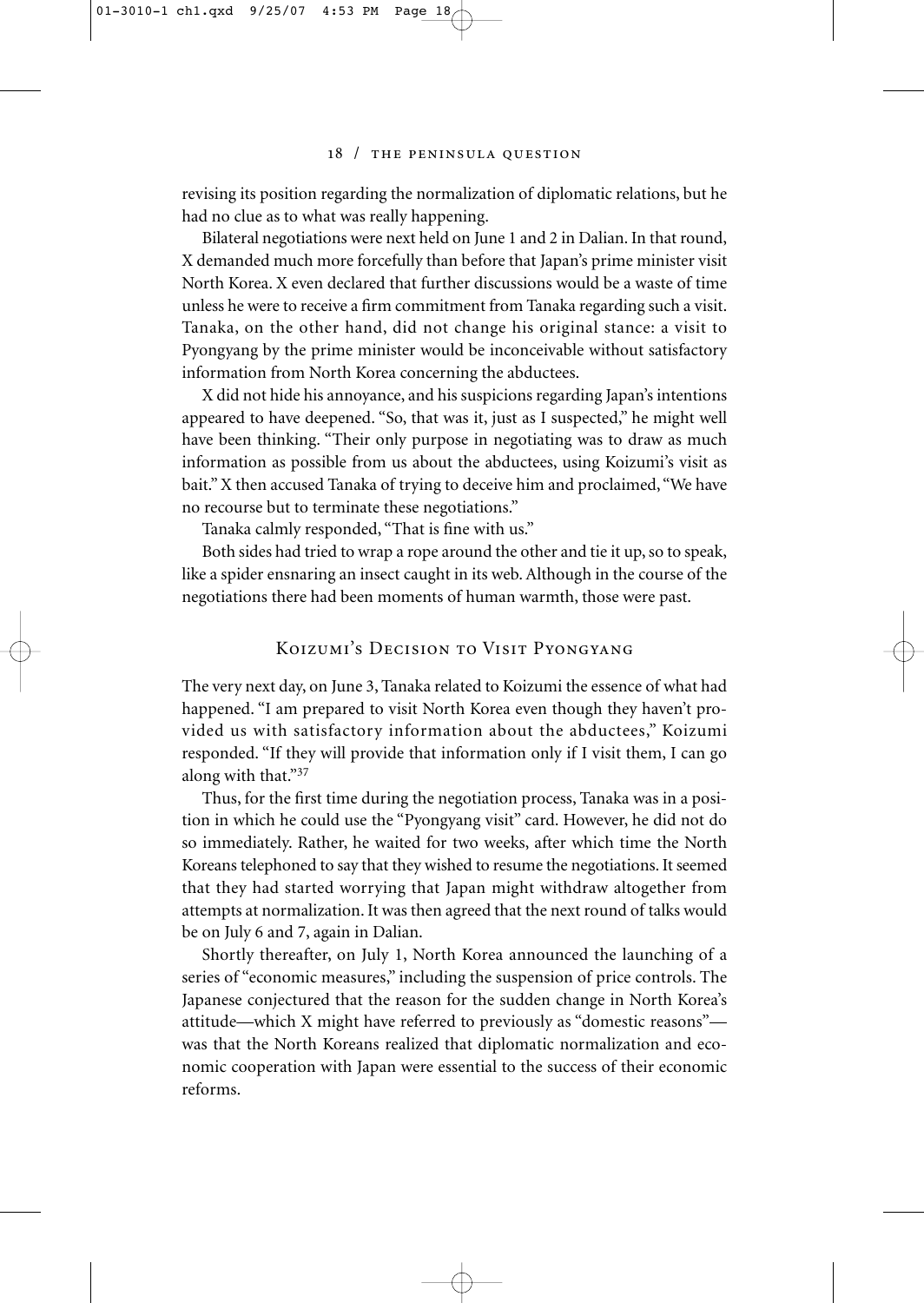revising its position regarding the normalization of diplomatic relations, but he had no clue as to what was really happening.

Bilateral negotiations were next held on June 1 and 2 in Dalian. In that round, X demanded much more forcefully than before that Japan's prime minister visit North Korea. X even declared that further discussions would be a waste of time unless he were to receive a firm commitment from Tanaka regarding such a visit. Tanaka, on the other hand, did not change his original stance: a visit to Pyongyang by the prime minister would be inconceivable without satisfactory information from North Korea concerning the abductees.

X did not hide his annoyance, and his suspicions regarding Japan's intentions appeared to have deepened. "So, that was it, just as I suspected," he might well have been thinking. "Their only purpose in negotiating was to draw as much information as possible from us about the abductees, using Koizumi's visit as bait." X then accused Tanaka of trying to deceive him and proclaimed, "We have no recourse but to terminate these negotiations."

Tanaka calmly responded, "That is fine with us."

Both sides had tried to wrap a rope around the other and tie it up, so to speak, like a spider ensnaring an insect caught in its web. Although in the course of the negotiations there had been moments of human warmth, those were past.

## Koizumi's Decision to Visit Pyongyang

The very next day, on June 3, Tanaka related to Koizumi the essence of what had happened. "I am prepared to visit North Korea even though they haven't provided us with satisfactory information about the abductees," Koizumi responded. "If they will provide that information only if I visit them, I can go along with that."[37]

Thus, for the first time during the negotiation process, Tanaka was in a position in which he could use the "Pyongyang visit" card. However, he did not do so immediately. Rather, he waited for two weeks, after which time the North Koreans telephoned to say that they wished to resume the negotiations. It seemed that they had started worrying that Japan might withdraw altogether from attempts at normalization. It was then agreed that the next round of talks would be on July 6 and 7, again in Dalian.

Shortly thereafter, on July 1, North Korea announced the launching of a series of "economic measures," including the suspension of price controls. The Japanese conjectured that the reason for the sudden change in North Korea's attitude—which X might have referred to previously as "domestic reasons"—was that the North Koreans realized that diplomatic normalization and economic cooperation with Japan were essential to the success of their economic reforms.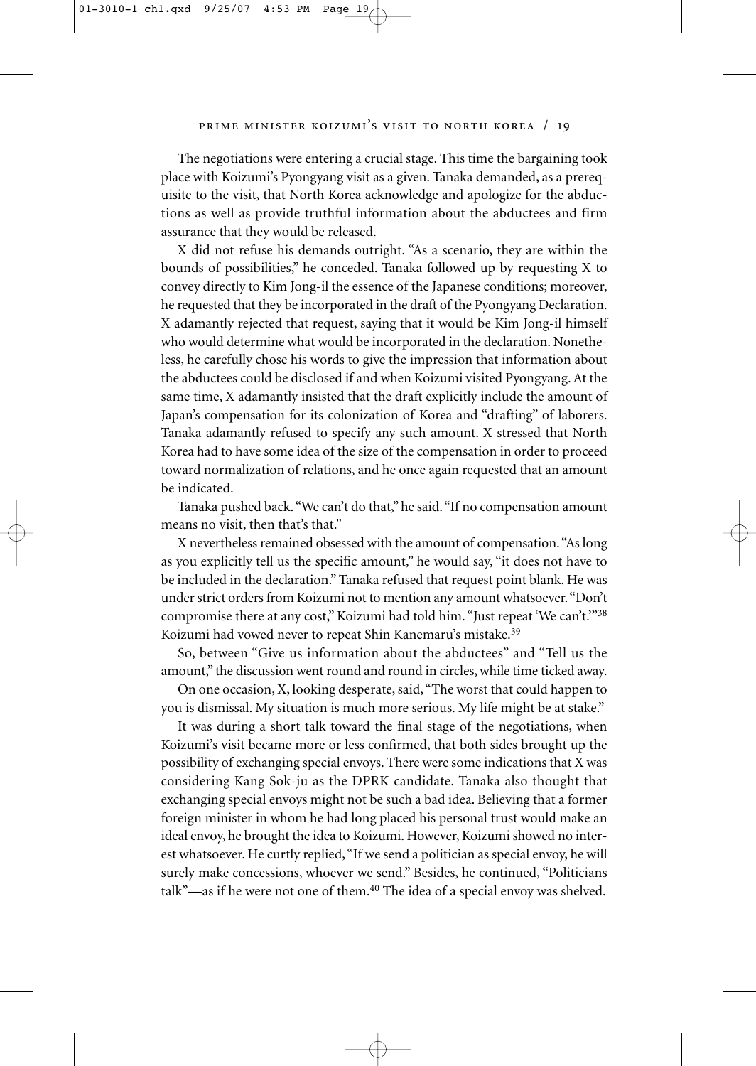The negotiations were entering a crucial stage. This time the bargaining took place with Koizumi's Pyongyang visit as a given. Tanaka demanded, as a prerequisite to the visit, that North Korea acknowledge and apologize for the abductions as well as provide truthful information about the abductees and firm assurance that they would be released.

X did not refuse his demands outright. "As a scenario, they are within the bounds of possibilities," he conceded. Tanaka followed up by requesting X to convey directly to Kim Jong-il the essence of the Japanese conditions; moreover, he requested that they be incorporated in the draft of the Pyongyang Declaration. X adamantly rejected that request, saying that it would be Kim Jong-il himself who would determine what would be incorporated in the declaration. Nonetheless, he carefully chose his words to give the impression that information about the abductees could be disclosed if and when Koizumi visited Pyongyang. At the same time, X adamantly insisted that the draft explicitly include the amount of Japan's compensation for its colonization of Korea and "drafting" of laborers. Tanaka adamantly refused to specify any such amount. X stressed that North Korea had to have some idea of the size of the compensation in order to proceed toward normalization of relations, and he once again requested that an amount be indicated.

Tanaka pushed back. "We can't do that," he said. "If no compensation amount means no visit, then that's that."

X nevertheless remained obsessed with the amount of compensation. "As long as you explicitly tell us the specific amount," he would say, "it does not have to be included in the declaration." Tanaka refused that request point blank. He was under strict orders from Koizumi not to mention any amount whatsoever. "Don't compromise there at any cost," Koizumi had told him. "Just repeat 'We can't.'"[38] Koizumi had vowed never to repeat Shin Kanemaru's mistake.[39]

So, between "Give us information about the abductees" and "Tell us the amount," the discussion went round and round in circles, while time ticked away.

On one occasion, X, looking desperate, said, "The worst that could happen to you is dismissal. My situation is much more serious. My life might be at stake."

It was during a short talk toward the final stage of the negotiations, when Koizumi's visit became more or less confirmed, that both sides brought up the possibility of exchanging special envoys. There were some indications that X was considering Kang Sok-ju as the DPRK candidate. Tanaka also thought that exchanging special envoys might not be such a bad idea. Believing that a former foreign minister in whom he had long placed his personal trust would make an ideal envoy, he brought the idea to Koizumi. However, Koizumi showed no interest whatsoever. He curtly replied, "If we send a politician as special envoy, he will surely make concessions, whoever we send." Besides, he continued, "Politicians talk"—as if he were not one of them.[40] The idea of a special envoy was shelved.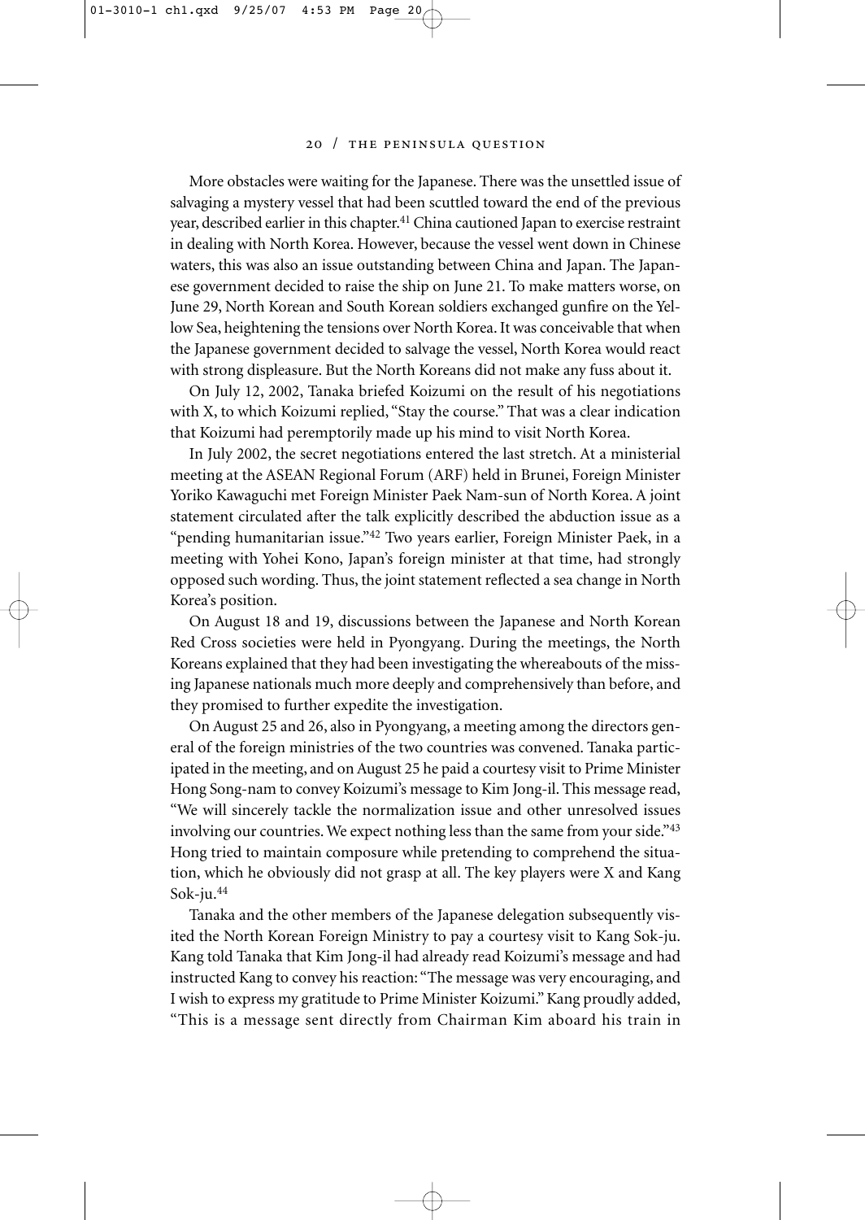More obstacles were waiting for the Japanese. There was the unsettled issue of salvaging a mystery vessel that had been scuttled toward the end of the previous year, described earlier in this chapter.[41] China cautioned Japan to exercise restraint in dealing with North Korea. However, because the vessel went down in Chinese waters, this was also an issue outstanding between China and Japan. The Japanese government decided to raise the ship on June 21. To make matters worse, on June 29, North Korean and South Korean soldiers exchanged gunfire on the Yellow Sea, heightening the tensions over North Korea. It was conceivable that when the Japanese government decided to salvage the vessel, North Korea would react with strong displeasure. But the North Koreans did not make any fuss about it.

On July 12, 2002, Tanaka briefed Koizumi on the result of his negotiations with X, to which Koizumi replied, "Stay the course." That was a clear indication that Koizumi had peremptorily made up his mind to visit North Korea.

In July 2002, the secret negotiations entered the last stretch. At a ministerial meeting at the ASEAN Regional Forum (ARF) held in Brunei, Foreign Minister Yoriko Kawaguchi met Foreign Minister Paek Nam-sun of North Korea. A joint statement circulated after the talk explicitly described the abduction issue as a "pending humanitarian issue."[42] Two years earlier, Foreign Minister Paek, in a meeting with Yohei Kono, Japan's foreign minister at that time, had strongly opposed such wording. Thus, the joint statement reflected a sea change in North Korea's position.

On August 18 and 19, discussions between the Japanese and North Korean Red Cross societies were held in Pyongyang. During the meetings, the North Koreans explained that they had been investigating the whereabouts of the missing Japanese nationals much more deeply and comprehensively than before, and they promised to further expedite the investigation.

On August 25 and 26, also in Pyongyang, a meeting among the directors general of the foreign ministries of the two countries was convened. Tanaka participated in the meeting, and on August 25 he paid a courtesy visit to Prime Minister Hong Song-nam to convey Koizumi's message to Kim Jong-il. This message read, "We will sincerely tackle the normalization issue and other unresolved issues involving our countries. We expect nothing less than the same from your side."[43] Hong tried to maintain composure while pretending to comprehend the situation, which he obviously did not grasp at all. The key players were X and Kang Sok-ju.[44]

Tanaka and the other members of the Japanese delegation subsequently visited the North Korean Foreign Ministry to pay a courtesy visit to Kang Sok-ju. Kang told Tanaka that Kim Jong-il had already read Koizumi's message and had instructed Kang to convey his reaction: "The message was very encouraging, and I wish to express my gratitude to Prime Minister Koizumi." Kang proudly added, "This is a message sent directly from Chairman Kim aboard his train in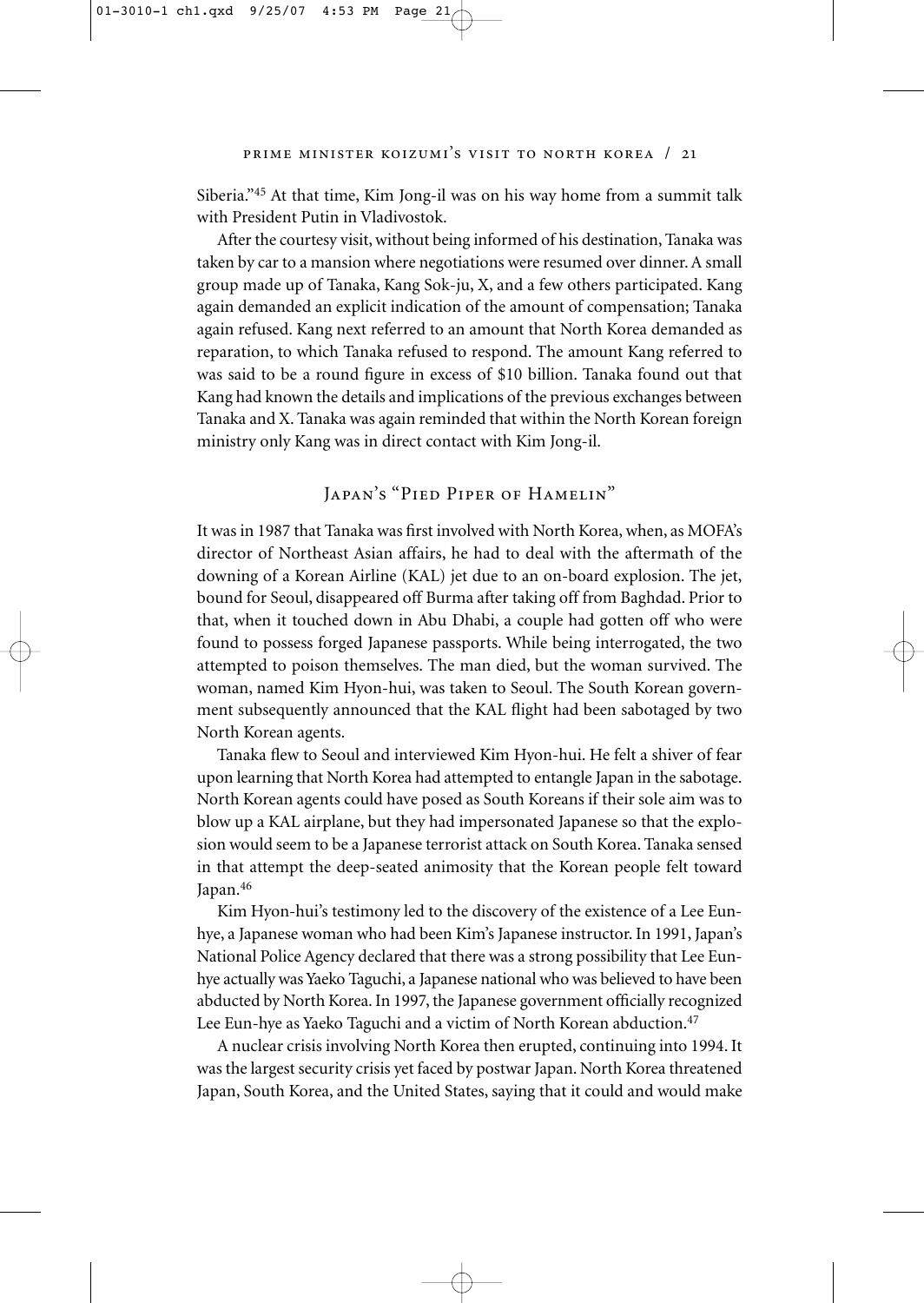Siberia."[45] At that time, Kim Jong-il was on his way home from a summit talk with President Putin in Vladivostok.

After the courtesy visit, without being informed of his destination, Tanaka was taken by car to a mansion where negotiations were resumed over dinner. A small group made up of Tanaka, Kang Sok-ju, X, and a few others participated. Kang again demanded an explicit indication of the amount of compensation; Tanaka again refused. Kang next referred to an amount that North Korea demanded as reparation, to which Tanaka refused to respond. The amount Kang referred to was said to be a round figure in excess of $10 billion. Tanaka found out that Kang had known the details and implications of the previous exchanges between Tanaka and X. Tanaka was again reminded that within the North Korean foreign ministry only Kang was in direct contact with Kim Jong-il.

## Japan's "Pied Piper of Hamelin"

It was in 1987 that Tanaka was first involved with North Korea, when, as MOFA's director of Northeast Asian affairs, he had to deal with the aftermath of the downing of a Korean Airline (KAL) jet due to an on-board explosion. The jet, bound for Seoul, disappeared off Burma after taking off from Baghdad. Prior to that, when it touched down in Abu Dhabi, a couple had gotten off who were found to possess forged Japanese passports. While being interrogated, the two attempted to poison themselves. The man died, but the woman survived. The woman, named Kim Hyon-hui, was taken to Seoul. The South Korean government subsequently announced that the KAL flight had been sabotaged by two North Korean agents.

Tanaka flew to Seoul and interviewed Kim Hyon-hui. He felt a shiver of fear upon learning that North Korea had attempted to entangle Japan in the sabotage. North Korean agents could have posed as South Koreans if their sole aim was to blow up a KAL airplane, but they had impersonated Japanese so that the explosion would seem to be a Japanese terrorist attack on South Korea. Tanaka sensed in that attempt the deep-seated animosity that the Korean people felt toward Japan.[46]

Kim Hyon-hui's testimony led to the discovery of the existence of a Lee Eun-hye, a Japanese woman who had been Kim's Japanese instructor. In 1991, Japan's National Police Agency declared that there was a strong possibility that Lee Eun-hye actually was Yaeko Taguchi, a Japanese national who was believed to have been abducted by North Korea. In 1997, the Japanese government officially recognized Lee Eun-hye as Yaeko Taguchi and a victim of North Korean abduction.[47]

A nuclear crisis involving North Korea then erupted, continuing into 1994. It was the largest security crisis yet faced by postwar Japan. North Korea threatened Japan, South Korea, and the United States, saying that it could and would make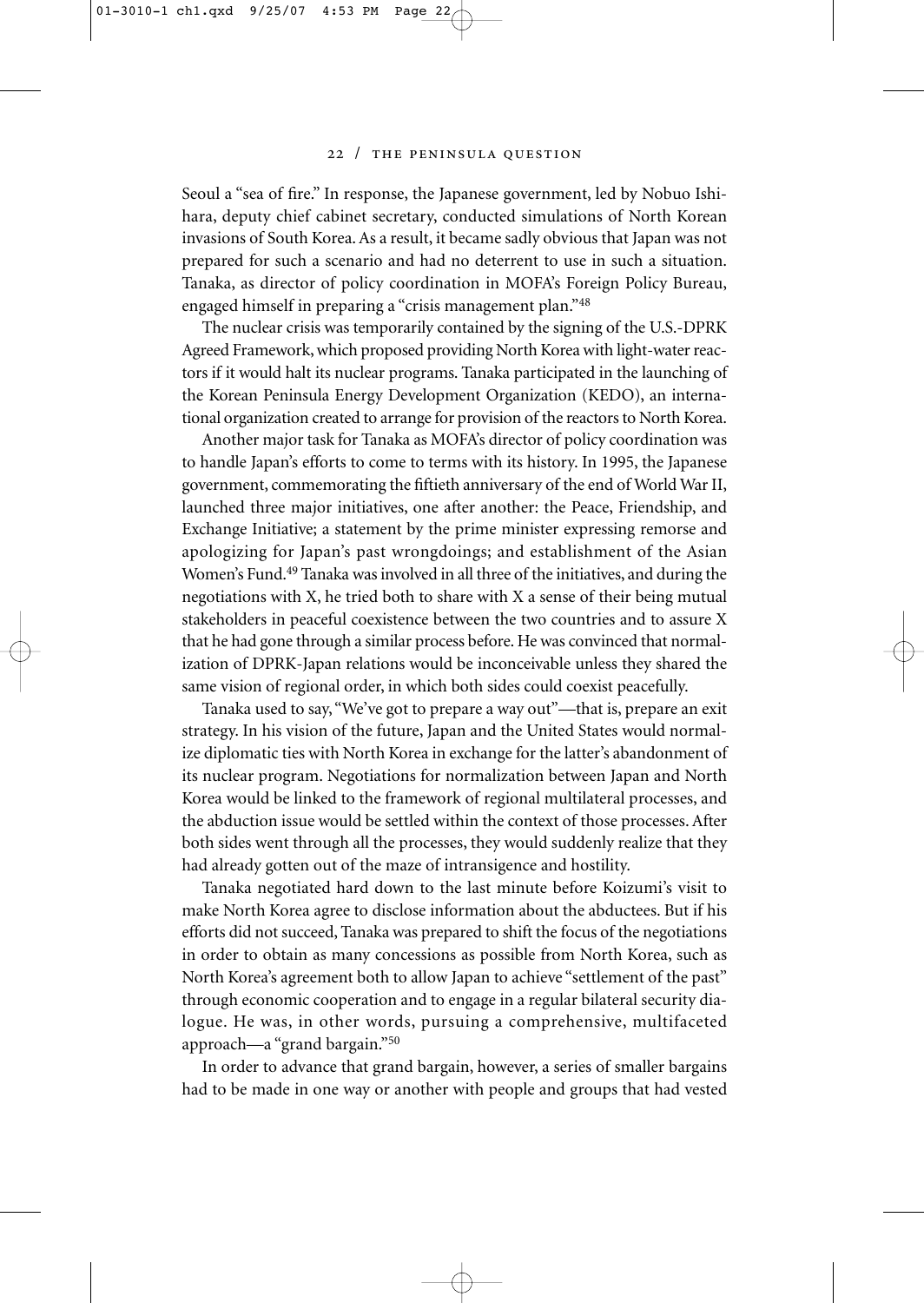Seoul a "sea of fire." In response, the Japanese government, led by Nobuo Ishihara, deputy chief cabinet secretary, conducted simulations of North Korean invasions of South Korea. As a result, it became sadly obvious that Japan was not prepared for such a scenario and had no deterrent to use in such a situation. Tanaka, as director of policy coordination in MOFA's Foreign Policy Bureau, engaged himself in preparing a "crisis management plan."[48]

The nuclear crisis was temporarily contained by the signing of the U.S.-DPRK Agreed Framework, which proposed providing North Korea with light-water reactors if it would halt its nuclear programs. Tanaka participated in the launching of the Korean Peninsula Energy Development Organization (KEDO), an international organization created to arrange for provision of the reactors to North Korea.

Another major task for Tanaka as MOFA's director of policy coordination was to handle Japan's efforts to come to terms with its history. In 1995, the Japanese government, commemorating the fiftieth anniversary of the end of World War II, launched three major initiatives, one after another: the Peace, Friendship, and Exchange Initiative; a statement by the prime minister expressing remorse and apologizing for Japan's past wrongdoings; and establishment of the Asian Women's Fund.[49] Tanaka was involved in all three of the initiatives, and during the negotiations with X, he tried both to share with X a sense of their being mutual stakeholders in peaceful coexistence between the two countries and to assure X that he had gone through a similar process before. He was convinced that normalization of DPRK-Japan relations would be inconceivable unless they shared the same vision of regional order, in which both sides could coexist peacefully.

Tanaka used to say, "We've got to prepare a way out"—that is, prepare an exit strategy. In his vision of the future, Japan and the United States would normalize diplomatic ties with North Korea in exchange for the latter's abandonment of its nuclear program. Negotiations for normalization between Japan and North Korea would be linked to the framework of regional multilateral processes, and the abduction issue would be settled within the context of those processes. After both sides went through all the processes, they would suddenly realize that they had already gotten out of the maze of intransigence and hostility.

Tanaka negotiated hard down to the last minute before Koizumi's visit to make North Korea agree to disclose information about the abductees. But if his efforts did not succeed, Tanaka was prepared to shift the focus of the negotiations in order to obtain as many concessions as possible from North Korea, such as North Korea's agreement both to allow Japan to achieve "settlement of the past" through economic cooperation and to engage in a regular bilateral security dialogue. He was, in other words, pursuing a comprehensive, multifaceted approach—a "grand bargain."[50]

In order to advance that grand bargain, however, a series of smaller bargains had to be made in one way or another with people and groups that had vested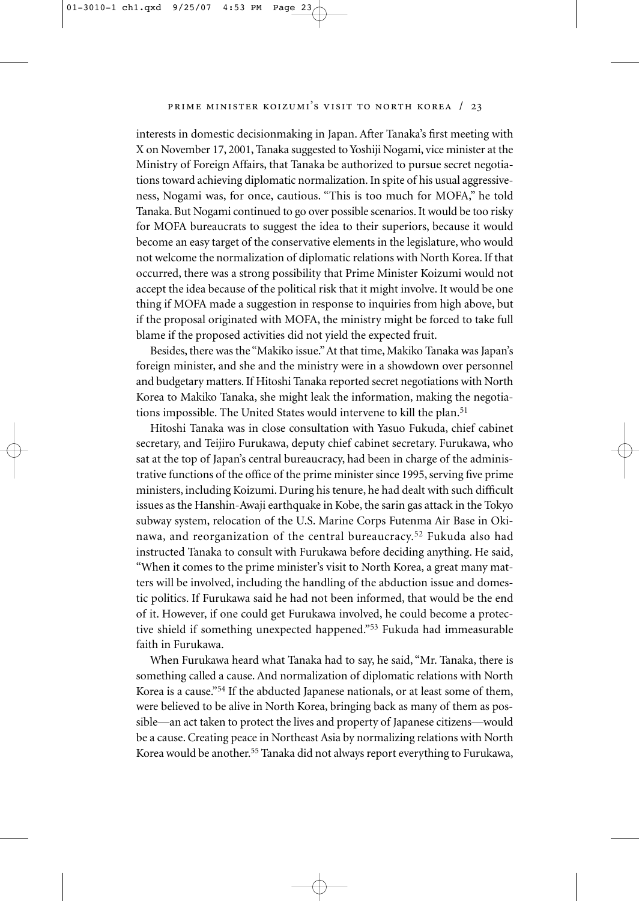interests in domestic decisionmaking in Japan. After Tanaka's first meeting with X on November 17, 2001, Tanaka suggested to Yoshiji Nogami, vice minister at the Ministry of Foreign Affairs, that Tanaka be authorized to pursue secret negotiations toward achieving diplomatic normalization. In spite of his usual aggressiveness, Nogami was, for once, cautious. "This is too much for MOFA," he told Tanaka. But Nogami continued to go over possible scenarios. It would be too risky for MOFA bureaucrats to suggest the idea to their superiors, because it would become an easy target of the conservative elements in the legislature, who would not welcome the normalization of diplomatic relations with North Korea. If that occurred, there was a strong possibility that Prime Minister Koizumi would not accept the idea because of the political risk that it might involve. It would be one thing if MOFA made a suggestion in response to inquiries from high above, but if the proposal originated with MOFA, the ministry might be forced to take full blame if the proposed activities did not yield the expected fruit.

Besides, there was the "Makiko issue." At that time, Makiko Tanaka was Japan's foreign minister, and she and the ministry were in a showdown over personnel and budgetary matters. If Hitoshi Tanaka reported secret negotiations with North Korea to Makiko Tanaka, she might leak the information, making the negotiations impossible. The United States would intervene to kill the plan.[51]

Hitoshi Tanaka was in close consultation with Yasuo Fukuda, chief cabinet secretary, and Teijiro Furukawa, deputy chief cabinet secretary. Furukawa, who sat at the top of Japan's central bureaucracy, had been in charge of the administrative functions of the office of the prime minister since 1995, serving five prime ministers, including Koizumi. During his tenure, he had dealt with such difficult issues as the Hanshin-Awaji earthquake in Kobe, the sarin gas attack in the Tokyo subway system, relocation of the U.S. Marine Corps Futenma Air Base in Okinawa, and reorganization of the central bureaucracy.[52] Fukuda also had instructed Tanaka to consult with Furukawa before deciding anything. He said, "When it comes to the prime minister's visit to North Korea, a great many matters will be involved, including the handling of the abduction issue and domestic politics. If Furukawa said he had not been informed, that would be the end of it. However, if one could get Furukawa involved, he could become a protective shield if something unexpected happened."[53] Fukuda had immeasurable faith in Furukawa.

When Furukawa heard what Tanaka had to say, he said, "Mr. Tanaka, there is something called a cause. And normalization of diplomatic relations with North Korea is a cause."[54] If the abducted Japanese nationals, or at least some of them, were believed to be alive in North Korea, bringing back as many of them as possible—an act taken to protect the lives and property of Japanese citizens—would be a cause. Creating peace in Northeast Asia by normalizing relations with North Korea would be another.[55] Tanaka did not always report everything to Furukawa,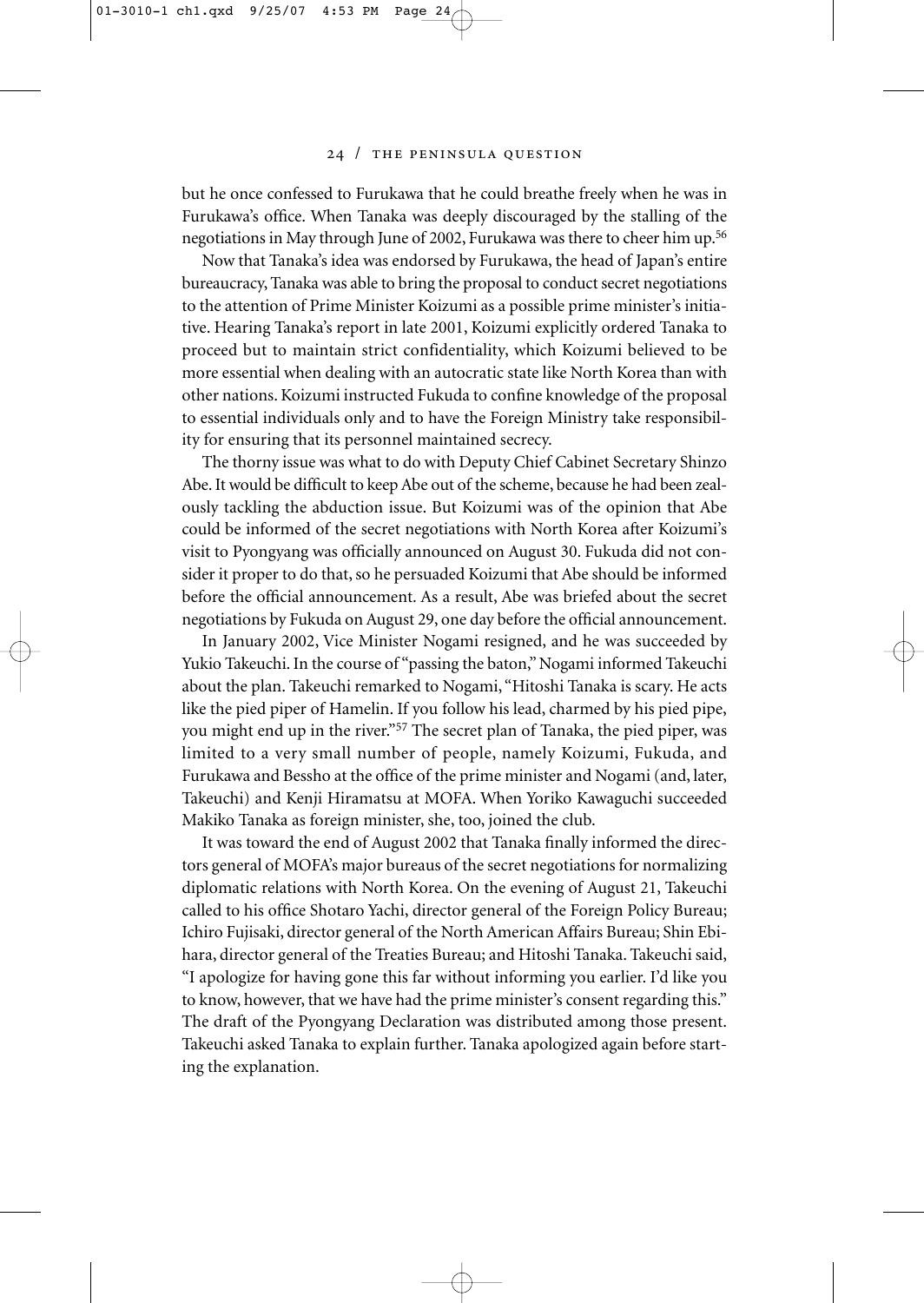but he once confessed to Furukawa that he could breathe freely when he was in Furukawa's office. When Tanaka was deeply discouraged by the stalling of the negotiations in May through June of 2002, Furukawa was there to cheer him up.[56]

Now that Tanaka's idea was endorsed by Furukawa, the head of Japan's entire bureaucracy, Tanaka was able to bring the proposal to conduct secret negotiations to the attention of Prime Minister Koizumi as a possible prime minister's initiative. Hearing Tanaka's report in late 2001, Koizumi explicitly ordered Tanaka to proceed but to maintain strict confidentiality, which Koizumi believed to be more essential when dealing with an autocratic state like North Korea than with other nations. Koizumi instructed Fukuda to confine knowledge of the proposal to essential individuals only and to have the Foreign Ministry take responsibility for ensuring that its personnel maintained secrecy.

The thorny issue was what to do with Deputy Chief Cabinet Secretary Shinzo Abe. It would be difficult to keep Abe out of the scheme, because he had been zealously tackling the abduction issue. But Koizumi was of the opinion that Abe could be informed of the secret negotiations with North Korea after Koizumi's visit to Pyongyang was officially announced on August 30. Fukuda did not consider it proper to do that, so he persuaded Koizumi that Abe should be informed before the official announcement. As a result, Abe was briefed about the secret negotiations by Fukuda on August 29, one day before the official announcement.

In January 2002, Vice Minister Nogami resigned, and he was succeeded by Yukio Takeuchi. In the course of "passing the baton," Nogami informed Takeuchi about the plan. Takeuchi remarked to Nogami, "Hitoshi Tanaka is scary. He acts like the pied piper of Hamelin. If you follow his lead, charmed by his pied pipe, you might end up in the river."[57] The secret plan of Tanaka, the pied piper, was limited to a very small number of people, namely Koizumi, Fukuda, and Furukawa and Bessho at the office of the prime minister and Nogami (and, later, Takeuchi) and Kenji Hiramatsu at MOFA. When Yoriko Kawaguchi succeeded Makiko Tanaka as foreign minister, she, too, joined the club.

It was toward the end of August 2002 that Tanaka finally informed the directors general of MOFA's major bureaus of the secret negotiations for normalizing diplomatic relations with North Korea. On the evening of August 21, Takeuchi called to his office Shotaro Yachi, director general of the Foreign Policy Bureau; Ichiro Fujisaki, director general of the North American Affairs Bureau; Shin Ebihara, director general of the Treaties Bureau; and Hitoshi Tanaka. Takeuchi said, "I apologize for having gone this far without informing you earlier. I'd like you to know, however, that we have had the prime minister's consent regarding this." The draft of the Pyongyang Declaration was distributed among those present. Takeuchi asked Tanaka to explain further. Tanaka apologized again before starting the explanation.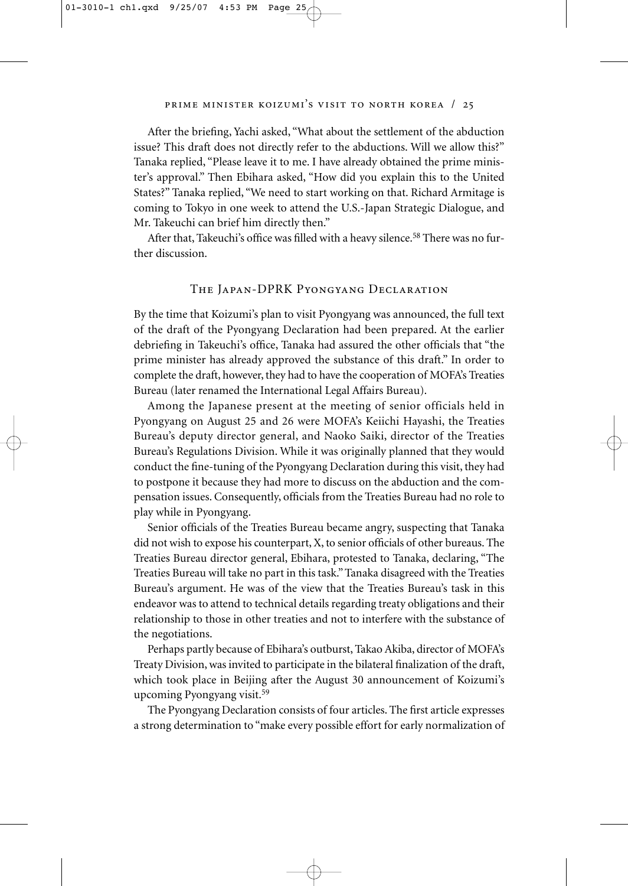After the briefing, Yachi asked, "What about the settlement of the abduction issue? This draft does not directly refer to the abductions. Will we allow this?" Tanaka replied, "Please leave it to me. I have already obtained the prime minister's approval." Then Ebihara asked, "How did you explain this to the United States?" Tanaka replied, "We need to start working on that. Richard Armitage is coming to Tokyo in one week to attend the U.S.-Japan Strategic Dialogue, and Mr. Takeuchi can brief him directly then."

After that, Takeuchi's office was filled with a heavy silence.[58] There was no further discussion.

## The Japan-DPRK Pyongyang Declaration

By the time that Koizumi's plan to visit Pyongyang was announced, the full text of the draft of the Pyongyang Declaration had been prepared. At the earlier debriefing in Takeuchi's office, Tanaka had assured the other officials that "the prime minister has already approved the substance of this draft." In order to complete the draft, however, they had to have the cooperation of MOFA's Treaties Bureau (later renamed the International Legal Affairs Bureau).

Among the Japanese present at the meeting of senior officials held in Pyongyang on August 25 and 26 were MOFA's Keiichi Hayashi, the Treaties Bureau's deputy director general, and Naoko Saiki, director of the Treaties Bureau's Regulations Division. While it was originally planned that they would conduct the fine-tuning of the Pyongyang Declaration during this visit, they had to postpone it because they had more to discuss on the abduction and the compensation issues. Consequently, officials from the Treaties Bureau had no role to play while in Pyongyang.

Senior officials of the Treaties Bureau became angry, suspecting that Tanaka did not wish to expose his counterpart, X, to senior officials of other bureaus. The Treaties Bureau director general, Ebihara, protested to Tanaka, declaring, "The Treaties Bureau will take no part in this task." Tanaka disagreed with the Treaties Bureau's argument. He was of the view that the Treaties Bureau's task in this endeavor was to attend to technical details regarding treaty obligations and their relationship to those in other treaties and not to interfere with the substance of the negotiations.

Perhaps partly because of Ebihara's outburst, Takao Akiba, director of MOFA's Treaty Division, was invited to participate in the bilateral finalization of the draft, which took place in Beijing after the August 30 announcement of Koizumi's upcoming Pyongyang visit.[59]

The Pyongyang Declaration consists of four articles. The first article expresses a strong determination to "make every possible effort for early normalization of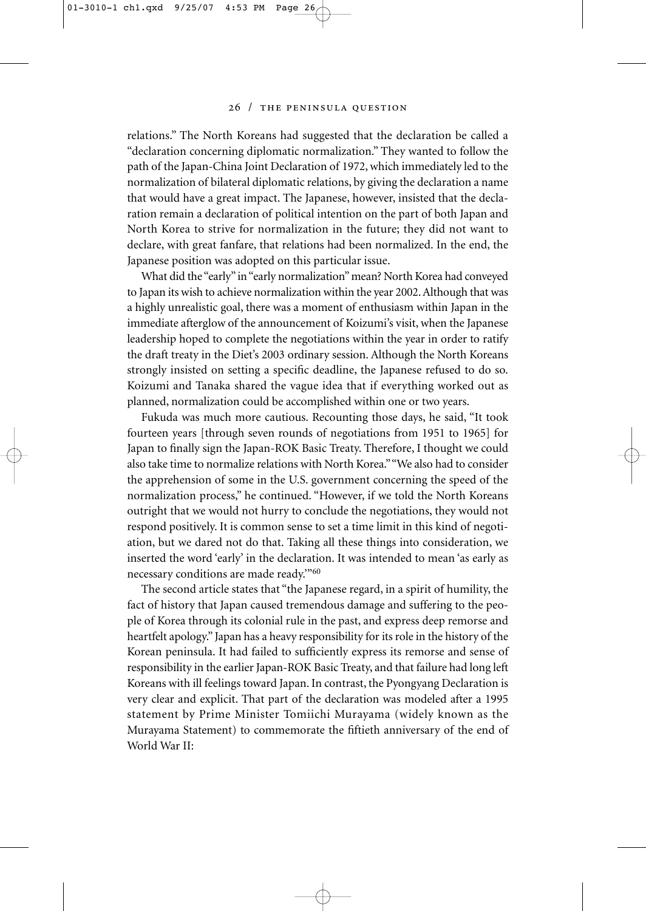relations." The North Koreans had suggested that the declaration be called a "declaration concerning diplomatic normalization." They wanted to follow the path of the Japan-China Joint Declaration of 1972, which immediately led to the normalization of bilateral diplomatic relations, by giving the declaration a name that would have a great impact. The Japanese, however, insisted that the declaration remain a declaration of political intention on the part of both Japan and North Korea to strive for normalization in the future; they did not want to declare, with great fanfare, that relations had been normalized. In the end, the Japanese position was adopted on this particular issue.

What did the "early" in "early normalization" mean? North Korea had conveyed to Japan its wish to achieve normalization within the year 2002. Although that was a highly unrealistic goal, there was a moment of enthusiasm within Japan in the immediate afterglow of the announcement of Koizumi's visit, when the Japanese leadership hoped to complete the negotiations within the year in order to ratify the draft treaty in the Diet's 2003 ordinary session. Although the North Koreans strongly insisted on setting a specific deadline, the Japanese refused to do so. Koizumi and Tanaka shared the vague idea that if everything worked out as planned, normalization could be accomplished within one or two years.

Fukuda was much more cautious. Recounting those days, he said, "It took fourteen years [through seven rounds of negotiations from 1951 to 1965] for Japan to finally sign the Japan-ROK Basic Treaty. Therefore, I thought we could also take time to normalize relations with North Korea." "We also had to consider the apprehension of some in the U.S. government concerning the speed of the normalization process," he continued. "However, if we told the North Koreans outright that we would not hurry to conclude the negotiations, they would not respond positively. It is common sense to set a time limit in this kind of negotiation, but we dared not do that. Taking all these things into consideration, we inserted the word 'early' in the declaration. It was intended to mean 'as early as necessary conditions are made ready.'"[60]

The second article states that "the Japanese regard, in a spirit of humility, the fact of history that Japan caused tremendous damage and suffering to the people of Korea through its colonial rule in the past, and express deep remorse and heartfelt apology." Japan has a heavy responsibility for its role in the history of the Korean peninsula. It had failed to sufficiently express its remorse and sense of responsibility in the earlier Japan-ROK Basic Treaty, and that failure had long left Koreans with ill feelings toward Japan. In contrast, the Pyongyang Declaration is very clear and explicit. That part of the declaration was modeled after a 1995 statement by Prime Minister Tomiichi Murayama (widely known as the Murayama Statement) to commemorate the fiftieth anniversary of the end of World War II: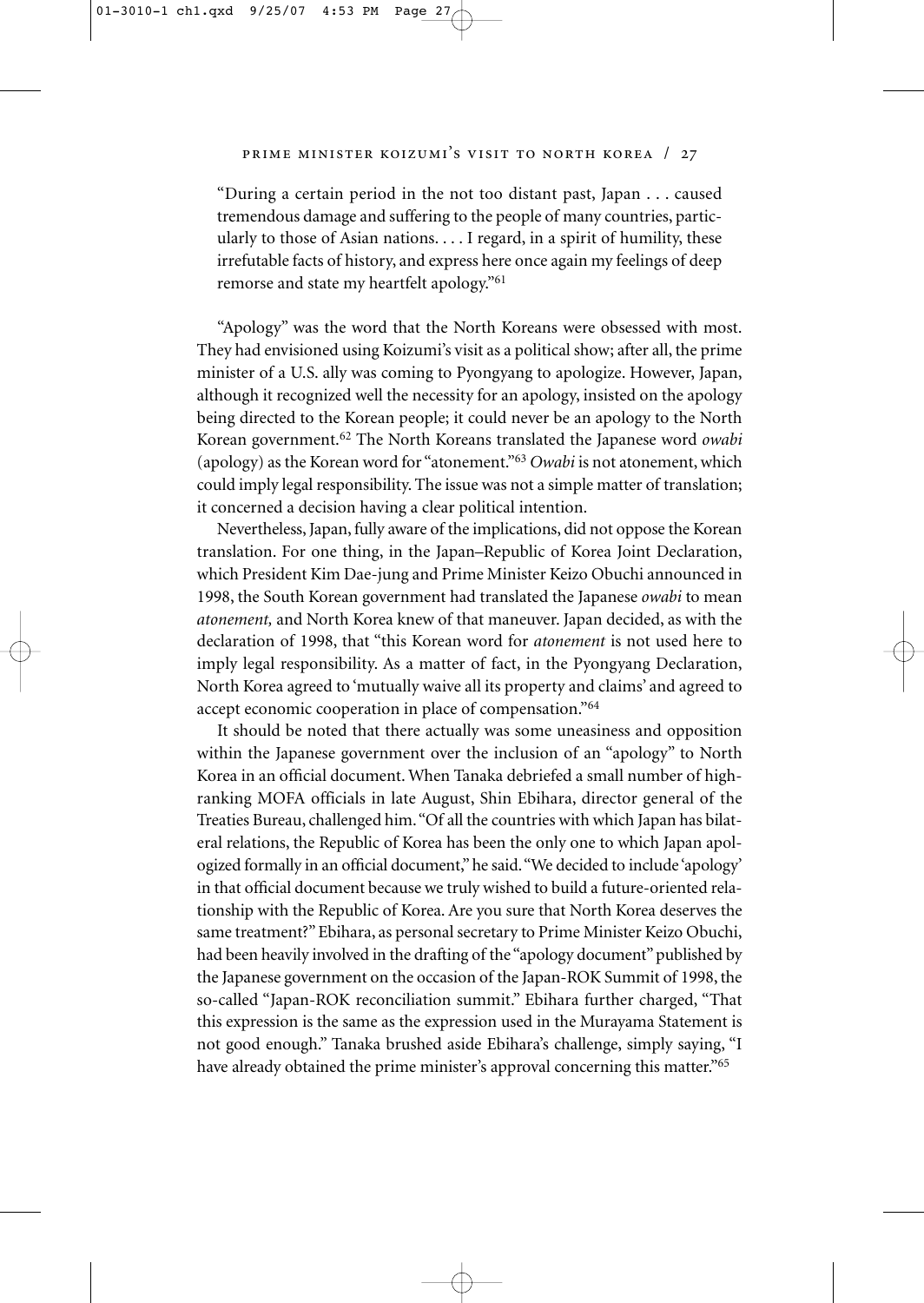"During a certain period in the not too distant past, Japan . . . caused tremendous damage and suffering to the people of many countries, particularly to those of Asian nations. . . . I regard, in a spirit of humility, these irrefutable facts of history, and express here once again my feelings of deep remorse and state my heartfelt apology."[61]

"Apology" was the word that the North Koreans were obsessed with most. They had envisioned using Koizumi's visit as a political show; after all, the prime minister of a U.S. ally was coming to Pyongyang to apologize. However, Japan, although it recognized well the necessity for an apology, insisted on the apology being directed to the Korean people; it could never be an apology to the North Korean government.[62] The North Koreans translated the Japanese word *owabi* (apology) as the Korean word for "atonement."[63] *Owabi* is not atonement, which could imply legal responsibility. The issue was not a simple matter of translation; it concerned a decision having a clear political intention.

Nevertheless, Japan, fully aware of the implications, did not oppose the Korean translation. For one thing, in the Japan–Republic of Korea Joint Declaration, which President Kim Dae-jung and Prime Minister Keizo Obuchi announced in 1998, the South Korean government had translated the Japanese *owabi* to mean *atonement,* and North Korea knew of that maneuver. Japan decided, as with the declaration of 1998, that "this Korean word for *atonement* is not used here to imply legal responsibility. As a matter of fact, in the Pyongyang Declaration, North Korea agreed to 'mutually waive all its property and claims' and agreed to accept economic cooperation in place of compensation."[64]

It should be noted that there actually was some uneasiness and opposition within the Japanese government over the inclusion of an "apology" to North Korea in an official document. When Tanaka debriefed a small number of high-ranking MOFA officials in late August, Shin Ebihara, director general of the Treaties Bureau, challenged him. "Of all the countries with which Japan has bilateral relations, the Republic of Korea has been the only one to which Japan apologized formally in an official document," he said. "We decided to include 'apology' in that official document because we truly wished to build a future-oriented relationship with the Republic of Korea. Are you sure that North Korea deserves the same treatment?" Ebihara, as personal secretary to Prime Minister Keizo Obuchi, had been heavily involved in the drafting of the "apology document" published by the Japanese government on the occasion of the Japan-ROK Summit of 1998, the so-called "Japan-ROK reconciliation summit." Ebihara further charged, "That this expression is the same as the expression used in the Murayama Statement is not good enough." Tanaka brushed aside Ebihara's challenge, simply saying, "I have already obtained the prime minister's approval concerning this matter."[65]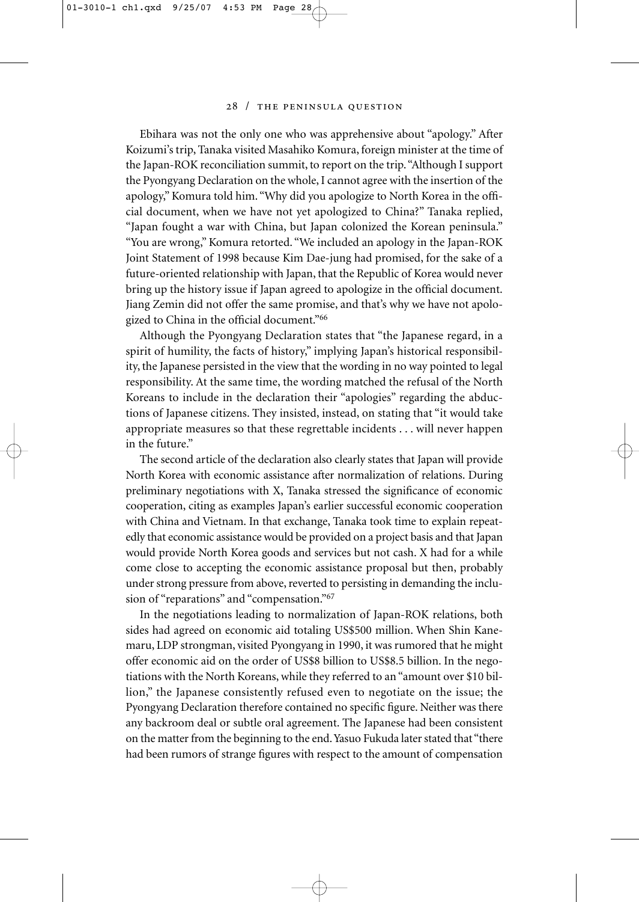Ebihara was not the only one who was apprehensive about "apology." After Koizumi's trip, Tanaka visited Masahiko Komura, foreign minister at the time of the Japan-ROK reconciliation summit, to report on the trip. "Although I support the Pyongyang Declaration on the whole, I cannot agree with the insertion of the apology," Komura told him. "Why did you apologize to North Korea in the official document, when we have not yet apologized to China?" Tanaka replied, "Japan fought a war with China, but Japan colonized the Korean peninsula." "You are wrong," Komura retorted. "We included an apology in the Japan-ROK Joint Statement of 1998 because Kim Dae-jung had promised, for the sake of a future-oriented relationship with Japan, that the Republic of Korea would never bring up the history issue if Japan agreed to apologize in the official document. Jiang Zemin did not offer the same promise, and that's why we have not apologized to China in the official document."[66]

Although the Pyongyang Declaration states that "the Japanese regard, in a spirit of humility, the facts of history," implying Japan's historical responsibility, the Japanese persisted in the view that the wording in no way pointed to legal responsibility. At the same time, the wording matched the refusal of the North Koreans to include in the declaration their "apologies" regarding the abductions of Japanese citizens. They insisted, instead, on stating that "it would take appropriate measures so that these regrettable incidents . . . will never happen in the future."

The second article of the declaration also clearly states that Japan will provide North Korea with economic assistance after normalization of relations. During preliminary negotiations with X, Tanaka stressed the significance of economic cooperation, citing as examples Japan's earlier successful economic cooperation with China and Vietnam. In that exchange, Tanaka took time to explain repeatedly that economic assistance would be provided on a project basis and that Japan would provide North Korea goods and services but not cash. X had for a while come close to accepting the economic assistance proposal but then, probably under strong pressure from above, reverted to persisting in demanding the inclusion of "reparations" and "compensation."[67]

In the negotiations leading to normalization of Japan-ROK relations, both sides had agreed on economic aid totaling US$500 million. When Shin Kanemaru, LDP strongman, visited Pyongyang in 1990, it was rumored that he might offer economic aid on the order of US$8 billion to US$8.5 billion. In the negotiations with the North Koreans, while they referred to an "amount over $10 billion," the Japanese consistently refused even to negotiate on the issue; the Pyongyang Declaration therefore contained no specific figure. Neither was there any backroom deal or subtle oral agreement. The Japanese had been consistent on the matter from the beginning to the end. Yasuo Fukuda later stated that "there had been rumors of strange figures with respect to the amount of compensation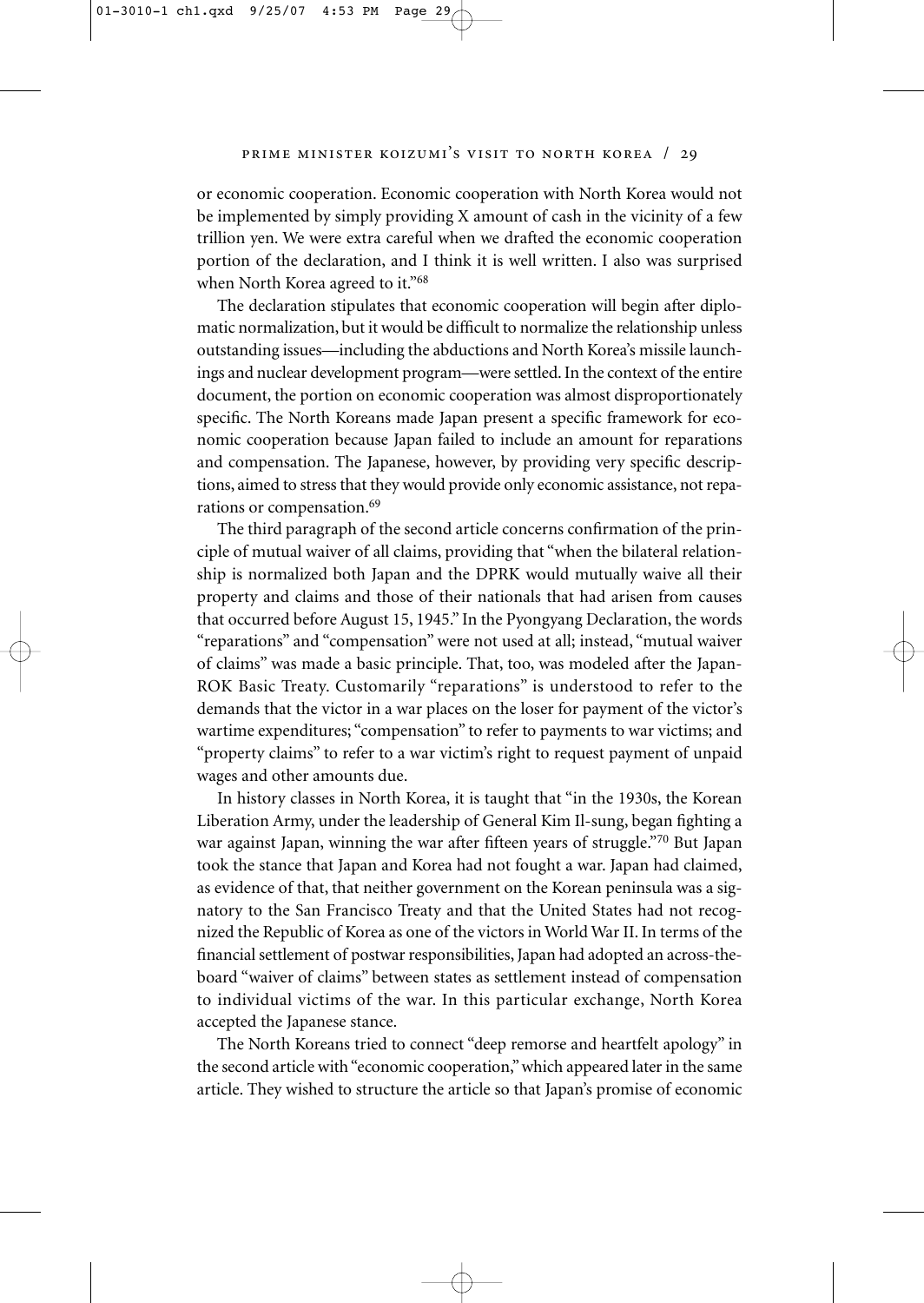or economic cooperation. Economic cooperation with North Korea would not be implemented by simply providing X amount of cash in the vicinity of a few trillion yen. We were extra careful when we drafted the economic cooperation portion of the declaration, and I think it is well written. I also was surprised when North Korea agreed to it."[68]

The declaration stipulates that economic cooperation will begin after diplomatic normalization, but it would be difficult to normalize the relationship unless outstanding issues—including the abductions and North Korea's missile launchings and nuclear development program—were settled. In the context of the entire document, the portion on economic cooperation was almost disproportionately specific. The North Koreans made Japan present a specific framework for economic cooperation because Japan failed to include an amount for reparations and compensation. The Japanese, however, by providing very specific descriptions, aimed to stress that they would provide only economic assistance, not reparations or compensation.[69]

The third paragraph of the second article concerns confirmation of the principle of mutual waiver of all claims, providing that "when the bilateral relationship is normalized both Japan and the DPRK would mutually waive all their property and claims and those of their nationals that had arisen from causes that occurred before August 15, 1945." In the Pyongyang Declaration, the words "reparations" and "compensation" were not used at all; instead, "mutual waiver of claims" was made a basic principle. That, too, was modeled after the Japan-ROK Basic Treaty. Customarily "reparations" is understood to refer to the demands that the victor in a war places on the loser for payment of the victor's wartime expenditures; "compensation" to refer to payments to war victims; and "property claims" to refer to a war victim's right to request payment of unpaid wages and other amounts due.

In history classes in North Korea, it is taught that "in the 1930s, the Korean Liberation Army, under the leadership of General Kim Il-sung, began fighting a war against Japan, winning the war after fifteen years of struggle."[70] But Japan took the stance that Japan and Korea had not fought a war. Japan had claimed, as evidence of that, that neither government on the Korean peninsula was a signatory to the San Francisco Treaty and that the United States had not recognized the Republic of Korea as one of the victors in World War II. In terms of the financial settlement of postwar responsibilities, Japan had adopted an across-the-board "waiver of claims" between states as settlement instead of compensation to individual victims of the war. In this particular exchange, North Korea accepted the Japanese stance.

The North Koreans tried to connect "deep remorse and heartfelt apology" in the second article with "economic cooperation," which appeared later in the same article. They wished to structure the article so that Japan's promise of economic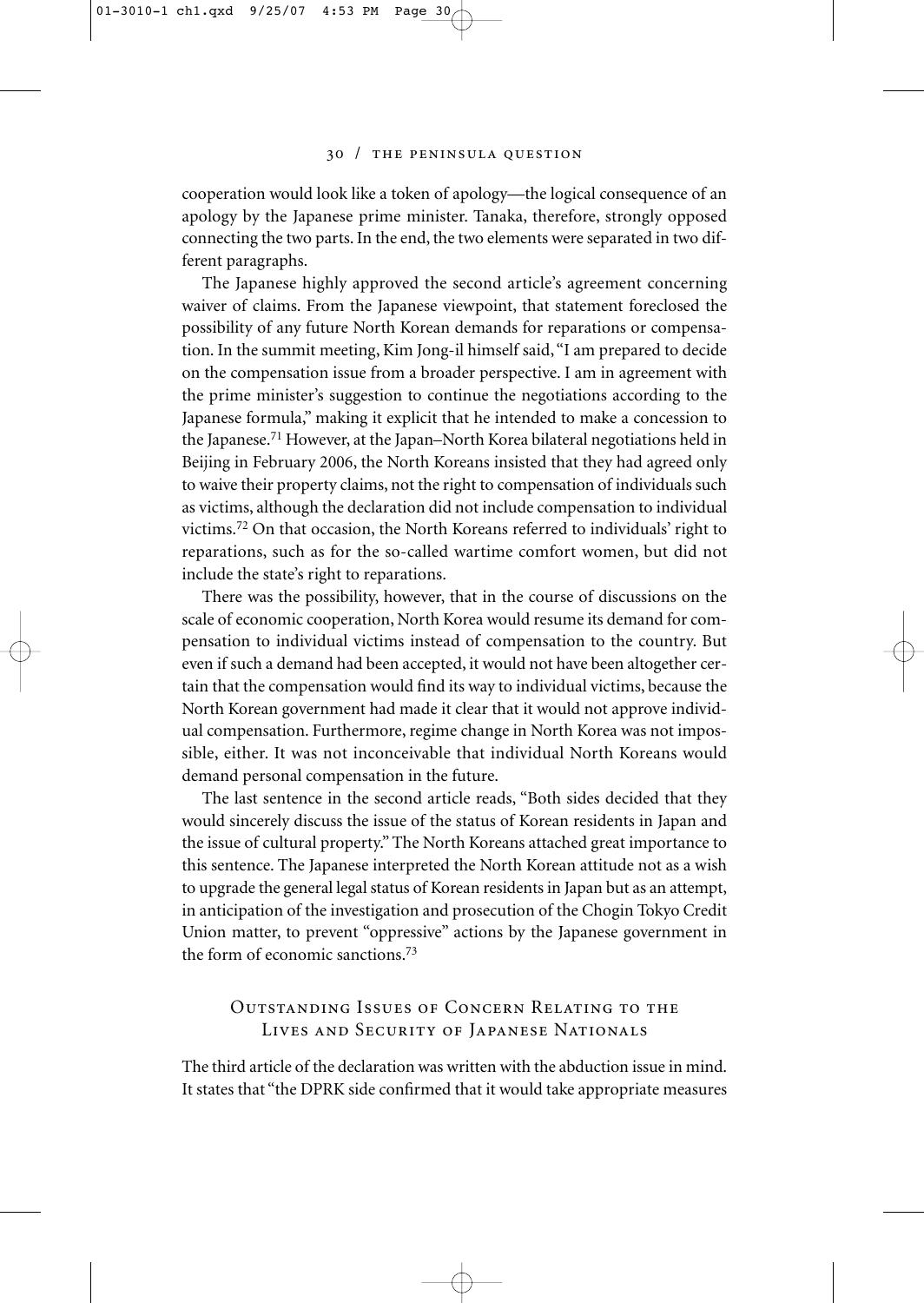cooperation would look like a token of apology—the logical consequence of an apology by the Japanese prime minister. Tanaka, therefore, strongly opposed connecting the two parts. In the end, the two elements were separated in two different paragraphs.

The Japanese highly approved the second article's agreement concerning waiver of claims. From the Japanese viewpoint, that statement foreclosed the possibility of any future North Korean demands for reparations or compensation. In the summit meeting, Kim Jong-il himself said, "I am prepared to decide on the compensation issue from a broader perspective. I am in agreement with the prime minister's suggestion to continue the negotiations according to the Japanese formula," making it explicit that he intended to make a concession to the Japanese.[71] However, at the Japan–North Korea bilateral negotiations held in Beijing in February 2006, the North Koreans insisted that they had agreed only to waive their property claims, not the right to compensation of individuals such as victims, although the declaration did not include compensation to individual victims.[72] On that occasion, the North Koreans referred to individuals' right to reparations, such as for the so-called wartime comfort women, but did not include the state's right to reparations.

There was the possibility, however, that in the course of discussions on the scale of economic cooperation, North Korea would resume its demand for compensation to individual victims instead of compensation to the country. But even if such a demand had been accepted, it would not have been altogether certain that the compensation would find its way to individual victims, because the North Korean government had made it clear that it would not approve individual compensation. Furthermore, regime change in North Korea was not impossible, either. It was not inconceivable that individual North Koreans would demand personal compensation in the future.

The last sentence in the second article reads, "Both sides decided that they would sincerely discuss the issue of the status of Korean residents in Japan and the issue of cultural property." The North Koreans attached great importance to this sentence. The Japanese interpreted the North Korean attitude not as a wish to upgrade the general legal status of Korean residents in Japan but as an attempt, in anticipation of the investigation and prosecution of the Chogin Tokyo Credit Union matter, to prevent "oppressive" actions by the Japanese government in the form of economic sanctions.[73]

## Outstanding Issues of Concern Relating to the Lives and Security of Japanese Nationals

The third article of the declaration was written with the abduction issue in mind. It states that "the DPRK side confirmed that it would take appropriate measures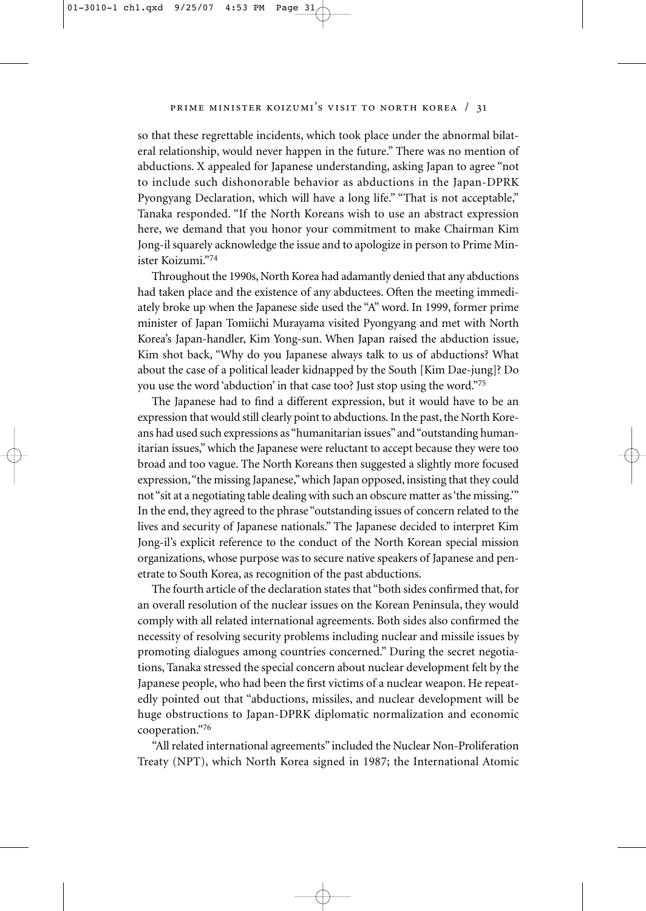so that these regrettable incidents, which took place under the abnormal bilateral relationship, would never happen in the future." There was no mention of abductions. X appealed for Japanese understanding, asking Japan to agree "not to include such dishonorable behavior as abductions in the Japan-DPRK Pyongyang Declaration, which will have a long life." "That is not acceptable," Tanaka responded. "If the North Koreans wish to use an abstract expression here, we demand that you honor your commitment to make Chairman Kim Jong-il squarely acknowledge the issue and to apologize in person to Prime Minister Koizumi."[74]

Throughout the 1990s, North Korea had adamantly denied that any abductions had taken place and the existence of any abductees. Often the meeting immediately broke up when the Japanese side used the "A" word. In 1999, former prime minister of Japan Tomiichi Murayama visited Pyongyang and met with North Korea's Japan-handler, Kim Yong-sun. When Japan raised the abduction issue, Kim shot back, "Why do you Japanese always talk to us of abductions? What about the case of a political leader kidnapped by the South [Kim Dae-jung]? Do you use the word 'abduction' in that case too? Just stop using the word."[75]

The Japanese had to find a different expression, but it would have to be an expression that would still clearly point to abductions. In the past, the North Koreans had used such expressions as "humanitarian issues" and "outstanding humanitarian issues," which the Japanese were reluctant to accept because they were too broad and too vague. The North Koreans then suggested a slightly more focused expression, "the missing Japanese," which Japan opposed, insisting that they could not "sit at a negotiating table dealing with such an obscure matter as 'the missing.'" In the end, they agreed to the phrase "outstanding issues of concern related to the lives and security of Japanese nationals." The Japanese decided to interpret Kim Jong-il's explicit reference to the conduct of the North Korean special mission organizations, whose purpose was to secure native speakers of Japanese and penetrate to South Korea, as recognition of the past abductions.

The fourth article of the declaration states that "both sides confirmed that, for an overall resolution of the nuclear issues on the Korean Peninsula, they would comply with all related international agreements. Both sides also confirmed the necessity of resolving security problems including nuclear and missile issues by promoting dialogues among countries concerned." During the secret negotiations, Tanaka stressed the special concern about nuclear development felt by the Japanese people, who had been the first victims of a nuclear weapon. He repeatedly pointed out that "abductions, missiles, and nuclear development will be huge obstructions to Japan-DPRK diplomatic normalization and economic cooperation."[76]

"All related international agreements" included the Nuclear Non-Proliferation Treaty (NPT), which North Korea signed in 1987; the International Atomic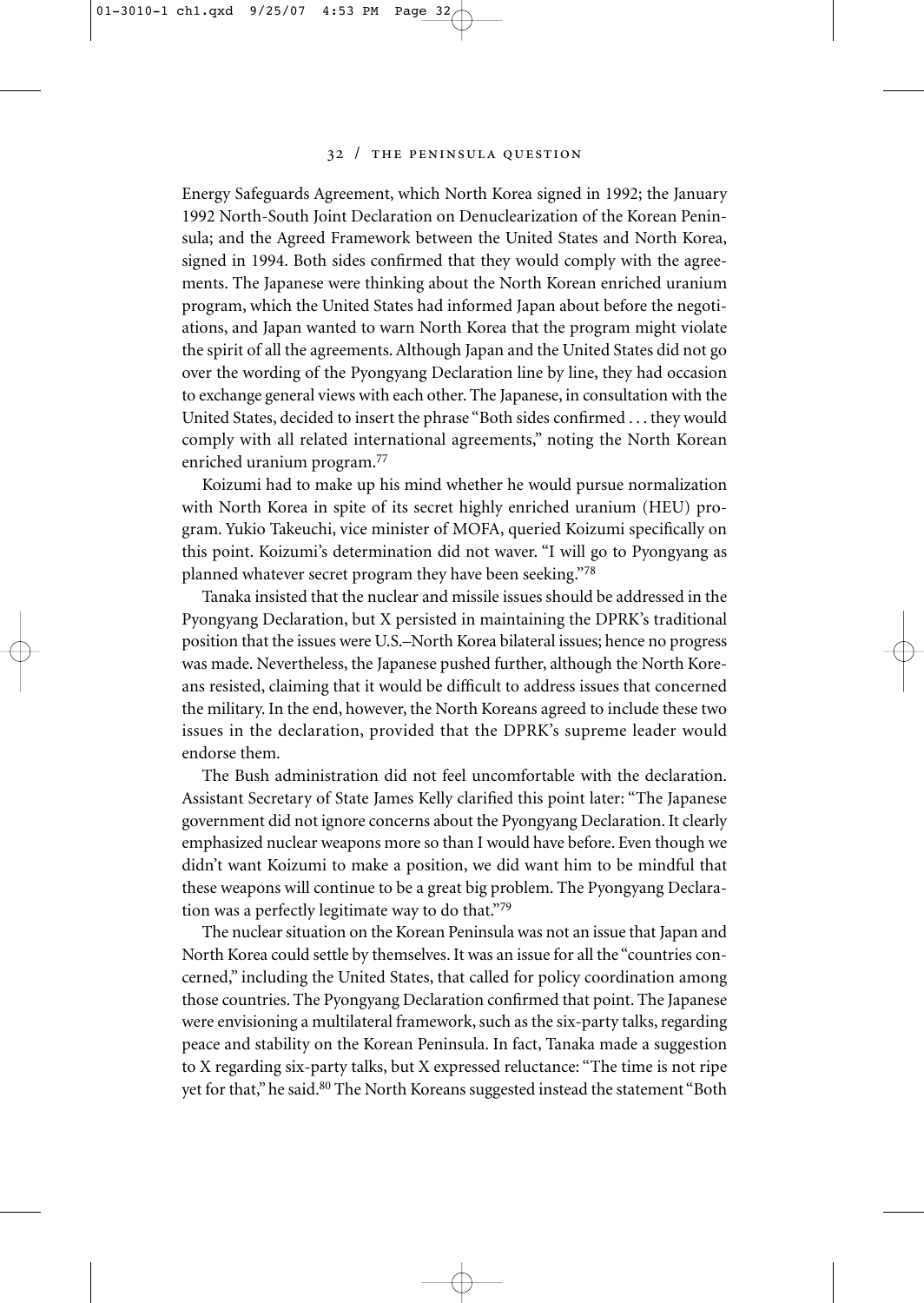Energy Safeguards Agreement, which North Korea signed in 1992; the January 1992 North-South Joint Declaration on Denuclearization of the Korean Peninsula; and the Agreed Framework between the United States and North Korea, signed in 1994. Both sides confirmed that they would comply with the agreements. The Japanese were thinking about the North Korean enriched uranium program, which the United States had informed Japan about before the negotiations, and Japan wanted to warn North Korea that the program might violate the spirit of all the agreements. Although Japan and the United States did not go over the wording of the Pyongyang Declaration line by line, they had occasion to exchange general views with each other. The Japanese, in consultation with the United States, decided to insert the phrase "Both sides confirmed . . . they would comply with all related international agreements," noting the North Korean enriched uranium program.[77]

Koizumi had to make up his mind whether he would pursue normalization with North Korea in spite of its secret highly enriched uranium (HEU) program. Yukio Takeuchi, vice minister of MOFA, queried Koizumi specifically on this point. Koizumi's determination did not waver. "I will go to Pyongyang as planned whatever secret program they have been seeking."[78]

Tanaka insisted that the nuclear and missile issues should be addressed in the Pyongyang Declaration, but X persisted in maintaining the DPRK's traditional position that the issues were U.S.–North Korea bilateral issues; hence no progress was made. Nevertheless, the Japanese pushed further, although the North Koreans resisted, claiming that it would be difficult to address issues that concerned the military. In the end, however, the North Koreans agreed to include these two issues in the declaration, provided that the DPRK's supreme leader would endorse them.

The Bush administration did not feel uncomfortable with the declaration. Assistant Secretary of State James Kelly clarified this point later: "The Japanese government did not ignore concerns about the Pyongyang Declaration. It clearly emphasized nuclear weapons more so than I would have before. Even though we didn't want Koizumi to make a position, we did want him to be mindful that these weapons will continue to be a great big problem. The Pyongyang Declaration was a perfectly legitimate way to do that."[79]

The nuclear situation on the Korean Peninsula was not an issue that Japan and North Korea could settle by themselves. It was an issue for all the "countries concerned," including the United States, that called for policy coordination among those countries. The Pyongyang Declaration confirmed that point. The Japanese were envisioning a multilateral framework, such as the six-party talks, regarding peace and stability on the Korean Peninsula. In fact, Tanaka made a suggestion to X regarding six-party talks, but X expressed reluctance: "The time is not ripe yet for that," he said.[80] The North Koreans suggested instead the statement "Both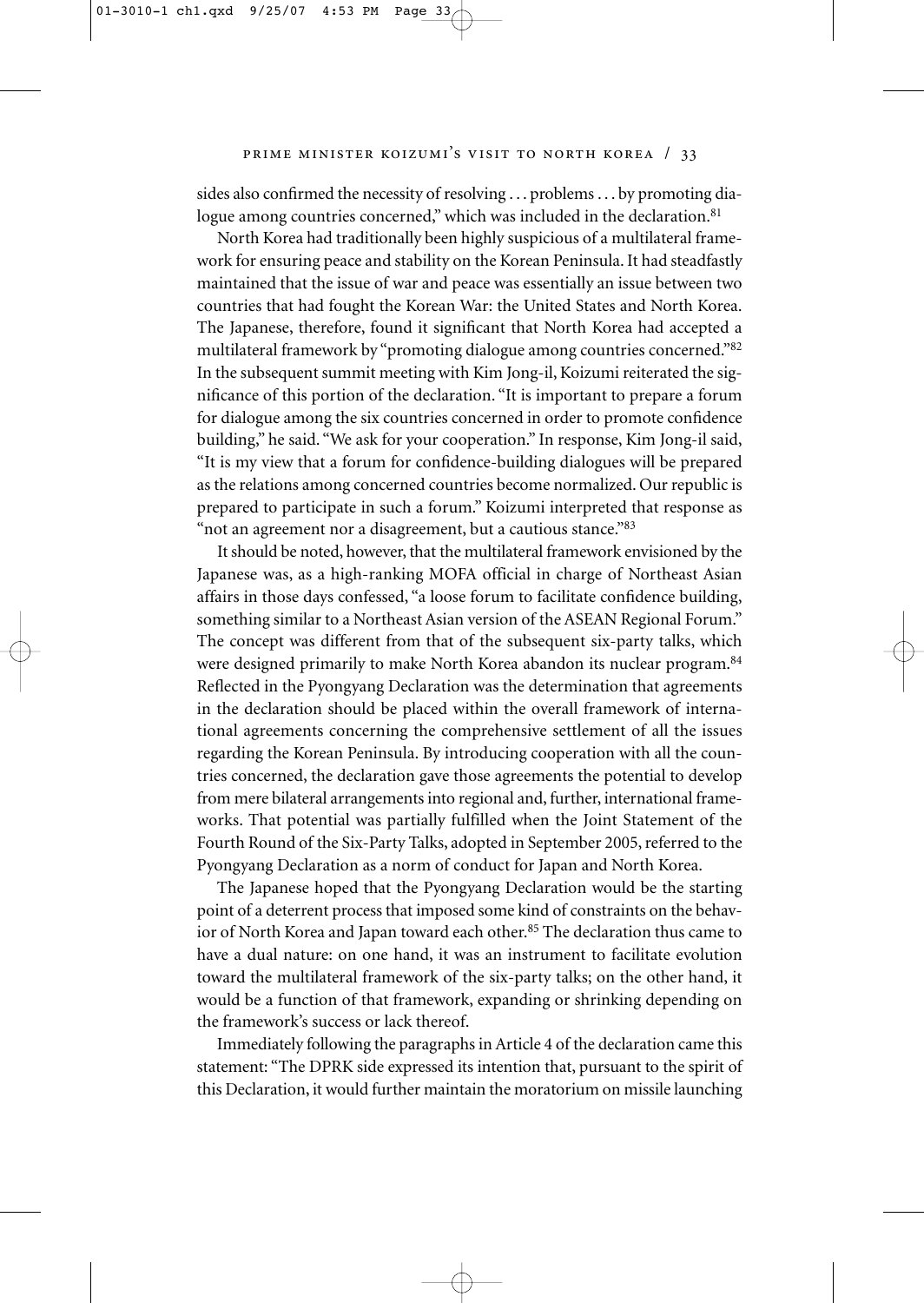sides also confirmed the necessity of resolving . . . problems . . . by promoting dialogue among countries concerned," which was included in the declaration.[81]

North Korea had traditionally been highly suspicious of a multilateral framework for ensuring peace and stability on the Korean Peninsula. It had steadfastly maintained that the issue of war and peace was essentially an issue between two countries that had fought the Korean War: the United States and North Korea. The Japanese, therefore, found it significant that North Korea had accepted a multilateral framework by "promoting dialogue among countries concerned."[82] In the subsequent summit meeting with Kim Jong-il, Koizumi reiterated the significance of this portion of the declaration. "It is important to prepare a forum for dialogue among the six countries concerned in order to promote confidence building," he said. "We ask for your cooperation." In response, Kim Jong-il said, "It is my view that a forum for confidence-building dialogues will be prepared as the relations among concerned countries become normalized. Our republic is prepared to participate in such a forum." Koizumi interpreted that response as "not an agreement nor a disagreement, but a cautious stance."[83]

It should be noted, however, that the multilateral framework envisioned by the Japanese was, as a high-ranking MOFA official in charge of Northeast Asian affairs in those days confessed, "a loose forum to facilitate confidence building, something similar to a Northeast Asian version of the ASEAN Regional Forum." The concept was different from that of the subsequent six-party talks, which were designed primarily to make North Korea abandon its nuclear program.[84] Reflected in the Pyongyang Declaration was the determination that agreements in the declaration should be placed within the overall framework of international agreements concerning the comprehensive settlement of all the issues regarding the Korean Peninsula. By introducing cooperation with all the countries concerned, the declaration gave those agreements the potential to develop from mere bilateral arrangements into regional and, further, international frameworks. That potential was partially fulfilled when the Joint Statement of the Fourth Round of the Six-Party Talks, adopted in September 2005, referred to the Pyongyang Declaration as a norm of conduct for Japan and North Korea.

The Japanese hoped that the Pyongyang Declaration would be the starting point of a deterrent process that imposed some kind of constraints on the behavior of North Korea and Japan toward each other.[85] The declaration thus came to have a dual nature: on one hand, it was an instrument to facilitate evolution toward the multilateral framework of the six-party talks; on the other hand, it would be a function of that framework, expanding or shrinking depending on the framework's success or lack thereof.

Immediately following the paragraphs in Article 4 of the declaration came this statement: "The DPRK side expressed its intention that, pursuant to the spirit of this Declaration, it would further maintain the moratorium on missile launching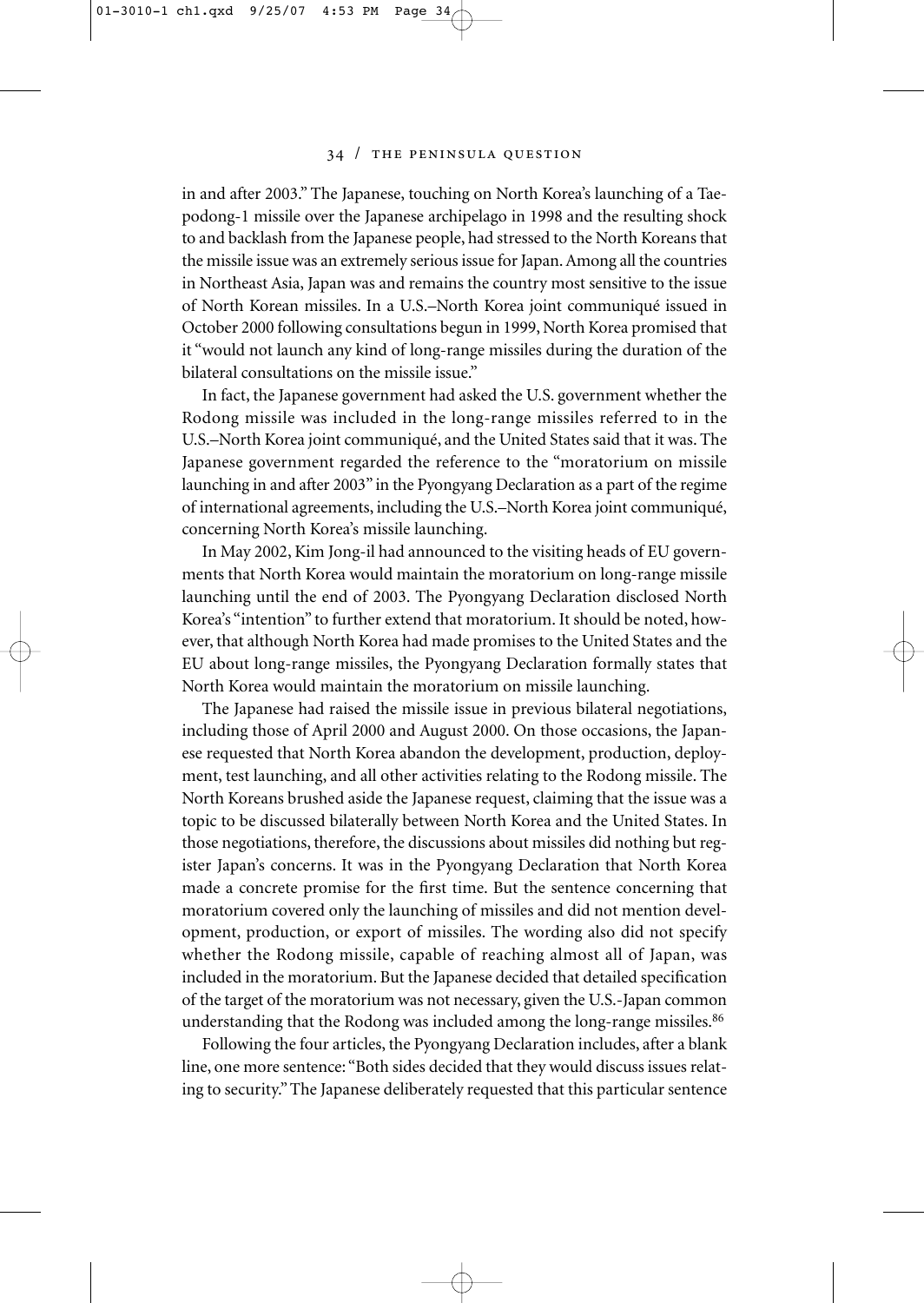in and after 2003." The Japanese, touching on North Korea's launching of a Taepodong-1 missile over the Japanese archipelago in 1998 and the resulting shock to and backlash from the Japanese people, had stressed to the North Koreans that the missile issue was an extremely serious issue for Japan. Among all the countries in Northeast Asia, Japan was and remains the country most sensitive to the issue of North Korean missiles. In a U.S.–North Korea joint communiqué issued in October 2000 following consultations begun in 1999, North Korea promised that it "would not launch any kind of long-range missiles during the duration of the bilateral consultations on the missile issue."

In fact, the Japanese government had asked the U.S. government whether the Rodong missile was included in the long-range missiles referred to in the U.S.–North Korea joint communiqué, and the United States said that it was. The Japanese government regarded the reference to the "moratorium on missile launching in and after 2003" in the Pyongyang Declaration as a part of the regime of international agreements, including the U.S.–North Korea joint communiqué, concerning North Korea's missile launching.

In May 2002, Kim Jong-il had announced to the visiting heads of EU governments that North Korea would maintain the moratorium on long-range missile launching until the end of 2003. The Pyongyang Declaration disclosed North Korea's "intention" to further extend that moratorium. It should be noted, however, that although North Korea had made promises to the United States and the EU about long-range missiles, the Pyongyang Declaration formally states that North Korea would maintain the moratorium on missile launching.

The Japanese had raised the missile issue in previous bilateral negotiations, including those of April 2000 and August 2000. On those occasions, the Japanese requested that North Korea abandon the development, production, deployment, test launching, and all other activities relating to the Rodong missile. The North Koreans brushed aside the Japanese request, claiming that the issue was a topic to be discussed bilaterally between North Korea and the United States. In those negotiations, therefore, the discussions about missiles did nothing but register Japan's concerns. It was in the Pyongyang Declaration that North Korea made a concrete promise for the first time. But the sentence concerning that moratorium covered only the launching of missiles and did not mention development, production, or export of missiles. The wording also did not specify whether the Rodong missile, capable of reaching almost all of Japan, was included in the moratorium. But the Japanese decided that detailed specification of the target of the moratorium was not necessary, given the U.S.-Japan common understanding that the Rodong was included among the long-range missiles.[86]

Following the four articles, the Pyongyang Declaration includes, after a blank line, one more sentence: "Both sides decided that they would discuss issues relating to security." The Japanese deliberately requested that this particular sentence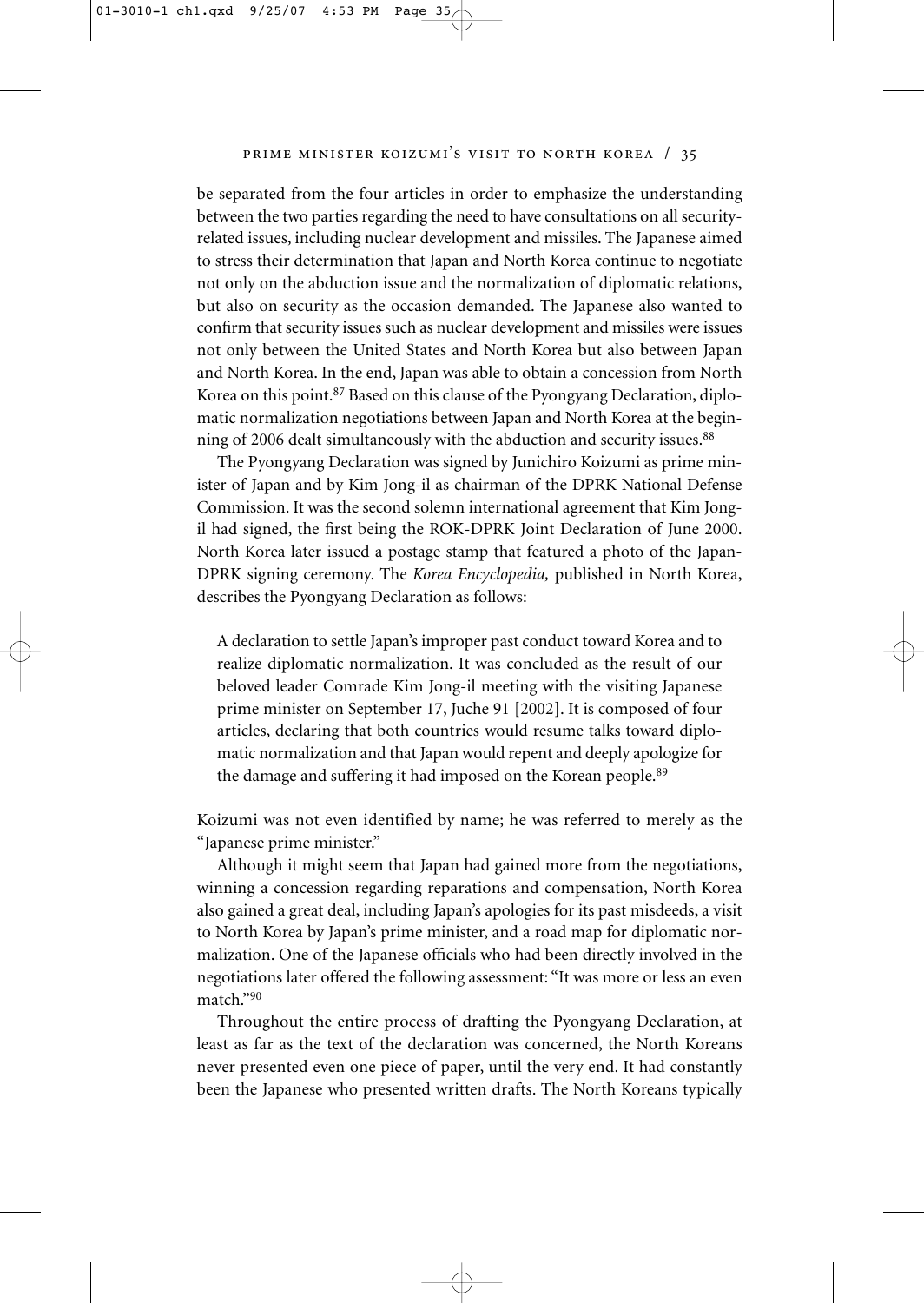be separated from the four articles in order to emphasize the understanding between the two parties regarding the need to have consultations on all security-related issues, including nuclear development and missiles. The Japanese aimed to stress their determination that Japan and North Korea continue to negotiate not only on the abduction issue and the normalization of diplomatic relations, but also on security as the occasion demanded. The Japanese also wanted to confirm that security issues such as nuclear development and missiles were issues not only between the United States and North Korea but also between Japan and North Korea. In the end, Japan was able to obtain a concession from North Korea on this point.[87] Based on this clause of the Pyongyang Declaration, diplomatic normalization negotiations between Japan and North Korea at the beginning of 2006 dealt simultaneously with the abduction and security issues.[88]

The Pyongyang Declaration was signed by Junichiro Koizumi as prime minister of Japan and by Kim Jong-il as chairman of the DPRK National Defense Commission. It was the second solemn international agreement that Kim Jong-il had signed, the first being the ROK-DPRK Joint Declaration of June 2000. North Korea later issued a postage stamp that featured a photo of the Japan-DPRK signing ceremony. The *Korea Encyclopedia,* published in North Korea, describes the Pyongyang Declaration as follows:

> A declaration to settle Japan's improper past conduct toward Korea and to realize diplomatic normalization. It was concluded as the result of our beloved leader Comrade Kim Jong-il meeting with the visiting Japanese prime minister on September 17, Juche 91 [2002]. It is composed of four articles, declaring that both countries would resume talks toward diplomatic normalization and that Japan would repent and deeply apologize for the damage and suffering it had imposed on the Korean people.[89]

Koizumi was not even identified by name; he was referred to merely as the "Japanese prime minister."

Although it might seem that Japan had gained more from the negotiations, winning a concession regarding reparations and compensation, North Korea also gained a great deal, including Japan's apologies for its past misdeeds, a visit to North Korea by Japan's prime minister, and a road map for diplomatic normalization. One of the Japanese officials who had been directly involved in the negotiations later offered the following assessment: "It was more or less an even match."[90]

Throughout the entire process of drafting the Pyongyang Declaration, at least as far as the text of the declaration was concerned, the North Koreans never presented even one piece of paper, until the very end. It had constantly been the Japanese who presented written drafts. The North Koreans typically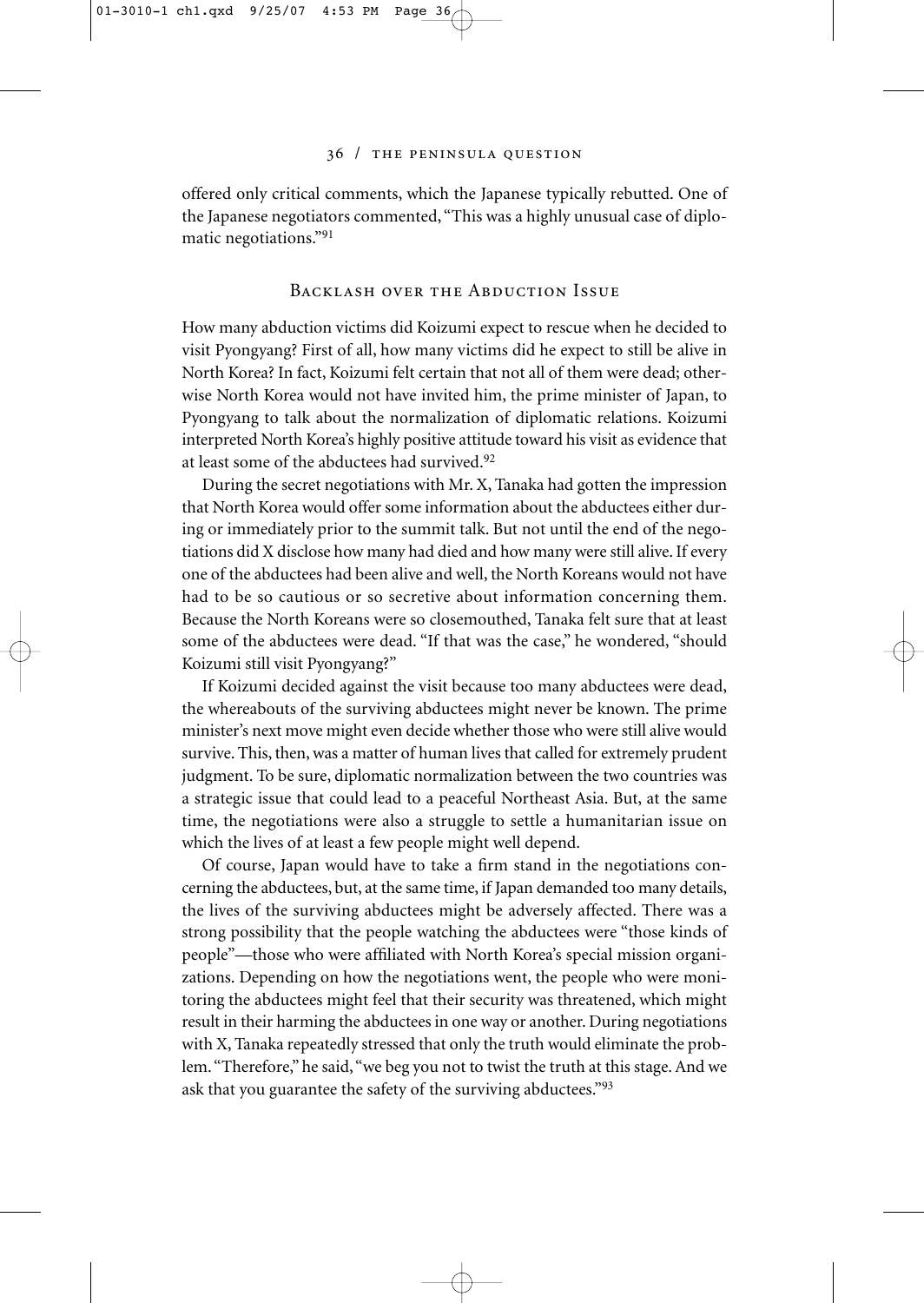offered only critical comments, which the Japanese typically rebutted. One of the Japanese negotiators commented, "This was a highly unusual case of diplomatic negotiations."[91]

## Backlash over the Abduction Issue

How many abduction victims did Koizumi expect to rescue when he decided to visit Pyongyang? First of all, how many victims did he expect to still be alive in North Korea? In fact, Koizumi felt certain that not all of them were dead; otherwise North Korea would not have invited him, the prime minister of Japan, to Pyongyang to talk about the normalization of diplomatic relations. Koizumi interpreted North Korea's highly positive attitude toward his visit as evidence that at least some of the abductees had survived.[92]

During the secret negotiations with Mr. X, Tanaka had gotten the impression that North Korea would offer some information about the abductees either during or immediately prior to the summit talk. But not until the end of the negotiations did X disclose how many had died and how many were still alive. If every one of the abductees had been alive and well, the North Koreans would not have had to be so cautious or so secretive about information concerning them. Because the North Koreans were so closemouthed, Tanaka felt sure that at least some of the abductees were dead. "If that was the case," he wondered, "should Koizumi still visit Pyongyang?"

If Koizumi decided against the visit because too many abductees were dead, the whereabouts of the surviving abductees might never be known. The prime minister's next move might even decide whether those who were still alive would survive. This, then, was a matter of human lives that called for extremely prudent judgment. To be sure, diplomatic normalization between the two countries was a strategic issue that could lead to a peaceful Northeast Asia. But, at the same time, the negotiations were also a struggle to settle a humanitarian issue on which the lives of at least a few people might well depend.

Of course, Japan would have to take a firm stand in the negotiations concerning the abductees, but, at the same time, if Japan demanded too many details, the lives of the surviving abductees might be adversely affected. There was a strong possibility that the people watching the abductees were "those kinds of people"—those who were affiliated with North Korea's special mission organizations. Depending on how the negotiations went, the people who were monitoring the abductees might feel that their security was threatened, which might result in their harming the abductees in one way or another. During negotiations with X, Tanaka repeatedly stressed that only the truth would eliminate the problem. "Therefore," he said, "we beg you not to twist the truth at this stage. And we ask that you guarantee the safety of the surviving abductees."[93]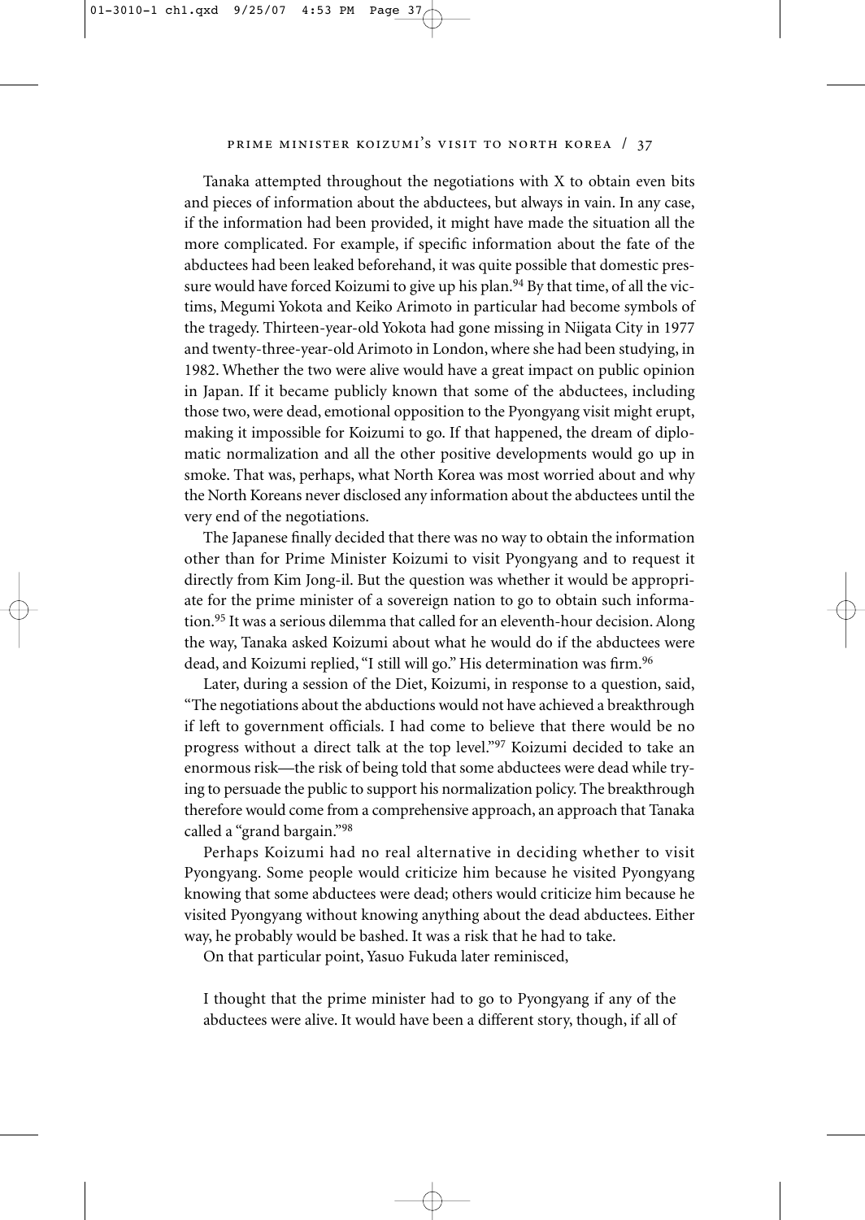Tanaka attempted throughout the negotiations with X to obtain even bits and pieces of information about the abductees, but always in vain. In any case, if the information had been provided, it might have made the situation all the more complicated. For example, if specific information about the fate of the abductees had been leaked beforehand, it was quite possible that domestic pressure would have forced Koizumi to give up his plan.[94] By that time, of all the victims, Megumi Yokota and Keiko Arimoto in particular had become symbols of the tragedy. Thirteen-year-old Yokota had gone missing in Niigata City in 1977 and twenty-three-year-old Arimoto in London, where she had been studying, in 1982. Whether the two were alive would have a great impact on public opinion in Japan. If it became publicly known that some of the abductees, including those two, were dead, emotional opposition to the Pyongyang visit might erupt, making it impossible for Koizumi to go. If that happened, the dream of diplomatic normalization and all the other positive developments would go up in smoke. That was, perhaps, what North Korea was most worried about and why the North Koreans never disclosed any information about the abductees until the very end of the negotiations.

The Japanese finally decided that there was no way to obtain the information other than for Prime Minister Koizumi to visit Pyongyang and to request it directly from Kim Jong-il. But the question was whether it would be appropriate for the prime minister of a sovereign nation to go to obtain such information.[95] It was a serious dilemma that called for an eleventh-hour decision. Along the way, Tanaka asked Koizumi about what he would do if the abductees were dead, and Koizumi replied, "I still will go." His determination was firm.[96]

Later, during a session of the Diet, Koizumi, in response to a question, said, "The negotiations about the abductions would not have achieved a breakthrough if left to government officials. I had come to believe that there would be no progress without a direct talk at the top level."[97] Koizumi decided to take an enormous risk—the risk of being told that some abductees were dead while trying to persuade the public to support his normalization policy. The breakthrough therefore would come from a comprehensive approach, an approach that Tanaka called a "grand bargain."[98]

Perhaps Koizumi had no real alternative in deciding whether to visit Pyongyang. Some people would criticize him because he visited Pyongyang knowing that some abductees were dead; others would criticize him because he visited Pyongyang without knowing anything about the dead abductees. Either way, he probably would be bashed. It was a risk that he had to take.

On that particular point, Yasuo Fukuda later reminisced,

> I thought that the prime minister had to go to Pyongyang if any of the abductees were alive. It would have been a different story, though, if all of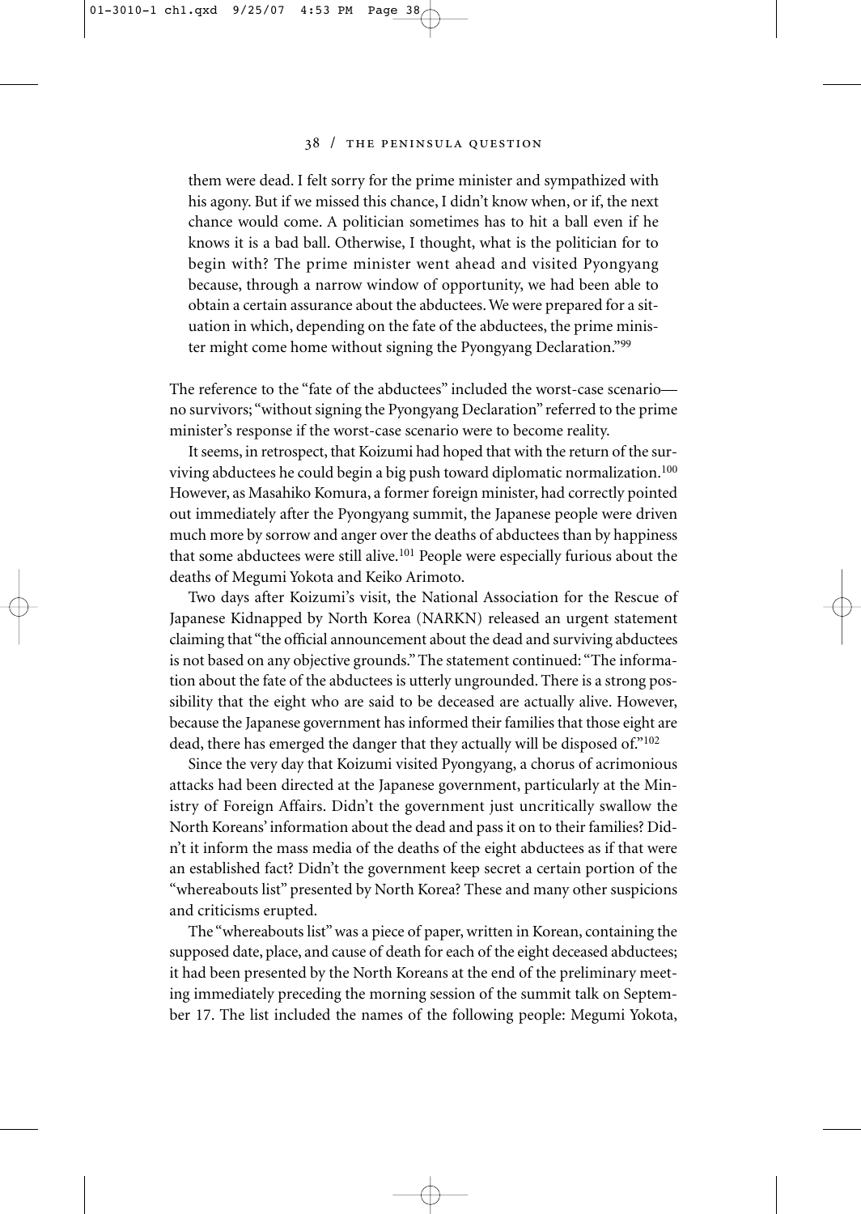them were dead. I felt sorry for the prime minister and sympathized with his agony. But if we missed this chance, I didn't know when, or if, the next chance would come. A politician sometimes has to hit a ball even if he knows it is a bad ball. Otherwise, I thought, what is the politician for to begin with? The prime minister went ahead and visited Pyongyang because, through a narrow window of opportunity, we had been able to obtain a certain assurance about the abductees. We were prepared for a situation in which, depending on the fate of the abductees, the prime minister might come home without signing the Pyongyang Declaration."[99]

The reference to the "fate of the abductees" included the worst-case scenario—no survivors; "without signing the Pyongyang Declaration" referred to the prime minister's response if the worst-case scenario were to become reality.

It seems, in retrospect, that Koizumi had hoped that with the return of the surviving abductees he could begin a big push toward diplomatic normalization.[100] However, as Masahiko Komura, a former foreign minister, had correctly pointed out immediately after the Pyongyang summit, the Japanese people were driven much more by sorrow and anger over the deaths of abductees than by happiness that some abductees were still alive.[101] People were especially furious about the deaths of Megumi Yokota and Keiko Arimoto.

Two days after Koizumi's visit, the National Association for the Rescue of Japanese Kidnapped by North Korea (NARKN) released an urgent statement claiming that "the official announcement about the dead and surviving abductees is not based on any objective grounds." The statement continued: "The information about the fate of the abductees is utterly ungrounded. There is a strong possibility that the eight who are said to be deceased are actually alive. However, because the Japanese government has informed their families that those eight are dead, there has emerged the danger that they actually will be disposed of."[102]

Since the very day that Koizumi visited Pyongyang, a chorus of acrimonious attacks had been directed at the Japanese government, particularly at the Ministry of Foreign Affairs. Didn't the government just uncritically swallow the North Koreans' information about the dead and pass it on to their families? Didn't it inform the mass media of the deaths of the eight abductees as if that were an established fact? Didn't the government keep secret a certain portion of the "whereabouts list" presented by North Korea? These and many other suspicions and criticisms erupted.

The "whereabouts list" was a piece of paper, written in Korean, containing the supposed date, place, and cause of death for each of the eight deceased abductees; it had been presented by the North Koreans at the end of the preliminary meeting immediately preceding the morning session of the summit talk on September 17. The list included the names of the following people: Megumi Yokota,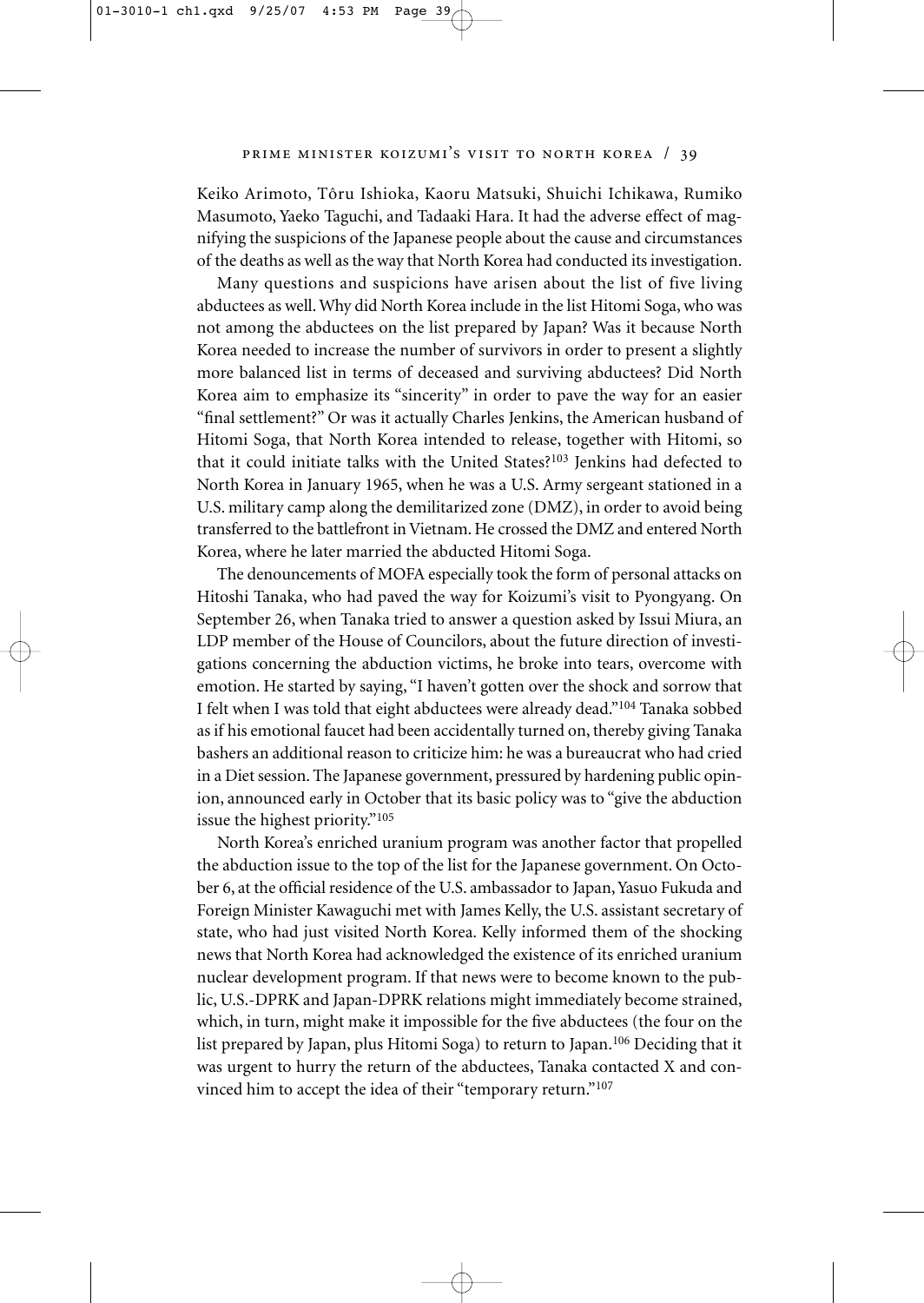Keiko Arimoto, Tôru Ishioka, Kaoru Matsuki, Shuichi Ichikawa, Rumiko Masumoto, Yaeko Taguchi, and Tadaaki Hara. It had the adverse effect of magnifying the suspicions of the Japanese people about the cause and circumstances of the deaths as well as the way that North Korea had conducted its investigation.

Many questions and suspicions have arisen about the list of five living abductees as well. Why did North Korea include in the list Hitomi Soga, who was not among the abductees on the list prepared by Japan? Was it because North Korea needed to increase the number of survivors in order to present a slightly more balanced list in terms of deceased and surviving abductees? Did North Korea aim to emphasize its "sincerity" in order to pave the way for an easier "final settlement?" Or was it actually Charles Jenkins, the American husband of Hitomi Soga, that North Korea intended to release, together with Hitomi, so that it could initiate talks with the United States?[103] Jenkins had defected to North Korea in January 1965, when he was a U.S. Army sergeant stationed in a U.S. military camp along the demilitarized zone (DMZ), in order to avoid being transferred to the battlefront in Vietnam. He crossed the DMZ and entered North Korea, where he later married the abducted Hitomi Soga.

The denouncements of MOFA especially took the form of personal attacks on Hitoshi Tanaka, who had paved the way for Koizumi's visit to Pyongyang. On September 26, when Tanaka tried to answer a question asked by Issui Miura, an LDP member of the House of Councilors, about the future direction of investigations concerning the abduction victims, he broke into tears, overcome with emotion. He started by saying, "I haven't gotten over the shock and sorrow that I felt when I was told that eight abductees were already dead."[104] Tanaka sobbed as if his emotional faucet had been accidentally turned on, thereby giving Tanaka bashers an additional reason to criticize him: he was a bureaucrat who had cried in a Diet session. The Japanese government, pressured by hardening public opinion, announced early in October that its basic policy was to "give the abduction issue the highest priority."[105]

North Korea's enriched uranium program was another factor that propelled the abduction issue to the top of the list for the Japanese government. On October 6, at the official residence of the U.S. ambassador to Japan, Yasuo Fukuda and Foreign Minister Kawaguchi met with James Kelly, the U.S. assistant secretary of state, who had just visited North Korea. Kelly informed them of the shocking news that North Korea had acknowledged the existence of its enriched uranium nuclear development program. If that news were to become known to the public, U.S.-DPRK and Japan-DPRK relations might immediately become strained, which, in turn, might make it impossible for the five abductees (the four on the list prepared by Japan, plus Hitomi Soga) to return to Japan.[106] Deciding that it was urgent to hurry the return of the abductees, Tanaka contacted X and convinced him to accept the idea of their "temporary return."[107]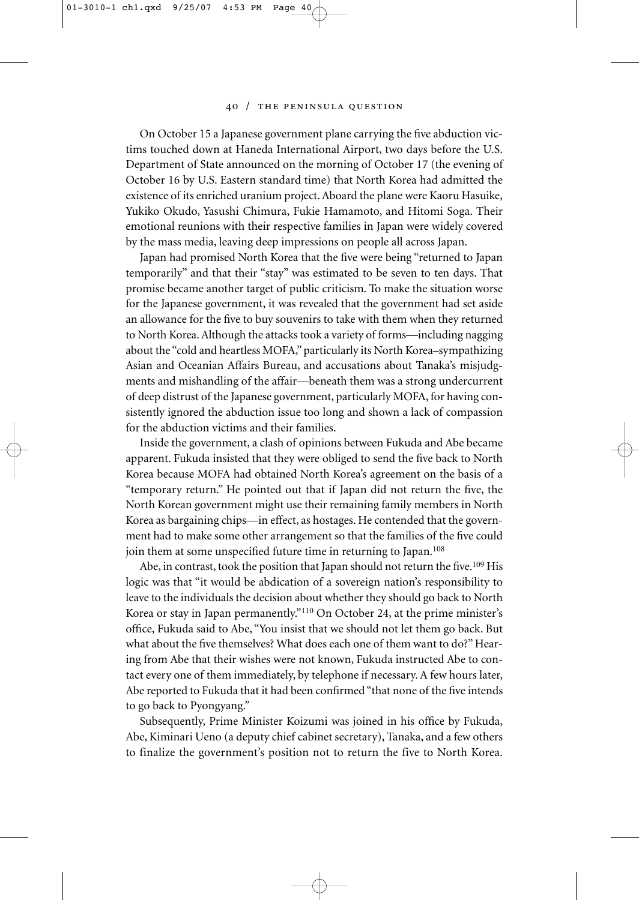On October 15 a Japanese government plane carrying the five abduction victims touched down at Haneda International Airport, two days before the U.S. Department of State announced on the morning of October 17 (the evening of October 16 by U.S. Eastern standard time) that North Korea had admitted the existence of its enriched uranium project. Aboard the plane were Kaoru Hasuike, Yukiko Okudo, Yasushi Chimura, Fukie Hamamoto, and Hitomi Soga. Their emotional reunions with their respective families in Japan were widely covered by the mass media, leaving deep impressions on people all across Japan.

Japan had promised North Korea that the five were being "returned to Japan temporarily" and that their "stay" was estimated to be seven to ten days. That promise became another target of public criticism. To make the situation worse for the Japanese government, it was revealed that the government had set aside an allowance for the five to buy souvenirs to take with them when they returned to North Korea. Although the attacks took a variety of forms—including nagging about the "cold and heartless MOFA," particularly its North Korea–sympathizing Asian and Oceanian Affairs Bureau, and accusations about Tanaka's misjudgments and mishandling of the affair—beneath them was a strong undercurrent of deep distrust of the Japanese government, particularly MOFA, for having consistently ignored the abduction issue too long and shown a lack of compassion for the abduction victims and their families.

Inside the government, a clash of opinions between Fukuda and Abe became apparent. Fukuda insisted that they were obliged to send the five back to North Korea because MOFA had obtained North Korea's agreement on the basis of a "temporary return." He pointed out that if Japan did not return the five, the North Korean government might use their remaining family members in North Korea as bargaining chips—in effect, as hostages. He contended that the government had to make some other arrangement so that the families of the five could join them at some unspecified future time in returning to Japan.[108]

Abe, in contrast, took the position that Japan should not return the five.[109] His logic was that "it would be abdication of a sovereign nation's responsibility to leave to the individuals the decision about whether they should go back to North Korea or stay in Japan permanently."[110] On October 24, at the prime minister's office, Fukuda said to Abe, "You insist that we should not let them go back. But what about the five themselves? What does each one of them want to do?" Hearing from Abe that their wishes were not known, Fukuda instructed Abe to contact every one of them immediately, by telephone if necessary. A few hours later, Abe reported to Fukuda that it had been confirmed "that none of the five intends to go back to Pyongyang."

Subsequently, Prime Minister Koizumi was joined in his office by Fukuda, Abe, Kiminari Ueno (a deputy chief cabinet secretary), Tanaka, and a few others to finalize the government's position not to return the five to North Korea.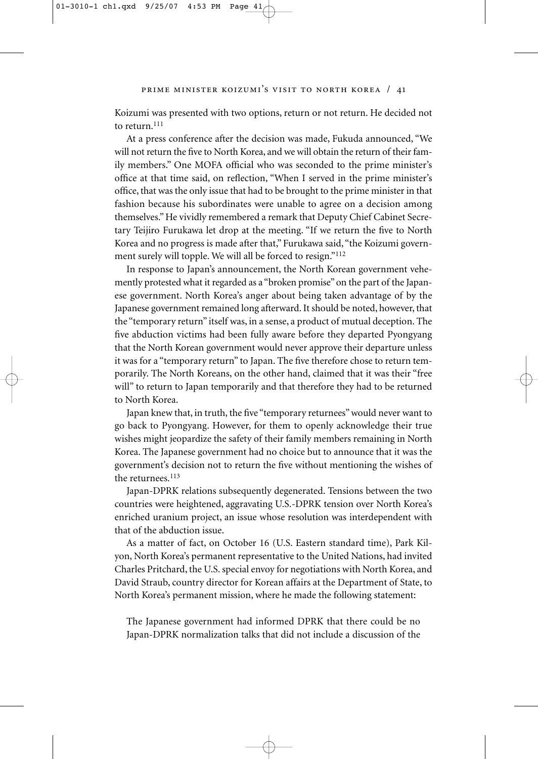Koizumi was presented with two options, return or not return. He decided not to return.[111]

At a press conference after the decision was made, Fukuda announced, "We will not return the five to North Korea, and we will obtain the return of their family members." One MOFA official who was seconded to the prime minister's office at that time said, on reflection, "When I served in the prime minister's office, that was the only issue that had to be brought to the prime minister in that fashion because his subordinates were unable to agree on a decision among themselves." He vividly remembered a remark that Deputy Chief Cabinet Secretary Teijiro Furukawa let drop at the meeting. "If we return the five to North Korea and no progress is made after that," Furukawa said, "the Koizumi government surely will topple. We will all be forced to resign."[112]

In response to Japan's announcement, the North Korean government vehemently protested what it regarded as a "broken promise" on the part of the Japanese government. North Korea's anger about being taken advantage of by the Japanese government remained long afterward. It should be noted, however, that the "temporary return" itself was, in a sense, a product of mutual deception. The five abduction victims had been fully aware before they departed Pyongyang that the North Korean government would never approve their departure unless it was for a "temporary return" to Japan. The five therefore chose to return temporarily. The North Koreans, on the other hand, claimed that it was their "free will" to return to Japan temporarily and that therefore they had to be returned to North Korea.

Japan knew that, in truth, the five "temporary returnees" would never want to go back to Pyongyang. However, for them to openly acknowledge their true wishes might jeopardize the safety of their family members remaining in North Korea. The Japanese government had no choice but to announce that it was the government's decision not to return the five without mentioning the wishes of the returnees.[113]

Japan-DPRK relations subsequently degenerated. Tensions between the two countries were heightened, aggravating U.S.-DPRK tension over North Korea's enriched uranium project, an issue whose resolution was interdependent with that of the abduction issue.

As a matter of fact, on October 16 (U.S. Eastern standard time), Park Kilyon, North Korea's permanent representative to the United Nations, had invited Charles Pritchard, the U.S. special envoy for negotiations with North Korea, and David Straub, country director for Korean affairs at the Department of State, to North Korea's permanent mission, where he made the following statement:

> The Japanese government had informed DPRK that there could be no Japan-DPRK normalization talks that did not include a discussion of the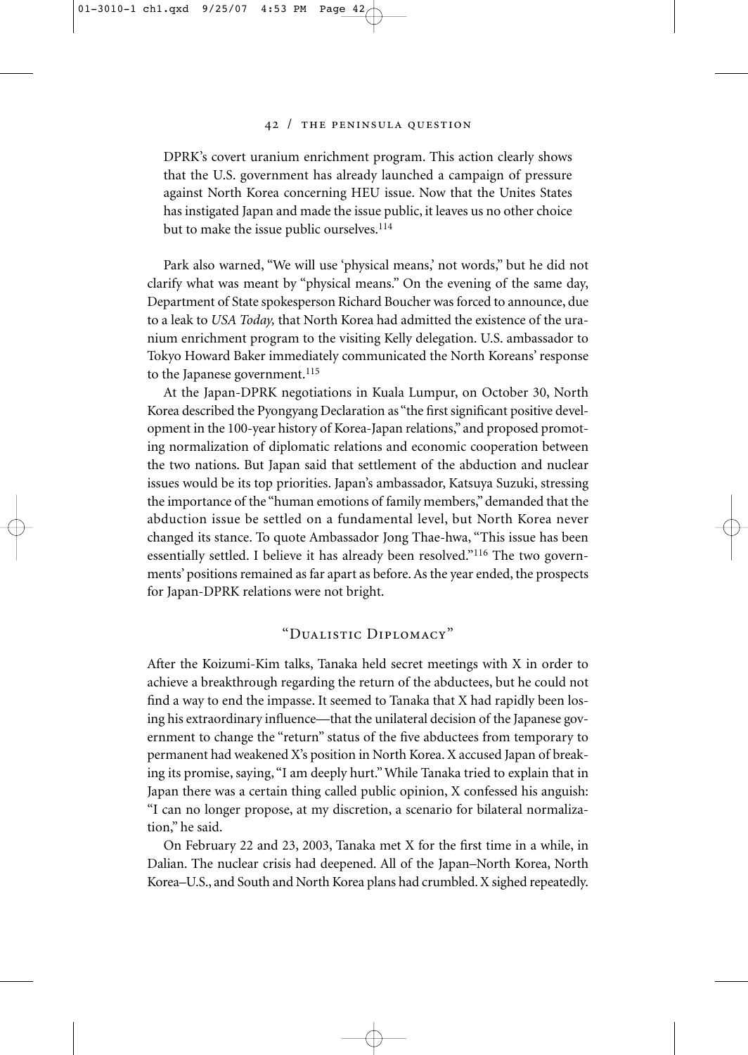DPRK's covert uranium enrichment program. This action clearly shows that the U.S. government has already launched a campaign of pressure against North Korea concerning HEU issue. Now that the Unites States has instigated Japan and made the issue public, it leaves us no other choice but to make the issue public ourselves.[114]

Park also warned, "We will use 'physical means,' not words," but he did not clarify what was meant by "physical means." On the evening of the same day, Department of State spokesperson Richard Boucher was forced to announce, due to a leak to *USA Today,* that North Korea had admitted the existence of the uranium enrichment program to the visiting Kelly delegation. U.S. ambassador to Tokyo Howard Baker immediately communicated the North Koreans' response to the Japanese government.[115]

At the Japan-DPRK negotiations in Kuala Lumpur, on October 30, North Korea described the Pyongyang Declaration as "the first significant positive development in the 100-year history of Korea-Japan relations," and proposed promoting normalization of diplomatic relations and economic cooperation between the two nations. But Japan said that settlement of the abduction and nuclear issues would be its top priorities. Japan's ambassador, Katsuya Suzuki, stressing the importance of the "human emotions of family members," demanded that the abduction issue be settled on a fundamental level, but North Korea never changed its stance. To quote Ambassador Jong Thae-hwa, "This issue has been essentially settled. I believe it has already been resolved."[116] The two governments' positions remained as far apart as before. As the year ended, the prospects for Japan-DPRK relations were not bright.

## "Dualistic Diplomacy"

After the Koizumi-Kim talks, Tanaka held secret meetings with X in order to achieve a breakthrough regarding the return of the abductees, but he could not find a way to end the impasse. It seemed to Tanaka that X had rapidly been losing his extraordinary influence—that the unilateral decision of the Japanese government to change the "return" status of the five abductees from temporary to permanent had weakened X's position in North Korea. X accused Japan of breaking its promise, saying, "I am deeply hurt." While Tanaka tried to explain that in Japan there was a certain thing called public opinion, X confessed his anguish: "I can no longer propose, at my discretion, a scenario for bilateral normalization," he said.

On February 22 and 23, 2003, Tanaka met X for the first time in a while, in Dalian. The nuclear crisis had deepened. All of the Japan–North Korea, North Korea–U.S., and South and North Korea plans had crumbled. X sighed repeatedly.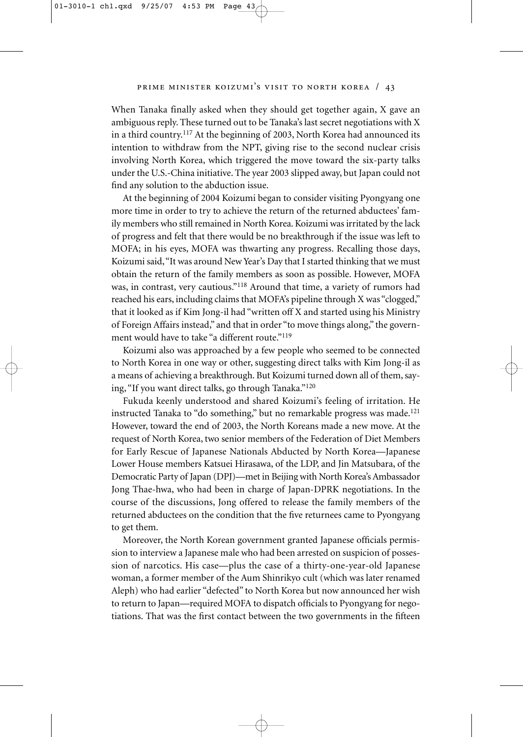When Tanaka finally asked when they should get together again, X gave an ambiguous reply. These turned out to be Tanaka's last secret negotiations with X in a third country.[117] At the beginning of 2003, North Korea had announced its intention to withdraw from the NPT, giving rise to the second nuclear crisis involving North Korea, which triggered the move toward the six-party talks under the U.S.-China initiative. The year 2003 slipped away, but Japan could not find any solution to the abduction issue.

At the beginning of 2004 Koizumi began to consider visiting Pyongyang one more time in order to try to achieve the return of the returned abductees' family members who still remained in North Korea. Koizumi was irritated by the lack of progress and felt that there would be no breakthrough if the issue was left to MOFA; in his eyes, MOFA was thwarting any progress. Recalling those days, Koizumi said, "It was around New Year's Day that I started thinking that we must obtain the return of the family members as soon as possible. However, MOFA was, in contrast, very cautious."[118] Around that time, a variety of rumors had reached his ears, including claims that MOFA's pipeline through X was "clogged," that it looked as if Kim Jong-il had "written off X and started using his Ministry of Foreign Affairs instead," and that in order "to move things along," the government would have to take "a different route."[119]

Koizumi also was approached by a few people who seemed to be connected to North Korea in one way or other, suggesting direct talks with Kim Jong-il as a means of achieving a breakthrough. But Koizumi turned down all of them, saying, "If you want direct talks, go through Tanaka."[120]

Fukuda keenly understood and shared Koizumi's feeling of irritation. He instructed Tanaka to "do something," but no remarkable progress was made.[121] However, toward the end of 2003, the North Koreans made a new move. At the request of North Korea, two senior members of the Federation of Diet Members for Early Rescue of Japanese Nationals Abducted by North Korea—Japanese Lower House members Katsuei Hirasawa, of the LDP, and Jin Matsubara, of the Democratic Party of Japan (DPJ)—met in Beijing with North Korea's Ambassador Jong Thae-hwa, who had been in charge of Japan-DPRK negotiations. In the course of the discussions, Jong offered to release the family members of the returned abductees on the condition that the five returnees came to Pyongyang to get them.

Moreover, the North Korean government granted Japanese officials permission to interview a Japanese male who had been arrested on suspicion of possession of narcotics. His case—plus the case of a thirty-one-year-old Japanese woman, a former member of the Aum Shinrikyo cult (which was later renamed Aleph) who had earlier "defected" to North Korea but now announced her wish to return to Japan—required MOFA to dispatch officials to Pyongyang for negotiations. That was the first contact between the two governments in the fifteen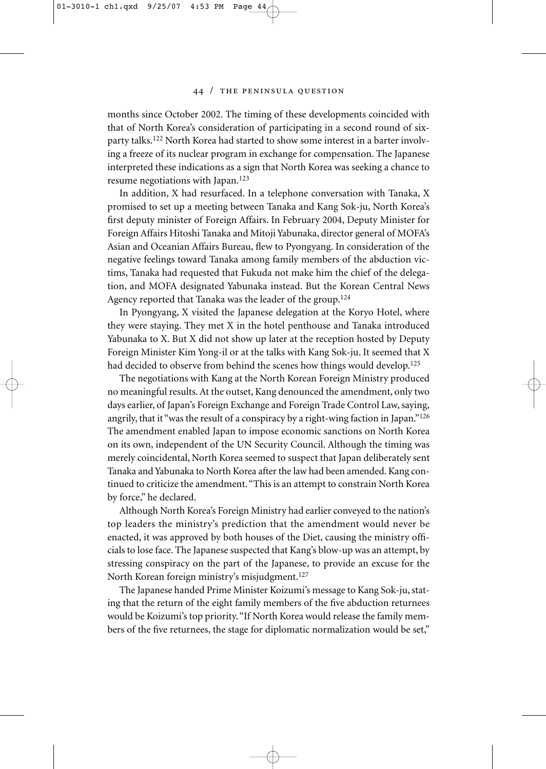months since October 2002. The timing of these developments coincided with that of North Korea's consideration of participating in a second round of six-party talks.[122] North Korea had started to show some interest in a barter involving a freeze of its nuclear program in exchange for compensation. The Japanese interpreted these indications as a sign that North Korea was seeking a chance to resume negotiations with Japan.[123]

In addition, X had resurfaced. In a telephone conversation with Tanaka, X promised to set up a meeting between Tanaka and Kang Sok-ju, North Korea's first deputy minister of Foreign Affairs. In February 2004, Deputy Minister for Foreign Affairs Hitoshi Tanaka and Mitoji Yabunaka, director general of MOFA's Asian and Oceanian Affairs Bureau, flew to Pyongyang. In consideration of the negative feelings toward Tanaka among family members of the abduction victims, Tanaka had requested that Fukuda not make him the chief of the delegation, and MOFA designated Yabunaka instead. But the Korean Central News Agency reported that Tanaka was the leader of the group.[124]

In Pyongyang, X visited the Japanese delegation at the Koryo Hotel, where they were staying. They met X in the hotel penthouse and Tanaka introduced Yabunaka to X. But X did not show up later at the reception hosted by Deputy Foreign Minister Kim Yong-il or at the talks with Kang Sok-ju. It seemed that X had decided to observe from behind the scenes how things would develop.[125]

The negotiations with Kang at the North Korean Foreign Ministry produced no meaningful results. At the outset, Kang denounced the amendment, only two days earlier, of Japan's Foreign Exchange and Foreign Trade Control Law, saying, angrily, that it "was the result of a conspiracy by a right-wing faction in Japan."[126] The amendment enabled Japan to impose economic sanctions on North Korea on its own, independent of the UN Security Council. Although the timing was merely coincidental, North Korea seemed to suspect that Japan deliberately sent Tanaka and Yabunaka to North Korea after the law had been amended. Kang continued to criticize the amendment. "This is an attempt to constrain North Korea by force," he declared.

Although North Korea's Foreign Ministry had earlier conveyed to the nation's top leaders the ministry's prediction that the amendment would never be enacted, it was approved by both houses of the Diet, causing the ministry officials to lose face. The Japanese suspected that Kang's blow-up was an attempt, by stressing conspiracy on the part of the Japanese, to provide an excuse for the North Korean foreign ministry's misjudgment.[127]

The Japanese handed Prime Minister Koizumi's message to Kang Sok-ju, stating that the return of the eight family members of the five abduction returnees would be Koizumi's top priority. "If North Korea would release the family members of the five returnees, the stage for diplomatic normalization would be set,"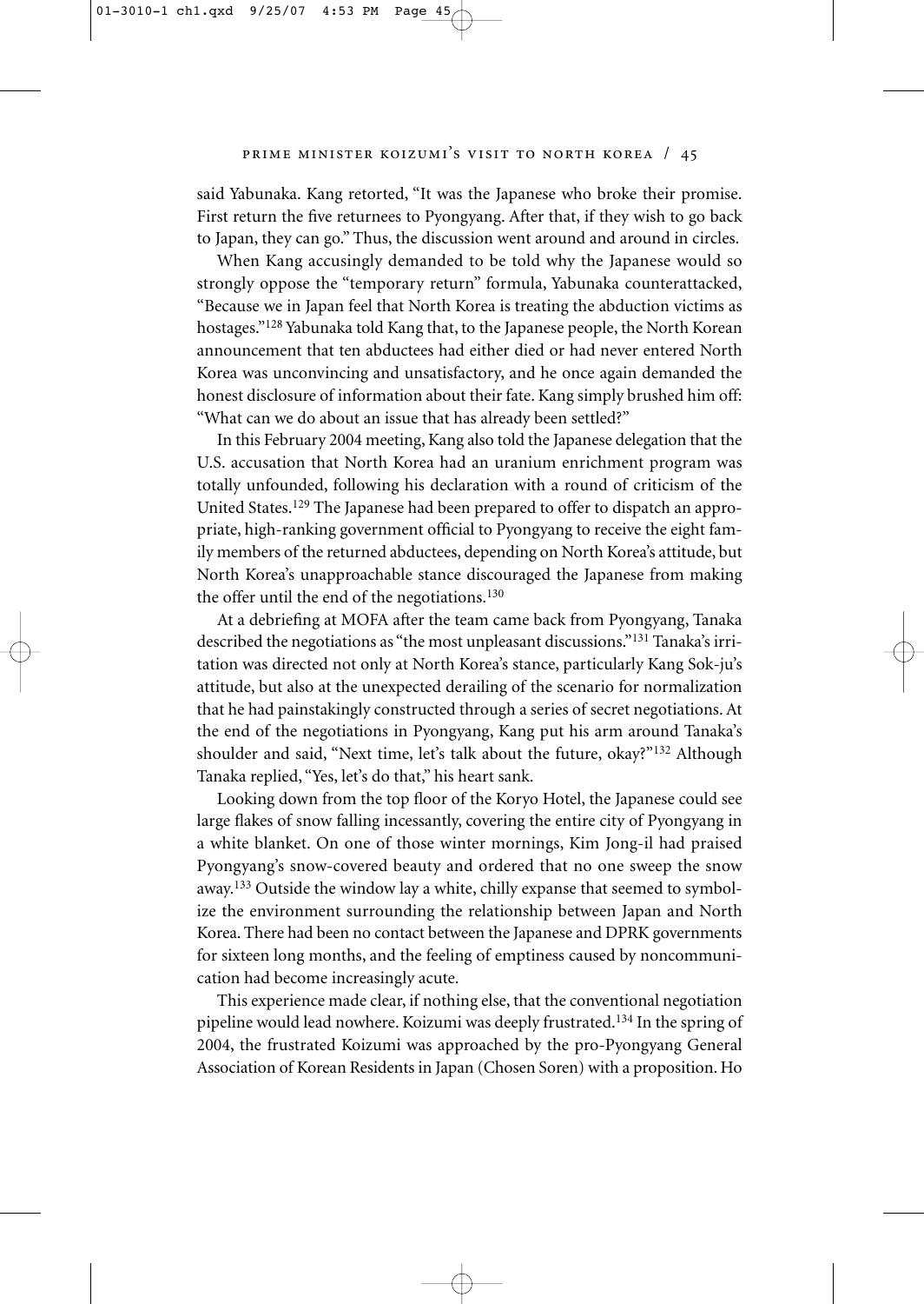said Yabunaka. Kang retorted, "It was the Japanese who broke their promise. First return the five returnees to Pyongyang. After that, if they wish to go back to Japan, they can go." Thus, the discussion went around and around in circles.

When Kang accusingly demanded to be told why the Japanese would so strongly oppose the "temporary return" formula, Yabunaka counterattacked, "Because we in Japan feel that North Korea is treating the abduction victims as hostages."[128] Yabunaka told Kang that, to the Japanese people, the North Korean announcement that ten abductees had either died or had never entered North Korea was unconvincing and unsatisfactory, and he once again demanded the honest disclosure of information about their fate. Kang simply brushed him off: "What can we do about an issue that has already been settled?"

In this February 2004 meeting, Kang also told the Japanese delegation that the U.S. accusation that North Korea had an uranium enrichment program was totally unfounded, following his declaration with a round of criticism of the United States.[129] The Japanese had been prepared to offer to dispatch an appropriate, high-ranking government official to Pyongyang to receive the eight family members of the returned abductees, depending on North Korea's attitude, but North Korea's unapproachable stance discouraged the Japanese from making the offer until the end of the negotiations.[130]

At a debriefing at MOFA after the team came back from Pyongyang, Tanaka described the negotiations as "the most unpleasant discussions."[131] Tanaka's irritation was directed not only at North Korea's stance, particularly Kang Sok-ju's attitude, but also at the unexpected derailing of the scenario for normalization that he had painstakingly constructed through a series of secret negotiations. At the end of the negotiations in Pyongyang, Kang put his arm around Tanaka's shoulder and said, "Next time, let's talk about the future, okay?"[132] Although Tanaka replied, "Yes, let's do that," his heart sank.

Looking down from the top floor of the Koryo Hotel, the Japanese could see large flakes of snow falling incessantly, covering the entire city of Pyongyang in a white blanket. On one of those winter mornings, Kim Jong-il had praised Pyongyang's snow-covered beauty and ordered that no one sweep the snow away.[133] Outside the window lay a white, chilly expanse that seemed to symbolize the environment surrounding the relationship between Japan and North Korea. There had been no contact between the Japanese and DPRK governments for sixteen long months, and the feeling of emptiness caused by noncommunication had become increasingly acute.

This experience made clear, if nothing else, that the conventional negotiation pipeline would lead nowhere. Koizumi was deeply frustrated.[134] In the spring of 2004, the frustrated Koizumi was approached by the pro-Pyongyang General Association of Korean Residents in Japan (Chosen Soren) with a proposition. Ho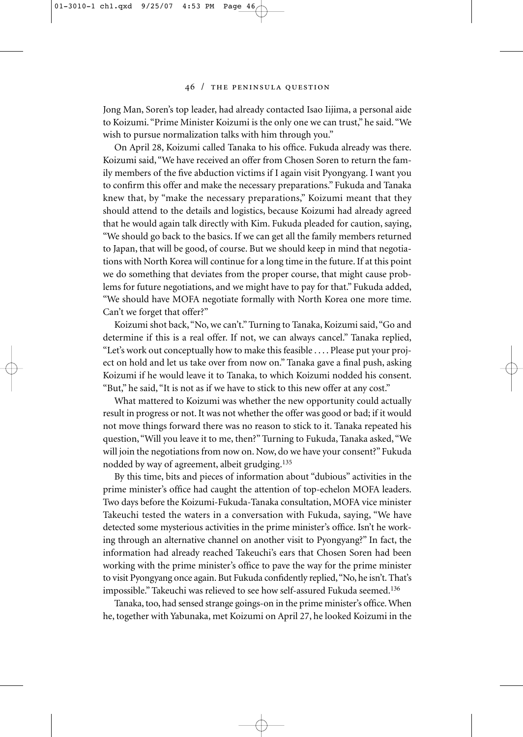Jong Man, Soren's top leader, had already contacted Isao Iijima, a personal aide to Koizumi. "Prime Minister Koizumi is the only one we can trust," he said. "We wish to pursue normalization talks with him through you."

On April 28, Koizumi called Tanaka to his office. Fukuda already was there. Koizumi said, "We have received an offer from Chosen Soren to return the family members of the five abduction victims if I again visit Pyongyang. I want you to confirm this offer and make the necessary preparations." Fukuda and Tanaka knew that, by "make the necessary preparations," Koizumi meant that they should attend to the details and logistics, because Koizumi had already agreed that he would again talk directly with Kim. Fukuda pleaded for caution, saying, "We should go back to the basics. If we can get all the family members returned to Japan, that will be good, of course. But we should keep in mind that negotiations with North Korea will continue for a long time in the future. If at this point we do something that deviates from the proper course, that might cause problems for future negotiations, and we might have to pay for that." Fukuda added, "We should have MOFA negotiate formally with North Korea one more time. Can't we forget that offer?"

Koizumi shot back, "No, we can't." Turning to Tanaka, Koizumi said, "Go and determine if this is a real offer. If not, we can always cancel." Tanaka replied, "Let's work out conceptually how to make this feasible . . . . Please put your project on hold and let us take over from now on." Tanaka gave a final push, asking Koizumi if he would leave it to Tanaka, to which Koizumi nodded his consent. "But," he said, "It is not as if we have to stick to this new offer at any cost."

What mattered to Koizumi was whether the new opportunity could actually result in progress or not. It was not whether the offer was good or bad; if it would not move things forward there was no reason to stick to it. Tanaka repeated his question, "Will you leave it to me, then?" Turning to Fukuda, Tanaka asked, "We will join the negotiations from now on. Now, do we have your consent?" Fukuda nodded by way of agreement, albeit grudging.[135]

By this time, bits and pieces of information about "dubious" activities in the prime minister's office had caught the attention of top-echelon MOFA leaders. Two days before the Koizumi-Fukuda-Tanaka consultation, MOFA vice minister Takeuchi tested the waters in a conversation with Fukuda, saying, "We have detected some mysterious activities in the prime minister's office. Isn't he working through an alternative channel on another visit to Pyongyang?" In fact, the information had already reached Takeuchi's ears that Chosen Soren had been working with the prime minister's office to pave the way for the prime minister to visit Pyongyang once again. But Fukuda confidently replied, "No, he isn't. That's impossible." Takeuchi was relieved to see how self-assured Fukuda seemed.[136]

Tanaka, too, had sensed strange goings-on in the prime minister's office. When he, together with Yabunaka, met Koizumi on April 27, he looked Koizumi in the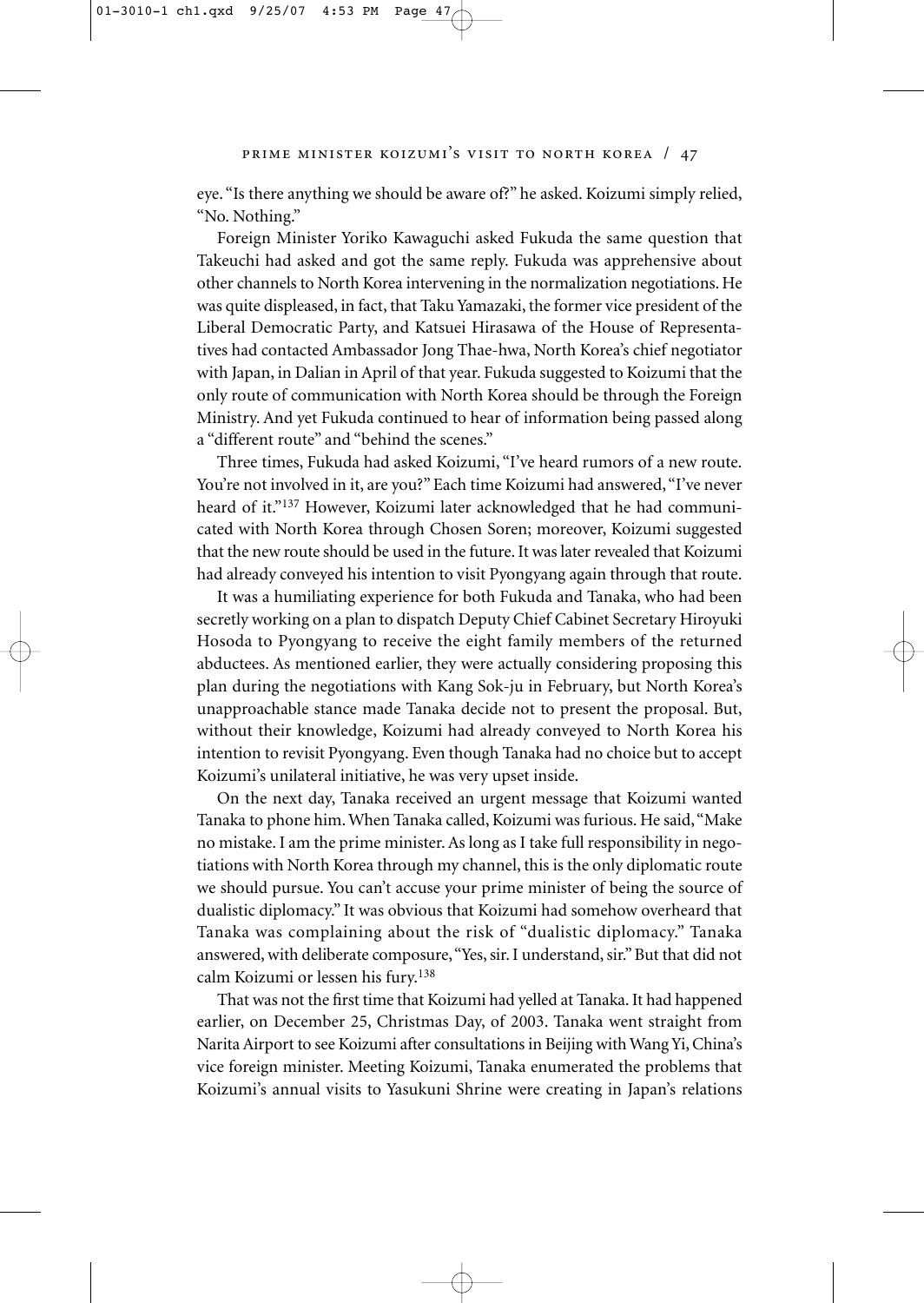eye. "Is there anything we should be aware of?" he asked. Koizumi simply relied, "No. Nothing."

Foreign Minister Yoriko Kawaguchi asked Fukuda the same question that Takeuchi had asked and got the same reply. Fukuda was apprehensive about other channels to North Korea intervening in the normalization negotiations. He was quite displeased, in fact, that Taku Yamazaki, the former vice president of the Liberal Democratic Party, and Katsuei Hirasawa of the House of Representatives had contacted Ambassador Jong Thae-hwa, North Korea's chief negotiator with Japan, in Dalian in April of that year. Fukuda suggested to Koizumi that the only route of communication with North Korea should be through the Foreign Ministry. And yet Fukuda continued to hear of information being passed along a "different route" and "behind the scenes."

Three times, Fukuda had asked Koizumi, "I've heard rumors of a new route. You're not involved in it, are you?" Each time Koizumi had answered, "I've never heard of it."[137] However, Koizumi later acknowledged that he had communicated with North Korea through Chosen Soren; moreover, Koizumi suggested that the new route should be used in the future. It was later revealed that Koizumi had already conveyed his intention to visit Pyongyang again through that route.

It was a humiliating experience for both Fukuda and Tanaka, who had been secretly working on a plan to dispatch Deputy Chief Cabinet Secretary Hiroyuki Hosoda to Pyongyang to receive the eight family members of the returned abductees. As mentioned earlier, they were actually considering proposing this plan during the negotiations with Kang Sok-ju in February, but North Korea's unapproachable stance made Tanaka decide not to present the proposal. But, without their knowledge, Koizumi had already conveyed to North Korea his intention to revisit Pyongyang. Even though Tanaka had no choice but to accept Koizumi's unilateral initiative, he was very upset inside.

On the next day, Tanaka received an urgent message that Koizumi wanted Tanaka to phone him. When Tanaka called, Koizumi was furious. He said, "Make no mistake. I am the prime minister. As long as I take full responsibility in negotiations with North Korea through my channel, this is the only diplomatic route we should pursue. You can't accuse your prime minister of being the source of dualistic diplomacy." It was obvious that Koizumi had somehow overheard that Tanaka was complaining about the risk of "dualistic diplomacy." Tanaka answered, with deliberate composure, "Yes, sir. I understand, sir." But that did not calm Koizumi or lessen his fury.[138]

That was not the first time that Koizumi had yelled at Tanaka. It had happened earlier, on December 25, Christmas Day, of 2003. Tanaka went straight from Narita Airport to see Koizumi after consultations in Beijing with Wang Yi, China's vice foreign minister. Meeting Koizumi, Tanaka enumerated the problems that Koizumi's annual visits to Yasukuni Shrine were creating in Japan's relations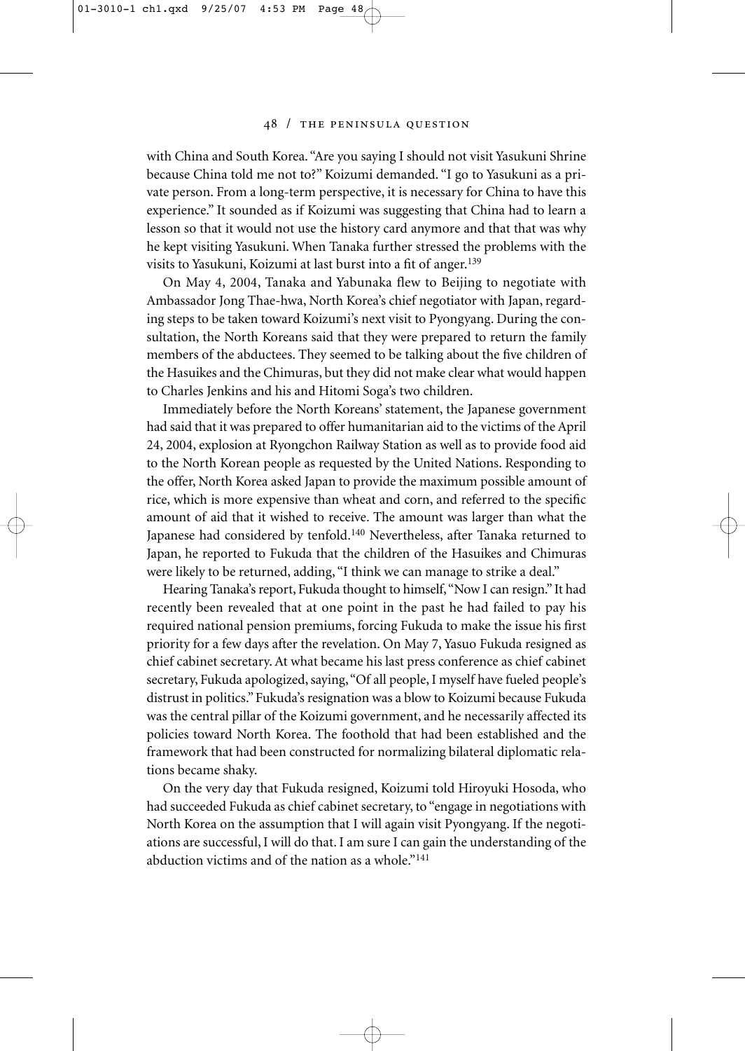with China and South Korea. "Are you saying I should not visit Yasukuni Shrine because China told me not to?" Koizumi demanded. "I go to Yasukuni as a private person. From a long-term perspective, it is necessary for China to have this experience." It sounded as if Koizumi was suggesting that China had to learn a lesson so that it would not use the history card anymore and that that was why he kept visiting Yasukuni. When Tanaka further stressed the problems with the visits to Yasukuni, Koizumi at last burst into a fit of anger.[139]

On May 4, 2004, Tanaka and Yabunaka flew to Beijing to negotiate with Ambassador Jong Thae-hwa, North Korea's chief negotiator with Japan, regarding steps to be taken toward Koizumi's next visit to Pyongyang. During the consultation, the North Koreans said that they were prepared to return the family members of the abductees. They seemed to be talking about the five children of the Hasuikes and the Chimuras, but they did not make clear what would happen to Charles Jenkins and his and Hitomi Soga's two children.

Immediately before the North Koreans' statement, the Japanese government had said that it was prepared to offer humanitarian aid to the victims of the April 24, 2004, explosion at Ryongchon Railway Station as well as to provide food aid to the North Korean people as requested by the United Nations. Responding to the offer, North Korea asked Japan to provide the maximum possible amount of rice, which is more expensive than wheat and corn, and referred to the specific amount of aid that it wished to receive. The amount was larger than what the Japanese had considered by tenfold.[140] Nevertheless, after Tanaka returned to Japan, he reported to Fukuda that the children of the Hasuikes and Chimuras were likely to be returned, adding, "I think we can manage to strike a deal."

Hearing Tanaka's report, Fukuda thought to himself, "Now I can resign." It had recently been revealed that at one point in the past he had failed to pay his required national pension premiums, forcing Fukuda to make the issue his first priority for a few days after the revelation. On May 7, Yasuo Fukuda resigned as chief cabinet secretary. At what became his last press conference as chief cabinet secretary, Fukuda apologized, saying, "Of all people, I myself have fueled people's distrust in politics." Fukuda's resignation was a blow to Koizumi because Fukuda was the central pillar of the Koizumi government, and he necessarily affected its policies toward North Korea. The foothold that had been established and the framework that had been constructed for normalizing bilateral diplomatic relations became shaky.

On the very day that Fukuda resigned, Koizumi told Hiroyuki Hosoda, who had succeeded Fukuda as chief cabinet secretary, to "engage in negotiations with North Korea on the assumption that I will again visit Pyongyang. If the negotiations are successful, I will do that. I am sure I can gain the understanding of the abduction victims and of the nation as a whole."[141]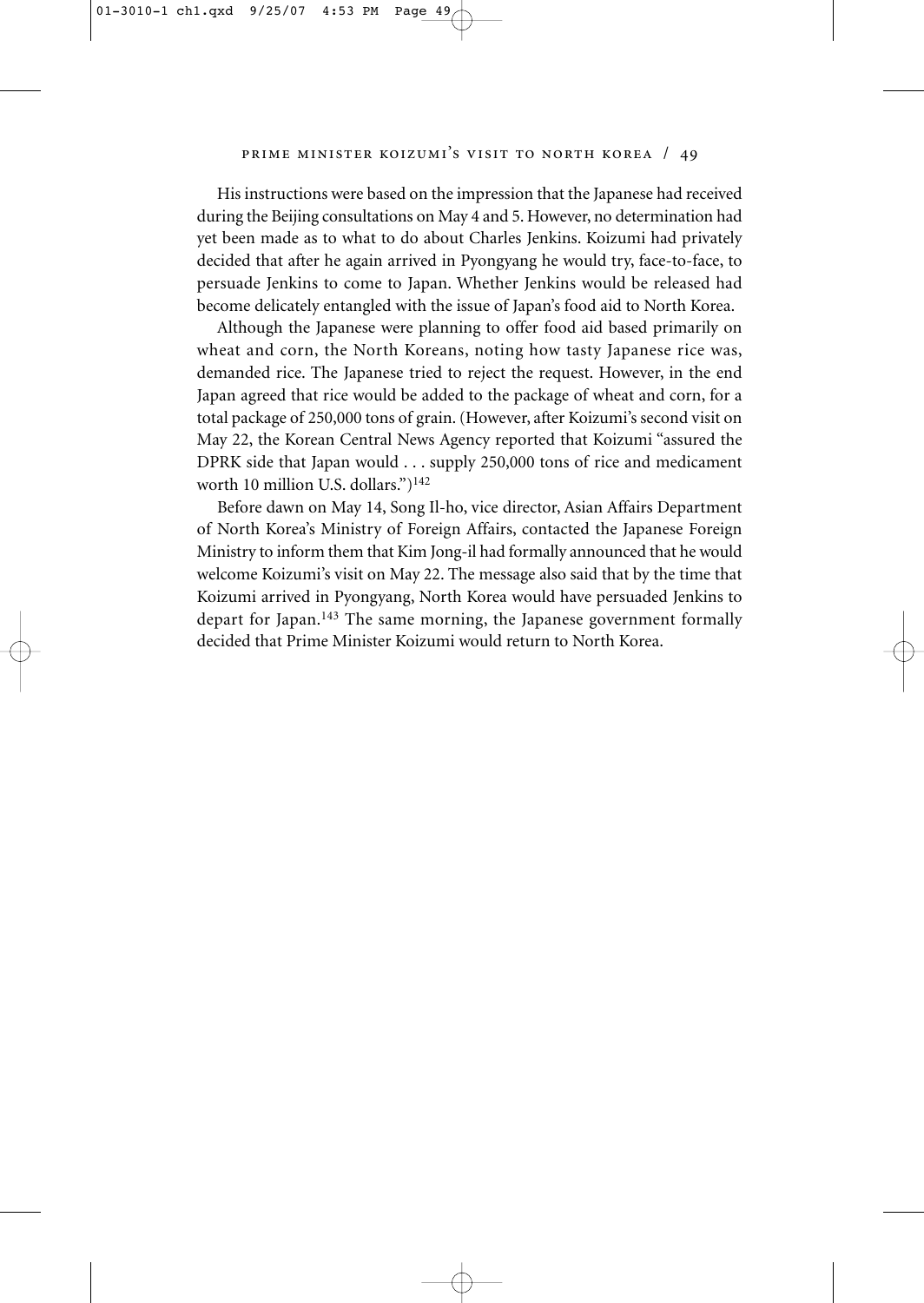His instructions were based on the impression that the Japanese had received during the Beijing consultations on May 4 and 5. However, no determination had yet been made as to what to do about Charles Jenkins. Koizumi had privately decided that after he again arrived in Pyongyang he would try, face-to-face, to persuade Jenkins to come to Japan. Whether Jenkins would be released had become delicately entangled with the issue of Japan's food aid to North Korea.

Although the Japanese were planning to offer food aid based primarily on wheat and corn, the North Koreans, noting how tasty Japanese rice was, demanded rice. The Japanese tried to reject the request. However, in the end Japan agreed that rice would be added to the package of wheat and corn, for a total package of 250,000 tons of grain. (However, after Koizumi's second visit on May 22, the Korean Central News Agency reported that Koizumi "assured the DPRK side that Japan would . . . supply 250,000 tons of rice and medicament worth 10 million U.S. dollars.")[142]

Before dawn on May 14, Song Il-ho, vice director, Asian Affairs Department of North Korea's Ministry of Foreign Affairs, contacted the Japanese Foreign Ministry to inform them that Kim Jong-il had formally announced that he would welcome Koizumi's visit on May 22. The message also said that by the time that Koizumi arrived in Pyongyang, North Korea would have persuaded Jenkins to depart for Japan.[143] The same morning, the Japanese government formally decided that Prime Minister Koizumi would return to North Korea.